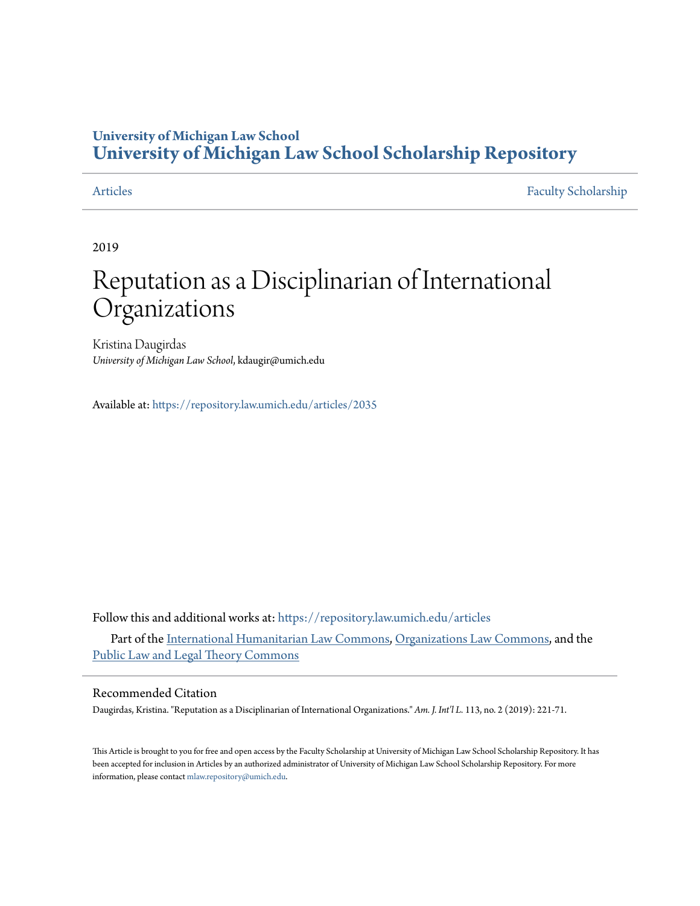# University of Michigan Law School
# University of Michigan Law School Scholarship Repository

Articles | Faculty Scholarship

2019

# Reputation as a Disciplinarian of International Organizations

Kristina Daugirdas
*University of Michigan Law School*, kdaugir@umich.edu

Available at: https://repository.law.umich.edu/articles/2035

Follow this and additional works at: https://repository.law.umich.edu/articles

Part of the International Humanitarian Law Commons, Organizations Law Commons, and the Public Law and Legal Theory Commons

## Recommended Citation

Daugirdas, Kristina. "Reputation as a Disciplinarian of International Organizations." *Am. J. Int'l L.* 113, no. 2 (2019): 221-71.

This Article is brought to you for free and open access by the Faculty Scholarship at University of Michigan Law School Scholarship Repository. It has been accepted for inclusion in Articles by an authorized administrator of University of Michigan Law School Scholarship Repository. For more information, please contact mlaw.repository@umich.edu.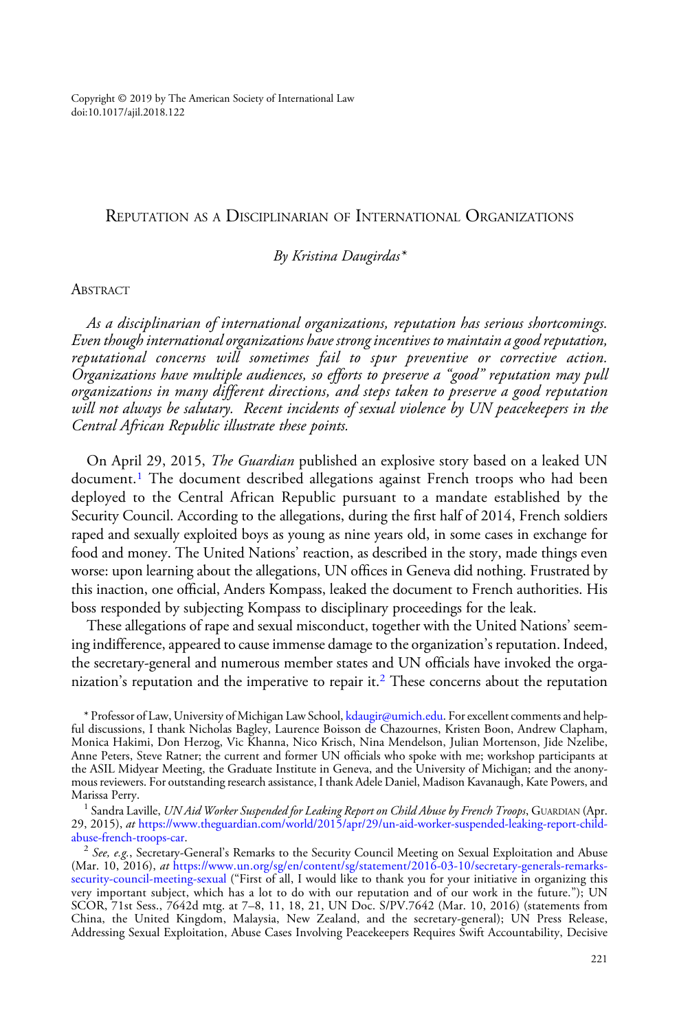Copyright © 2019 by The American Society of International Law
doi:10.1017/ajil.2018.122

# Reputation as a Disciplinarian of International Organizations

*By Kristina Daugirdas\**

## Abstract

*As a disciplinarian of international organizations, reputation has serious shortcomings. Even though international organizations have strong incentives to maintain a good reputation, reputational concerns will sometimes fail to spur preventive or corrective action. Organizations have multiple audiences, so efforts to preserve a "good" reputation may pull organizations in many different directions, and steps taken to preserve a good reputation will not always be salutary. Recent incidents of sexual violence by UN peacekeepers in the Central African Republic illustrate these points.*

On April 29, 2015, *The Guardian* published an explosive story based on a leaked UN document.[1] The document described allegations against French troops who had been deployed to the Central African Republic pursuant to a mandate established by the Security Council. According to the allegations, during the first half of 2014, French soldiers raped and sexually exploited boys as young as nine years old, in some cases in exchange for food and money. The United Nations' reaction, as described in the story, made things even worse: upon learning about the allegations, UN offices in Geneva did nothing. Frustrated by this inaction, one official, Anders Kompass, leaked the document to French authorities. His boss responded by subjecting Kompass to disciplinary proceedings for the leak.

These allegations of rape and sexual misconduct, together with the United Nations' seeming indifference, appeared to cause immense damage to the organization's reputation. Indeed, the secretary-general and numerous member states and UN officials have invoked the organization's reputation and the imperative to repair it.[2] These concerns about the reputation

\* Professor of Law, University of Michigan Law School, kdaugir@umich.edu. For excellent comments and helpful discussions, I thank Nicholas Bagley, Laurence Boisson de Chazournes, Kristen Boon, Andrew Clapham, Monica Hakimi, Don Herzog, Vic Khanna, Nico Krisch, Nina Mendelson, Julian Mortenson, Jide Nzelibe, Anne Peters, Steve Ratner; the current and former UN officials who spoke with me; workshop participants at the ASIL Midyear Meeting, the Graduate Institute in Geneva, and the University of Michigan; and the anonymous reviewers. For outstanding research assistance, I thank Adele Daniel, Madison Kavanaugh, Kate Powers, and Marissa Perry.

[1] Sandra Laville, *UN Aid Worker Suspended for Leaking Report on Child Abuse by French Troops*, Guardian (Apr. 29, 2015), *at* https://www.theguardian.com/world/2015/apr/29/un-aid-worker-suspended-leaking-report-child-abuse-french-troops-car.

[2] *See, e.g.*, Secretary-General's Remarks to the Security Council Meeting on Sexual Exploitation and Abuse (Mar. 10, 2016), *at* https://www.un.org/sg/en/content/sg/statement/2016-03-10/secretary-generals-remarks-security-council-meeting-sexual ("First of all, I would like to thank you for your initiative in organizing this very important subject, which has a lot to do with our reputation and of our work in the future."); UN SCOR, 71st Sess., 7642d mtg. at 7–8, 11, 18, 21, UN Doc. S/PV.7642 (Mar. 10, 2016) (statements from China, the United Kingdom, Malaysia, New Zealand, and the secretary-general); UN Press Release, Addressing Sexual Exploitation, Abuse Cases Involving Peacekeepers Requires Swift Accountability, Decisive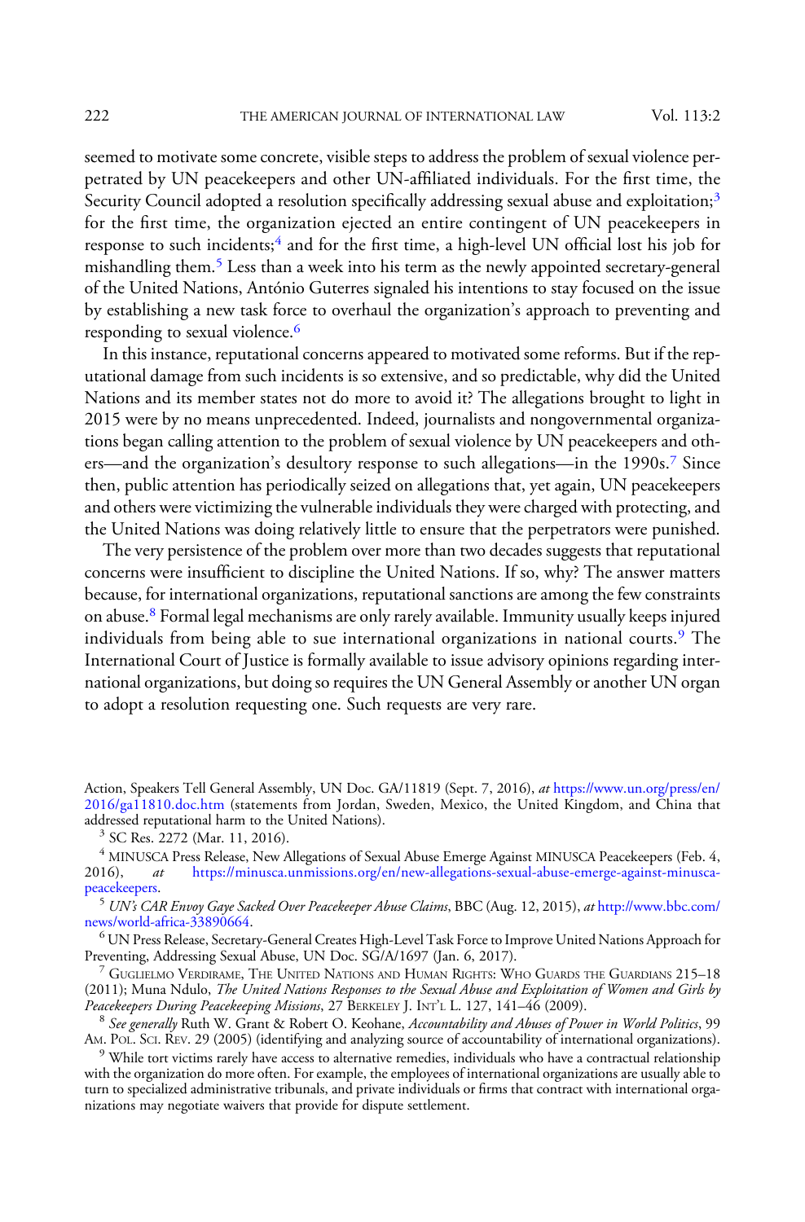seemed to motivate some concrete, visible steps to address the problem of sexual violence perpetrated by UN peacekeepers and other UN-affiliated individuals. For the first time, the Security Council adopted a resolution specifically addressing sexual abuse and exploitation;[3] for the first time, the organization ejected an entire contingent of UN peacekeepers in response to such incidents;[4] and for the first time, a high-level UN official lost his job for mishandling them.[5] Less than a week into his term as the newly appointed secretary-general of the United Nations, António Guterres signaled his intentions to stay focused on the issue by establishing a new task force to overhaul the organization's approach to preventing and responding to sexual violence.[6]

In this instance, reputational concerns appeared to motivated some reforms. But if the reputational damage from such incidents is so extensive, and so predictable, why did the United Nations and its member states not do more to avoid it? The allegations brought to light in 2015 were by no means unprecedented. Indeed, journalists and nongovernmental organizations began calling attention to the problem of sexual violence by UN peacekeepers and others—and the organization's desultory response to such allegations—in the 1990s.[7] Since then, public attention has periodically seized on allegations that, yet again, UN peacekeepers and others were victimizing the vulnerable individuals they were charged with protecting, and the United Nations was doing relatively little to ensure that the perpetrators were punished.

The very persistence of the problem over more than two decades suggests that reputational concerns were insufficient to discipline the United Nations. If so, why? The answer matters because, for international organizations, reputational sanctions are among the few constraints on abuse.[8] Formal legal mechanisms are only rarely available. Immunity usually keeps injured individuals from being able to sue international organizations in national courts.[9] The International Court of Justice is formally available to issue advisory opinions regarding international organizations, but doing so requires the UN General Assembly or another UN organ to adopt a resolution requesting one. Such requests are very rare.

---

Action, Speakers Tell General Assembly, UN Doc. GA/11819 (Sept. 7, 2016), *at* https://www.un.org/press/en/2016/ga11810.doc.htm (statements from Jordan, Sweden, Mexico, the United Kingdom, and China that addressed reputational harm to the United Nations).

[3] SC Res. 2272 (Mar. 11, 2016).

[4] MINUSCA Press Release, New Allegations of Sexual Abuse Emerge Against MINUSCA Peacekeepers (Feb. 4, 2016), *at* https://minusca.unmissions.org/en/new-allegations-sexual-abuse-emerge-against-minusca-peacekeepers.

[5] *UN's CAR Envoy Gaye Sacked Over Peacekeeper Abuse Claims*, BBC (Aug. 12, 2015), *at* http://www.bbc.com/news/world-africa-33890664.

[6] UN Press Release, Secretary-General Creates High-Level Task Force to Improve United Nations Approach for Preventing, Addressing Sexual Abuse, UN Doc. SG/A/1697 (Jan. 6, 2017).

[7] Guglielmo Verdirame, The United Nations and Human Rights: Who Guards the Guardians 215–18 (2011); Muna Ndulo, *The United Nations Responses to the Sexual Abuse and Exploitation of Women and Girls by Peacekeepers During Peacekeeping Missions*, 27 Berkeley J. Int'l L. 127, 141–46 (2009).

[8] *See generally* Ruth W. Grant & Robert O. Keohane, *Accountability and Abuses of Power in World Politics*, 99 Am. Pol. Sci. Rev. 29 (2005) (identifying and analyzing source of accountability of international organizations).

[9] While tort victims rarely have access to alternative remedies, individuals who have a contractual relationship with the organization do more often. For example, the employees of international organizations are usually able to turn to specialized administrative tribunals, and private individuals or firms that contract with international organizations may negotiate waivers that provide for dispute settlement.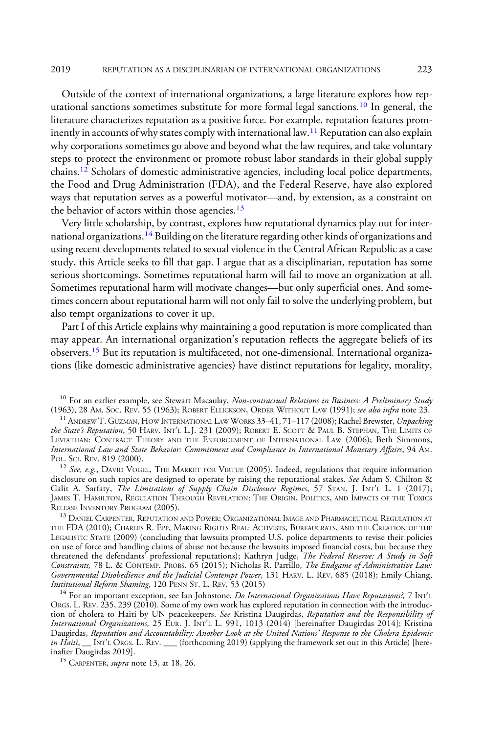Outside of the context of international organizations, a large literature explores how reputational sanctions sometimes substitute for more formal legal sanctions.[10] In general, the literature characterizes reputation as a positive force. For example, reputation features prominently in accounts of why states comply with international law.[11] Reputation can also explain why corporations sometimes go above and beyond what the law requires, and take voluntary steps to protect the environment or promote robust labor standards in their global supply chains.[12] Scholars of domestic administrative agencies, including local police departments, the Food and Drug Administration (FDA), and the Federal Reserve, have also explored ways that reputation serves as a powerful motivator—and, by extension, as a constraint on the behavior of actors within those agencies.[13]

Very little scholarship, by contrast, explores how reputational dynamics play out for international organizations.[14] Building on the literature regarding other kinds of organizations and using recent developments related to sexual violence in the Central African Republic as a case study, this Article seeks to fill that gap. I argue that as a disciplinarian, reputation has some serious shortcomings. Sometimes reputational harm will fail to move an organization at all. Sometimes reputational harm will motivate changes—but only superficial ones. And sometimes concern about reputational harm will not only fail to solve the underlying problem, but also tempt organizations to cover it up.

Part I of this Article explains why maintaining a good reputation is more complicated than may appear. An international organization's reputation reflects the aggregate beliefs of its observers.[15] But its reputation is multifaceted, not one-dimensional. International organizations (like domestic administrative agencies) have distinct reputations for legality, morality,

---

[10] For an earlier example, see Stewart Macaulay, *Non-contractual Relations in Business: A Preliminary Study* (1963), 28 AM. SOC. REV. 55 (1963); ROBERT ELLICKSON, ORDER WITHOUT LAW (1991); *see also infra* note 23.

[11] ANDREW T. GUZMAN, HOW INTERNATIONAL LAW WORKS 33–41, 71–117 (2008); Rachel Brewster, *Unpacking the State's Reputation*, 50 HARV. INT'L L.J. 231 (2009); ROBERT E. SCOTT & PAUL B. STEPHAN, THE LIMITS OF LEVIATHAN: CONTRACT THEORY AND THE ENFORCEMENT OF INTERNATIONAL LAW (2006); Beth Simmons, *International Law and State Behavior: Commitment and Compliance in International Monetary Affairs*, 94 AM. POL. SCI. REV. 819 (2000).

[12] *See, e.g.*, DAVID VOGEL, THE MARKET FOR VIRTUE (2005). Indeed, regulations that require information disclosure on such topics are designed to operate by raising the reputational stakes. *See* Adam S. Chilton & Galit A. Sarfaty, *The Limitations of Supply Chain Disclosure Regimes*, 57 STAN. J. INT'L L. 1 (2017); JAMES T. HAMILTON, REGULATION THROUGH REVELATION: THE ORIGIN, POLITICS, AND IMPACTS OF THE TOXICS RELEASE INVENTORY PROGRAM (2005).

[13] DANIEL CARPENTER, REPUTATION AND POWER: ORGANIZATIONAL IMAGE AND PHARMACEUTICAL REGULATION AT THE FDA (2010); CHARLES R. EPP, MAKING RIGHTS REAL: ACTIVISTS, BUREAUCRATS, AND THE CREATION OF THE LEGALISTIC STATE (2009) (concluding that lawsuits prompted U.S. police departments to revise their policies on use of force and handling claims of abuse not because the lawsuits imposed financial costs, but because they threatened the defendants' professional reputations); Kathryn Judge, *The Federal Reserve: A Study in Soft Constraints,* 78 L. & CONTEMP. PROBS. 65 (2015); Nicholas R. Parrillo, *The Endgame of Administrative Law: Governmental Disobedience and the Judicial Contempt Power*, 131 HARV. L. REV. 685 (2018); Emily Chiang, *Institutional Reform Shaming*, 120 PENN ST. L. REV. 53 (2015)

[14] For an important exception, see Ian Johnstone, *Do International Organizations Have Reputations?,* 7 INT'L ORGS. L. REV. 235, 239 (2010). Some of my own work has explored reputation in connection with the introduction of cholera to Haiti by UN peacekeepers. *See* Kristina Daugirdas, *Reputation and the Responsibility of International Organizations,* 25 EUR. J. INT'L L. 991, 1013 (2014) [hereinafter Daugirdas 2014]; Kristina Daugirdas, *Reputation and Accountability: Another Look at the United Nations' Response to the Cholera Epidemic in Haiti*, __ INT'L ORGS. L. REV. ___ (forthcoming 2019) (applying the framework set out in this Article) [hereinafter Daugirdas 2019].

[15] CARPENTER, *supra* note 13, at 18, 26.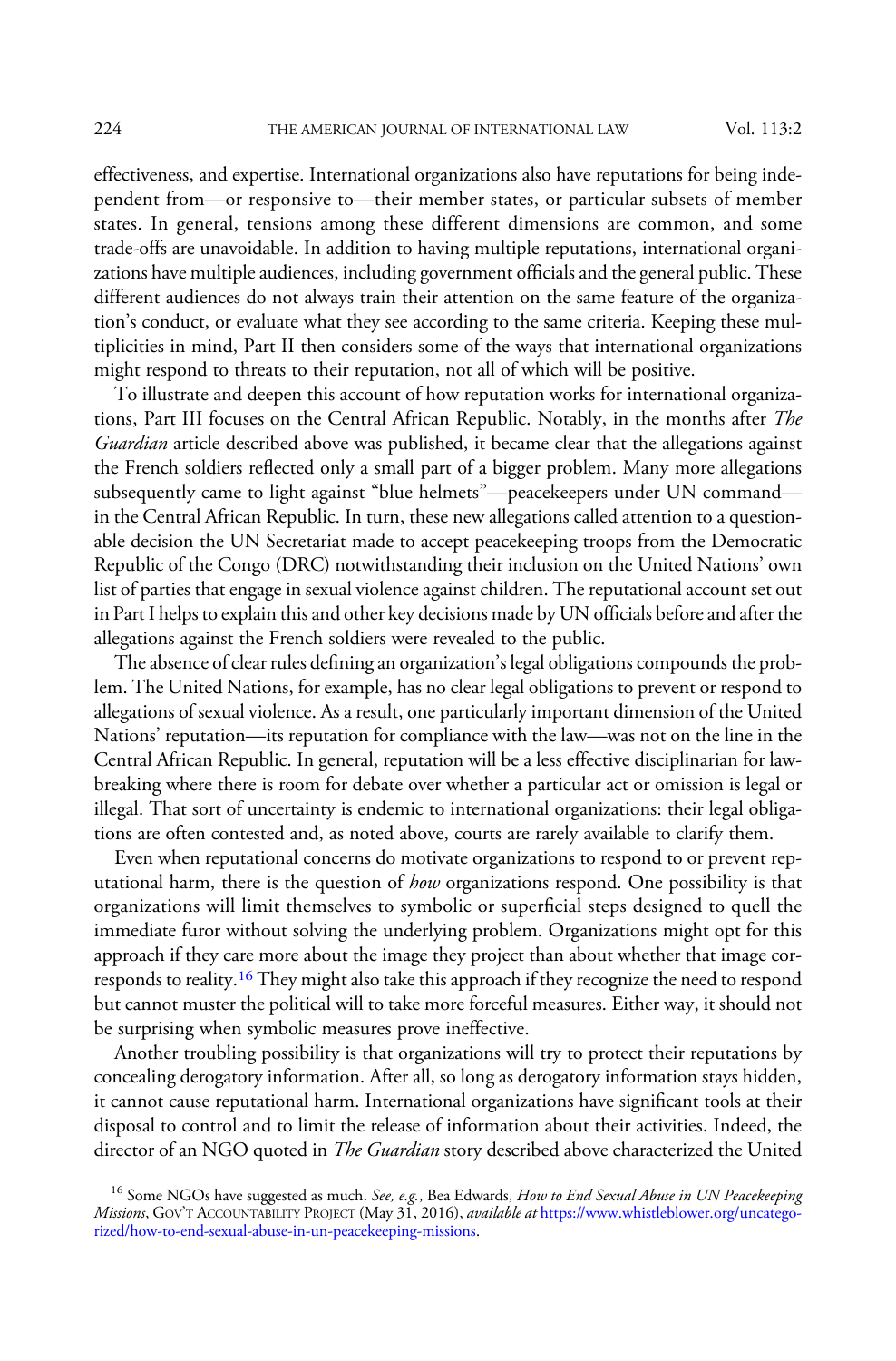effectiveness, and expertise. International organizations also have reputations for being independent from—or responsive to—their member states, or particular subsets of member states. In general, tensions among these different dimensions are common, and some trade-offs are unavoidable. In addition to having multiple reputations, international organizations have multiple audiences, including government officials and the general public. These different audiences do not always train their attention on the same feature of the organization's conduct, or evaluate what they see according to the same criteria. Keeping these multiplicities in mind, Part II then considers some of the ways that international organizations might respond to threats to their reputation, not all of which will be positive.

To illustrate and deepen this account of how reputation works for international organizations, Part III focuses on the Central African Republic. Notably, in the months after *The Guardian* article described above was published, it became clear that the allegations against the French soldiers reflected only a small part of a bigger problem. Many more allegations subsequently came to light against "blue helmets"—peacekeepers under UN command—in the Central African Republic. In turn, these new allegations called attention to a questionable decision the UN Secretariat made to accept peacekeeping troops from the Democratic Republic of the Congo (DRC) notwithstanding their inclusion on the United Nations' own list of parties that engage in sexual violence against children. The reputational account set out in Part I helps to explain this and other key decisions made by UN officials before and after the allegations against the French soldiers were revealed to the public.

The absence of clear rules defining an organization's legal obligations compounds the problem. The United Nations, for example, has no clear legal obligations to prevent or respond to allegations of sexual violence. As a result, one particularly important dimension of the United Nations' reputation—its reputation for compliance with the law—was not on the line in the Central African Republic. In general, reputation will be a less effective disciplinarian for lawbreaking where there is room for debate over whether a particular act or omission is legal or illegal. That sort of uncertainty is endemic to international organizations: their legal obligations are often contested and, as noted above, courts are rarely available to clarify them.

Even when reputational concerns do motivate organizations to respond to or prevent reputational harm, there is the question of *how* organizations respond. One possibility is that organizations will limit themselves to symbolic or superficial steps designed to quell the immediate furor without solving the underlying problem. Organizations might opt for this approach if they care more about the image they project than about whether that image corresponds to reality.[16] They might also take this approach if they recognize the need to respond but cannot muster the political will to take more forceful measures. Either way, it should not be surprising when symbolic measures prove ineffective.

Another troubling possibility is that organizations will try to protect their reputations by concealing derogatory information. After all, so long as derogatory information stays hidden, it cannot cause reputational harm. International organizations have significant tools at their disposal to control and to limit the release of information about their activities. Indeed, the director of an NGO quoted in *The Guardian* story described above characterized the United

[16] Some NGOs have suggested as much. *See, e.g.*, Bea Edwards, *How to End Sexual Abuse in UN Peacekeeping Missions*, GOV'T ACCOUNTABILITY PROJECT (May 31, 2016), *available at* https://www.whistleblower.org/uncategorized/how-to-end-sexual-abuse-in-un-peacekeeping-missions.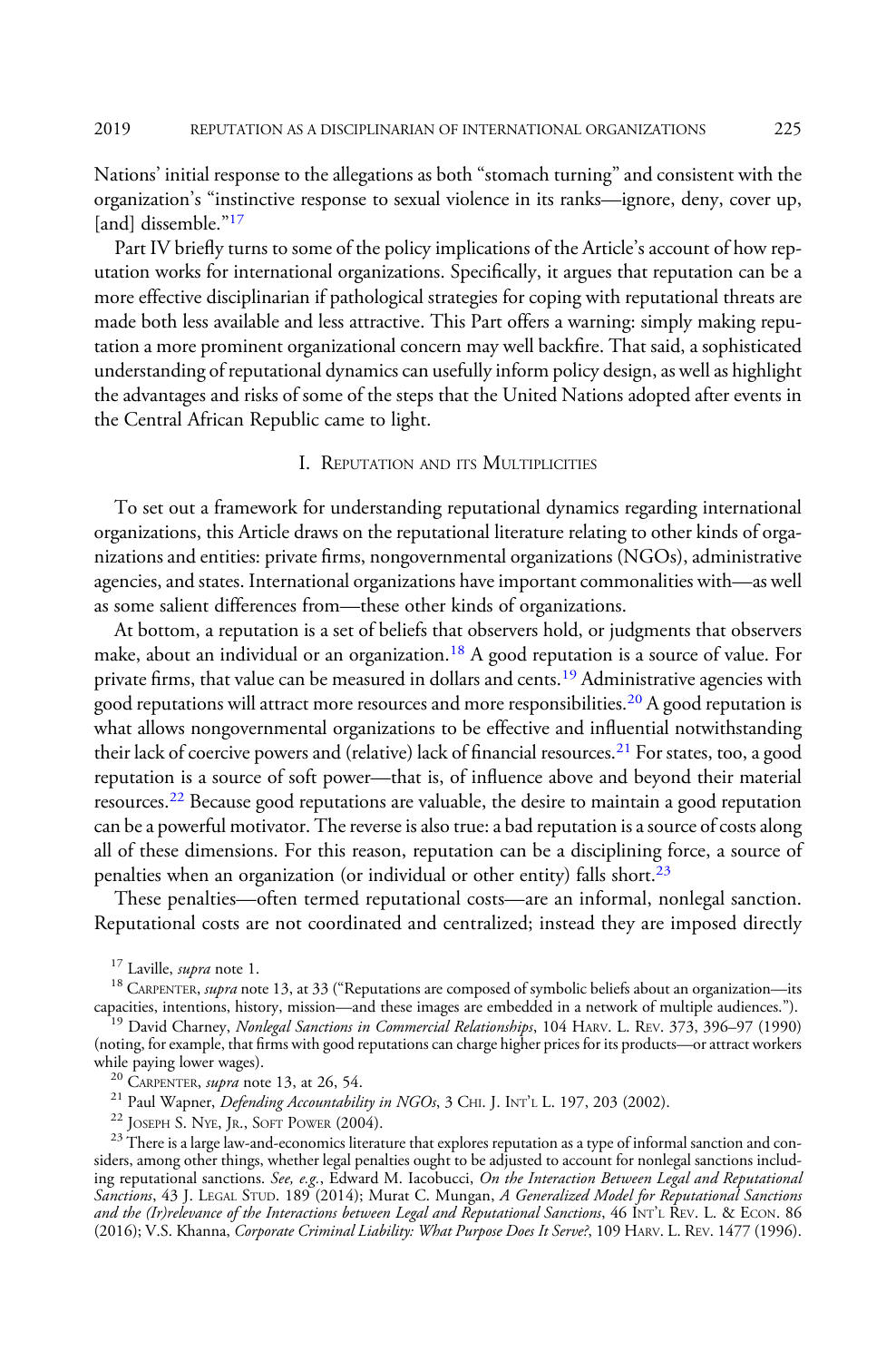Nations' initial response to the allegations as both "stomach turning" and consistent with the organization's "instinctive response to sexual violence in its ranks—ignore, deny, cover up, [and] dissemble."[17]

Part IV briefly turns to some of the policy implications of the Article's account of how reputation works for international organizations. Specifically, it argues that reputation can be a more effective disciplinarian if pathological strategies for coping with reputational threats are made both less available and less attractive. This Part offers a warning: simply making reputation a more prominent organizational concern may well backfire. That said, a sophisticated understanding of reputational dynamics can usefully inform policy design, as well as highlight the advantages and risks of some of the steps that the United Nations adopted after events in the Central African Republic came to light.

## I. Reputation and its Multiplicities

To set out a framework for understanding reputational dynamics regarding international organizations, this Article draws on the reputational literature relating to other kinds of organizations and entities: private firms, nongovernmental organizations (NGOs), administrative agencies, and states. International organizations have important commonalities with—as well as some salient differences from—these other kinds of organizations.

At bottom, a reputation is a set of beliefs that observers hold, or judgments that observers make, about an individual or an organization.[18] A good reputation is a source of value. For private firms, that value can be measured in dollars and cents.[19] Administrative agencies with good reputations will attract more resources and more responsibilities.[20] A good reputation is what allows nongovernmental organizations to be effective and influential notwithstanding their lack of coercive powers and (relative) lack of financial resources.[21] For states, too, a good reputation is a source of soft power—that is, of influence above and beyond their material resources.[22] Because good reputations are valuable, the desire to maintain a good reputation can be a powerful motivator. The reverse is also true: a bad reputation is a source of costs along all of these dimensions. For this reason, reputation can be a disciplining force, a source of penalties when an organization (or individual or other entity) falls short.[23]

These penalties—often termed reputational costs—are an informal, nonlegal sanction. Reputational costs are not coordinated and centralized; instead they are imposed directly

---

[17] Laville, *supra* note 1.

[18] Carpenter, *supra* note 13, at 33 ("Reputations are composed of symbolic beliefs about an organization—its capacities, intentions, history, mission—and these images are embedded in a network of multiple audiences.").

[19] David Charney, *Nonlegal Sanctions in Commercial Relationships*, 104 Harv. L. Rev. 373, 396–97 (1990) (noting, for example, that firms with good reputations can charge higher prices for its products—or attract workers while paying lower wages).

[20] Carpenter, *supra* note 13, at 26, 54.

[21] Paul Wapner, *Defending Accountability in NGOs*, 3 Chi. J. Int'l L. 197, 203 (2002).

[22] Joseph S. Nye, Jr., Soft Power (2004).

[23] There is a large law-and-economics literature that explores reputation as a type of informal sanction and considers, among other things, whether legal penalties ought to be adjusted to account for nonlegal sanctions including reputational sanctions. *See, e.g.*, Edward M. Iacobucci, *On the Interaction Between Legal and Reputational Sanctions*, 43 J. Legal Stud. 189 (2014); Murat C. Mungan, *A Generalized Model for Reputational Sanctions and the (Ir)relevance of the Interactions between Legal and Reputational Sanctions*, 46 Int'l Rev. L. & Econ. 86 (2016); V.S. Khanna, *Corporate Criminal Liability: What Purpose Does It Serve?*, 109 Harv. L. Rev. 1477 (1996).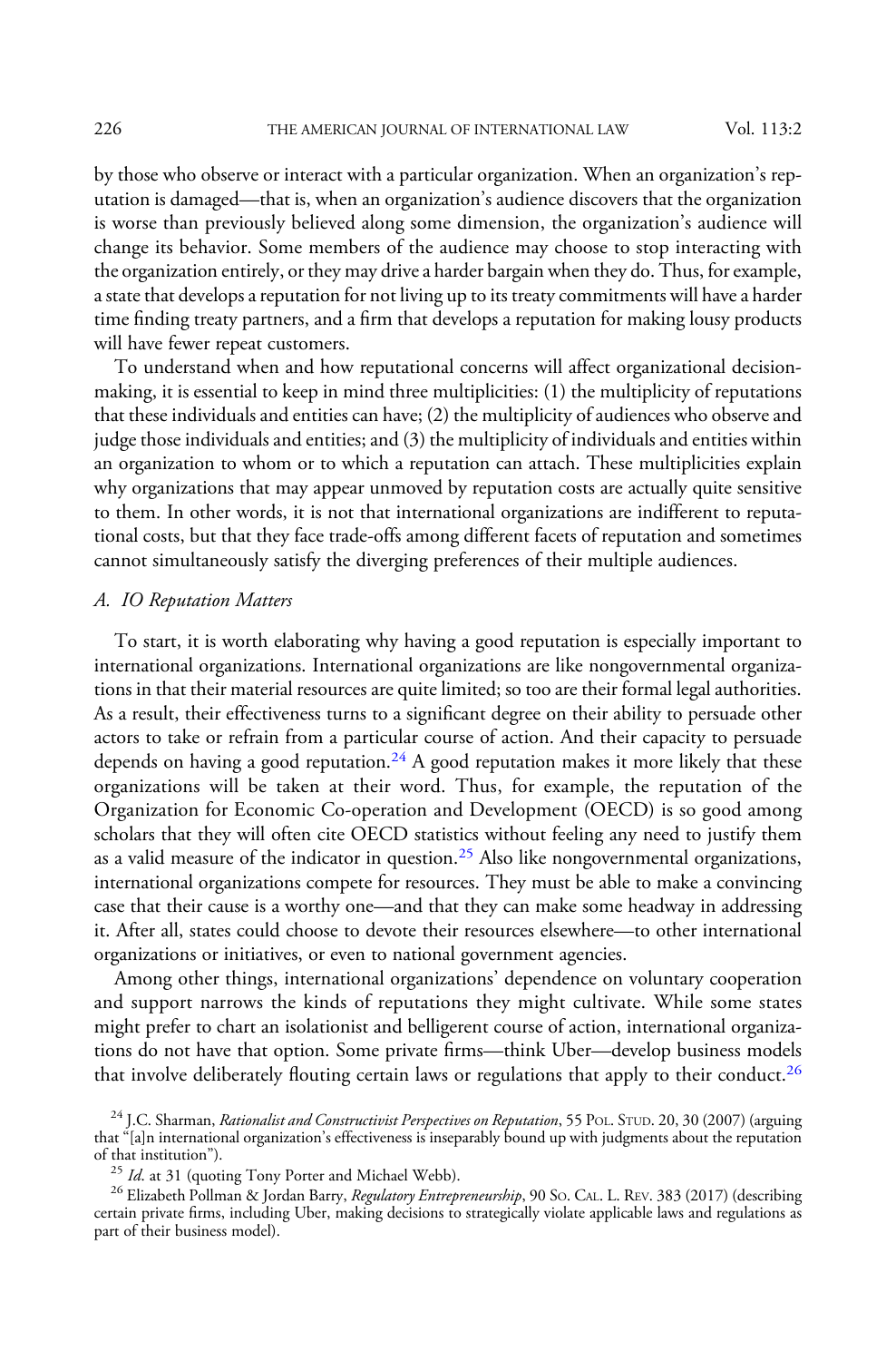by those who observe or interact with a particular organization. When an organization's reputation is damaged—that is, when an organization's audience discovers that the organization is worse than previously believed along some dimension, the organization's audience will change its behavior. Some members of the audience may choose to stop interacting with the organization entirely, or they may drive a harder bargain when they do. Thus, for example, a state that develops a reputation for not living up to its treaty commitments will have a harder time finding treaty partners, and a firm that develops a reputation for making lousy products will have fewer repeat customers.

To understand when and how reputational concerns will affect organizational decision-making, it is essential to keep in mind three multiplicities: (1) the multiplicity of reputations that these individuals and entities can have; (2) the multiplicity of audiences who observe and judge those individuals and entities; and (3) the multiplicity of individuals and entities within an organization to whom or to which a reputation can attach. These multiplicities explain why organizations that may appear unmoved by reputation costs are actually quite sensitive to them. In other words, it is not that international organizations are indifferent to reputational costs, but that they face trade-offs among different facets of reputation and sometimes cannot simultaneously satisfy the diverging preferences of their multiple audiences.

### *A. IO Reputation Matters*

To start, it is worth elaborating why having a good reputation is especially important to international organizations. International organizations are like nongovernmental organizations in that their material resources are quite limited; so too are their formal legal authorities. As a result, their effectiveness turns to a significant degree on their ability to persuade other actors to take or refrain from a particular course of action. And their capacity to persuade depends on having a good reputation.[24] A good reputation makes it more likely that these organizations will be taken at their word. Thus, for example, the reputation of the Organization for Economic Co-operation and Development (OECD) is so good among scholars that they will often cite OECD statistics without feeling any need to justify them as a valid measure of the indicator in question.[25] Also like nongovernmental organizations, international organizations compete for resources. They must be able to make a convincing case that their cause is a worthy one—and that they can make some headway in addressing it. After all, states could choose to devote their resources elsewhere—to other international organizations or initiatives, or even to national government agencies.

Among other things, international organizations' dependence on voluntary cooperation and support narrows the kinds of reputations they might cultivate. While some states might prefer to chart an isolationist and belligerent course of action, international organizations do not have that option. Some private firms—think Uber—develop business models that involve deliberately flouting certain laws or regulations that apply to their conduct.[26]

[24] J.C. Sharman, *Rationalist and Constructivist Perspectives on Reputation*, 55 POL. STUD. 20, 30 (2007) (arguing that "[a]n international organization's effectiveness is inseparably bound up with judgments about the reputation of that institution").

[25] *Id.* at 31 (quoting Tony Porter and Michael Webb).

[26] Elizabeth Pollman & Jordan Barry, *Regulatory Entrepreneurship*, 90 SO. CAL. L. REV. 383 (2017) (describing certain private firms, including Uber, making decisions to strategically violate applicable laws and regulations as part of their business model).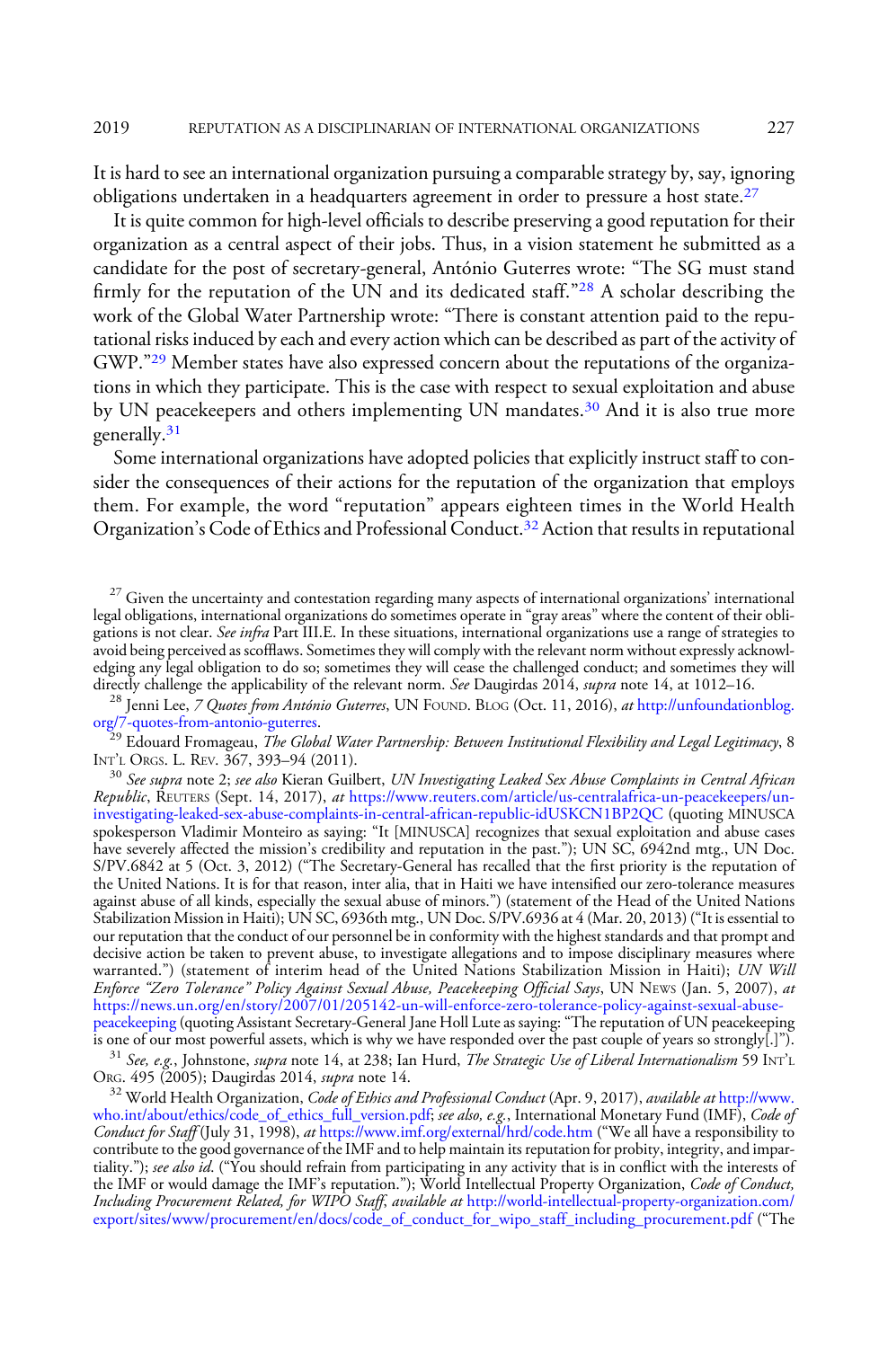It is hard to see an international organization pursuing a comparable strategy by, say, ignoring obligations undertaken in a headquarters agreement in order to pressure a host state.[27]

It is quite common for high-level officials to describe preserving a good reputation for their organization as a central aspect of their jobs. Thus, in a vision statement he submitted as a candidate for the post of secretary-general, António Guterres wrote: "The SG must stand firmly for the reputation of the UN and its dedicated staff."[28] A scholar describing the work of the Global Water Partnership wrote: "There is constant attention paid to the reputational risks induced by each and every action which can be described as part of the activity of GWP."[29] Member states have also expressed concern about the reputations of the organizations in which they participate. This is the case with respect to sexual exploitation and abuse by UN peacekeepers and others implementing UN mandates.[30] And it is also true more generally.[31]

Some international organizations have adopted policies that explicitly instruct staff to consider the consequences of their actions for the reputation of the organization that employs them. For example, the word "reputation" appears eighteen times in the World Health Organization's Code of Ethics and Professional Conduct.[32] Action that results in reputational

[27] Given the uncertainty and contestation regarding many aspects of international organizations' international legal obligations, international organizations do sometimes operate in "gray areas" where the content of their obligations is not clear. *See infra* Part III.E. In these situations, international organizations use a range of strategies to avoid being perceived as scofflaws. Sometimes they will comply with the relevant norm without expressly acknowledging any legal obligation to do so; sometimes they will cease the challenged conduct; and sometimes they will directly challenge the applicability of the relevant norm. *See* Daugirdas 2014, *supra* note 14, at 1012–16.

[28] Jenni Lee, *7 Quotes from António Guterres*, UN FOUND. BLOG (Oct. 11, 2016), *at* http://unfoundationblog.org/7-quotes-from-antonio-guterres.

[29] Edouard Fromageau, *The Global Water Partnership: Between Institutional Flexibility and Legal Legitimacy*, 8 INT'L ORGS. L. REV. 367, 393–94 (2011).

[30] *See supra* note 2; *see also* Kieran Guilbert, *UN Investigating Leaked Sex Abuse Complaints in Central African Republic*, REUTERS (Sept. 14, 2017), *at* https://www.reuters.com/article/us-centralafrica-un-peacekeepers/un-investigating-leaked-sex-abuse-complaints-in-central-african-republic-idUSKCN1BP2QC (quoting MINUSCA spokesperson Vladimir Monteiro as saying: "It [MINUSCA] recognizes that sexual exploitation and abuse cases have severely affected the mission's credibility and reputation in the past."); UN SC, 6942nd mtg., UN Doc. S/PV.6842 at 5 (Oct. 3, 2012) ("The Secretary-General has recalled that the first priority is the reputation of the United Nations. It is for that reason, inter alia, that in Haiti we have intensified our zero-tolerance measures against abuse of all kinds, especially the sexual abuse of minors.") (statement of the Head of the United Nations Stabilization Mission in Haiti); UN SC, 6936th mtg., UN Doc. S/PV.6936 at 4 (Mar. 20, 2013) ("It is essential to our reputation that the conduct of our personnel be in conformity with the highest standards and that prompt and decisive action be taken to prevent abuse, to investigate allegations and to impose disciplinary measures where warranted.") (statement of interim head of the United Nations Stabilization Mission in Haiti); *UN Will Enforce "Zero Tolerance" Policy Against Sexual Abuse, Peacekeeping Official Says*, UN NEWS (Jan. 5, 2007), *at* https://news.un.org/en/story/2007/01/205142-un-will-enforce-zero-tolerance-policy-against-sexual-abuse-peacekeeping (quoting Assistant Secretary-General Jane Holl Lute as saying: "The reputation of UN peacekeeping is one of our most powerful assets, which is why we have responded over the past couple of years so strongly[.]").

[31] *See, e.g.*, Johnstone, *supra* note 14, at 238; Ian Hurd, *The Strategic Use of Liberal Internationalism* 59 INT'L ORG. 495 (2005); Daugirdas 2014, *supra* note 14.

[32] World Health Organization, *Code of Ethics and Professional Conduct* (Apr. 9, 2017), *available at* http://www.who.int/about/ethics/code_of_ethics_full_version.pdf; *see also, e.g.*, International Monetary Fund (IMF), *Code of Conduct for Staff* (July 31, 1998), *at* https://www.imf.org/external/hrd/code.htm ("We all have a responsibility to contribute to the good governance of the IMF and to help maintain its reputation for probity, integrity, and impartiality."); *see also id.* ("You should refrain from participating in any activity that is in conflict with the interests of the IMF or would damage the IMF's reputation."); World Intellectual Property Organization, *Code of Conduct, Including Procurement Related, for WIPO Staff*, *available at* http://world-intellectual-property-organization.com/export/sites/www/procurement/en/docs/code_of_conduct_for_wipo_staff_including_procurement.pdf ("The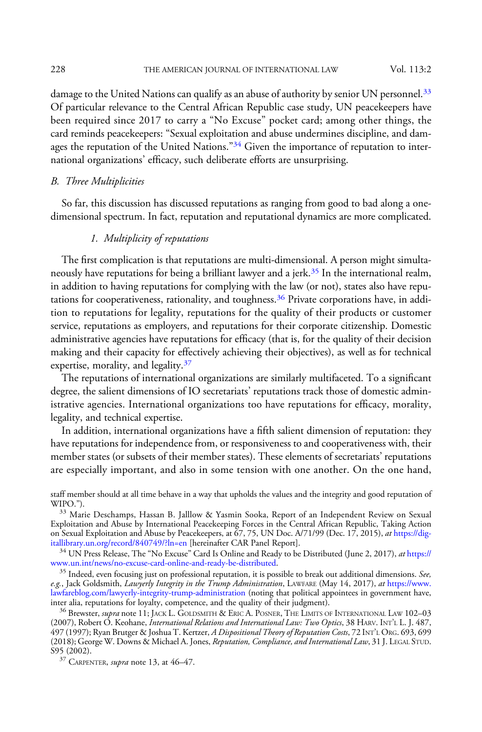damage to the United Nations can qualify as an abuse of authority by senior UN personnel.[33] Of particular relevance to the Central African Republic case study, UN peacekeepers have been required since 2017 to carry a "No Excuse" pocket card; among other things, the card reminds peacekeepers: "Sexual exploitation and abuse undermines discipline, and damages the reputation of the United Nations."[34] Given the importance of reputation to international organizations' efficacy, such deliberate efforts are unsurprising.

### *B. Three Multiplicities*

So far, this discussion has discussed reputations as ranging from good to bad along a one-dimensional spectrum. In fact, reputation and reputational dynamics are more complicated.

#### *1. Multiplicity of reputations*

The first complication is that reputations are multi-dimensional. A person might simultaneously have reputations for being a brilliant lawyer and a jerk.[35] In the international realm, in addition to having reputations for complying with the law (or not), states also have reputations for cooperativeness, rationality, and toughness.[36] Private corporations have, in addition to reputations for legality, reputations for the quality of their products or customer service, reputations as employers, and reputations for their corporate citizenship. Domestic administrative agencies have reputations for efficacy (that is, for the quality of their decision making and their capacity for effectively achieving their objectives), as well as for technical expertise, morality, and legality.[37]

The reputations of international organizations are similarly multifaceted. To a significant degree, the salient dimensions of IO secretariats' reputations track those of domestic administrative agencies. International organizations too have reputations for efficacy, morality, legality, and technical expertise.

In addition, international organizations have a fifth salient dimension of reputation: they have reputations for independence from, or responsiveness to and cooperativeness with, their member states (or subsets of their member states). These elements of secretariats' reputations are especially important, and also in some tension with one another. On the one hand,

---

staff member should at all time behave in a way that upholds the values and the integrity and good reputation of WIPO.").

[33] Marie Deschamps, Hassan B. Jalllow & Yasmin Sooka, Report of an Independent Review on Sexual Exploitation and Abuse by International Peacekeeping Forces in the Central African Republic, Taking Action on Sexual Exploitation and Abuse by Peacekeepers, at 67, 75, UN Doc. A/71/99 (Dec. 17, 2015), *at* https://digitallibrary.un.org/record/840749/?ln=en [hereinafter CAR Panel Report].

[34] UN Press Release, The "No Excuse" Card Is Online and Ready to be Distributed (June 2, 2017), *at* https://www.un.int/news/no-excuse-card-online-and-ready-be-distributed.

[35] Indeed, even focusing just on professional reputation, it is possible to break out additional dimensions. *See, e.g.*, Jack Goldsmith, *Lawyerly Integrity in the Trump Administration*, LAWFARE (May 14, 2017), *at* https://www.lawfareblog.com/lawyerly-integrity-trump-administration (noting that political appointees in government have, inter alia, reputations for loyalty, competence, and the quality of their judgment).

[36] Brewster, *supra* note 11; JACK L. GOLDSMITH & ERIC A. POSNER, THE LIMITS OF INTERNATIONAL LAW 102–03 (2007), Robert O. Keohane, *International Relations and International Law: Two Optics*, 38 HARV. INT'L L. J. 487, 497 (1997); Ryan Brutger & Joshua T. Kertzer, *A Dispositional Theory of Reputation Costs*, 72 INT'L ORG. 693, 699 (2018); George W. Downs & Michael A. Jones, *Reputation, Compliance, and International Law*, 31 J. LEGAL STUD. S95 (2002).

[37] CARPENTER, *supra* note 13, at 46–47.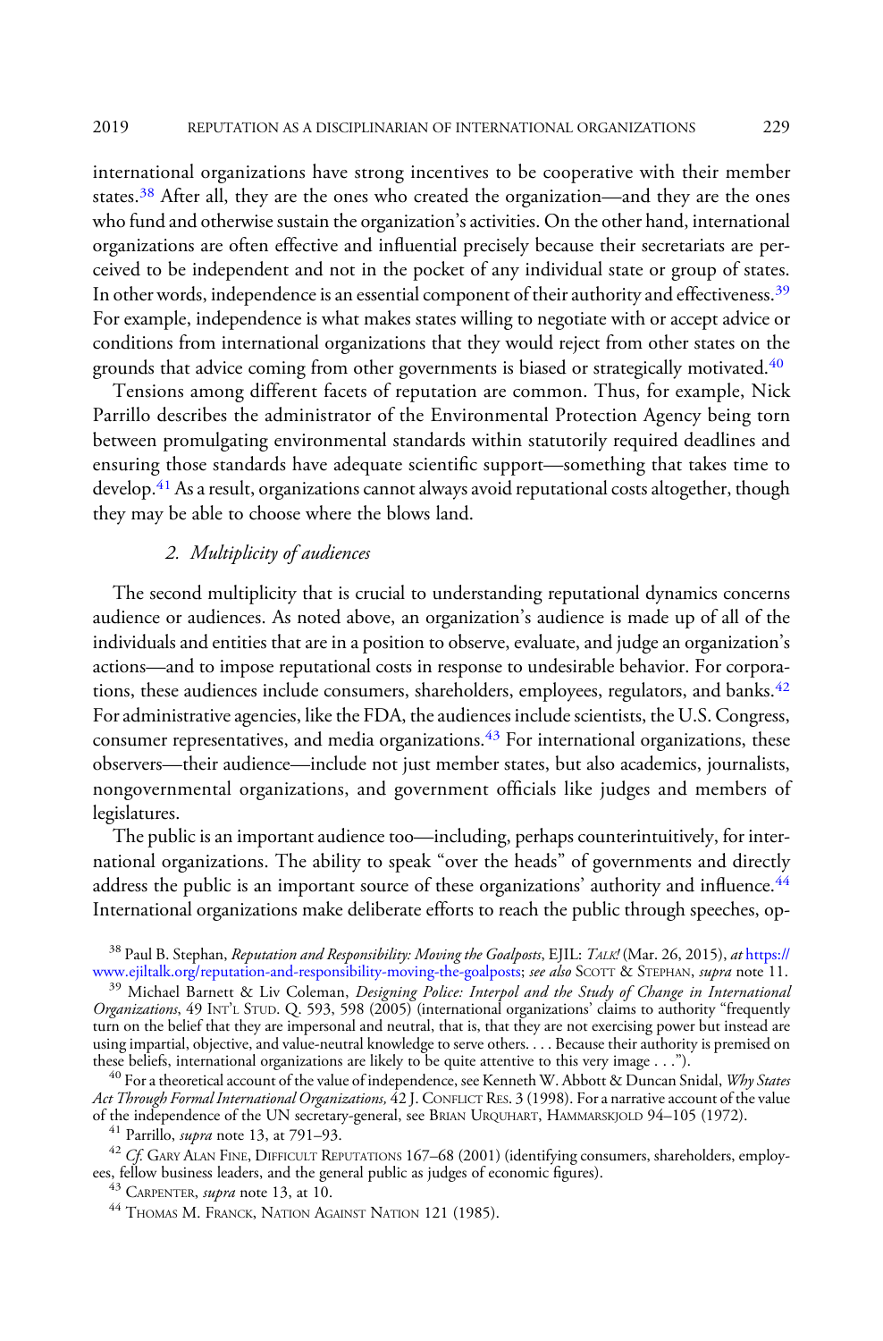international organizations have strong incentives to be cooperative with their member states.[38] After all, they are the ones who created the organization—and they are the ones who fund and otherwise sustain the organization's activities. On the other hand, international organizations are often effective and influential precisely because their secretariats are perceived to be independent and not in the pocket of any individual state or group of states. In other words, independence is an essential component of their authority and effectiveness.[39] For example, independence is what makes states willing to negotiate with or accept advice or conditions from international organizations that they would reject from other states on the grounds that advice coming from other governments is biased or strategically motivated.[40]

Tensions among different facets of reputation are common. Thus, for example, Nick Parrillo describes the administrator of the Environmental Protection Agency being torn between promulgating environmental standards within statutorily required deadlines and ensuring those standards have adequate scientific support—something that takes time to develop.[41] As a result, organizations cannot always avoid reputational costs altogether, though they may be able to choose where the blows land.

### 2. *Multiplicity of audiences*

The second multiplicity that is crucial to understanding reputational dynamics concerns audience or audiences. As noted above, an organization's audience is made up of all of the individuals and entities that are in a position to observe, evaluate, and judge an organization's actions—and to impose reputational costs in response to undesirable behavior. For corporations, these audiences include consumers, shareholders, employees, regulators, and banks.[42] For administrative agencies, like the FDA, the audiences include scientists, the U.S. Congress, consumer representatives, and media organizations.[43] For international organizations, these observers—their audience—include not just member states, but also academics, journalists, nongovernmental organizations, and government officials like judges and members of legislatures.

The public is an important audience too—including, perhaps counterintuitively, for international organizations. The ability to speak "over the heads" of governments and directly address the public is an important source of these organizations' authority and influence.[44] International organizations make deliberate efforts to reach the public through speeches, op-

---

[38] Paul B. Stephan, *Reputation and Responsibility: Moving the Goalposts*, EJIL: *TALK!* (Mar. 26, 2015), *at* https://www.ejiltalk.org/reputation-and-responsibility-moving-the-goalposts; *see also* SCOTT & STEPHAN, *supra* note 11.

[39] Michael Barnett & Liv Coleman, *Designing Police: Interpol and the Study of Change in International Organizations*, 49 INT'L STUD. Q. 593, 598 (2005) (international organizations' claims to authority "frequently turn on the belief that they are impersonal and neutral, that is, that they are not exercising power but instead are using impartial, objective, and value-neutral knowledge to serve others. . . . Because their authority is premised on these beliefs, international organizations are likely to be quite attentive to this very image . . .").

[40] For a theoretical account of the value of independence, see Kenneth W. Abbott & Duncan Snidal, *Why States Act Through Formal International Organizations,* 42 J. CONFLICT RES. 3 (1998). For a narrative account of the value of the independence of the UN secretary-general, see BRIAN URQUHART, HAMMARSKJOLD 94–105 (1972).

[41] Parrillo, *supra* note 13, at 791–93.

[42] *Cf.* GARY ALAN FINE, DIFFICULT REPUTATIONS 167–68 (2001) (identifying consumers, shareholders, employees, fellow business leaders, and the general public as judges of economic figures).

[43] CARPENTER, *supra* note 13, at 10.

[44] THOMAS M. FRANCK, NATION AGAINST NATION 121 (1985).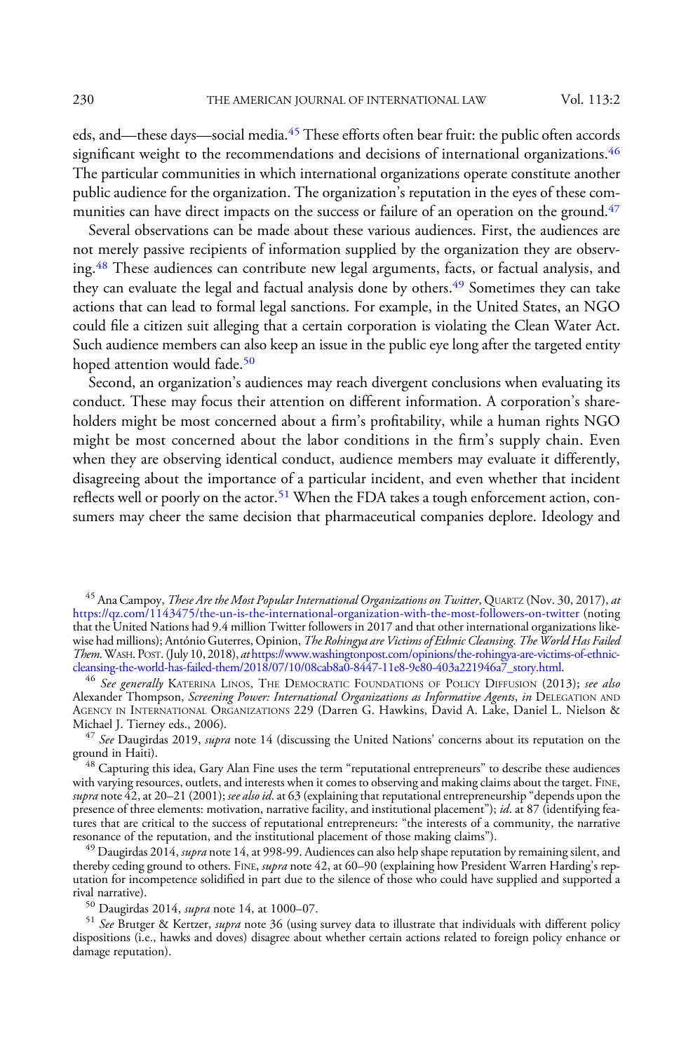eds, and—these days—social media.[45] These efforts often bear fruit: the public often accords significant weight to the recommendations and decisions of international organizations.[46] The particular communities in which international organizations operate constitute another public audience for the organization. The organization's reputation in the eyes of these communities can have direct impacts on the success or failure of an operation on the ground.[47]

Several observations can be made about these various audiences. First, the audiences are not merely passive recipients of information supplied by the organization they are observing.[48] These audiences can contribute new legal arguments, facts, or factual analysis, and they can evaluate the legal and factual analysis done by others.[49] Sometimes they can take actions that can lead to formal legal sanctions. For example, in the United States, an NGO could file a citizen suit alleging that a certain corporation is violating the Clean Water Act. Such audience members can also keep an issue in the public eye long after the targeted entity hoped attention would fade.[50]

Second, an organization's audiences may reach divergent conclusions when evaluating its conduct. These may focus their attention on different information. A corporation's shareholders might be most concerned about a firm's profitability, while a human rights NGO might be most concerned about the labor conditions in the firm's supply chain. Even when they are observing identical conduct, audience members may evaluate it differently, disagreeing about the importance of a particular incident, and even whether that incident reflects well or poorly on the actor.[51] When the FDA takes a tough enforcement action, consumers may cheer the same decision that pharmaceutical companies deplore. Ideology and

---

[45] Ana Campoy, *These Are the Most Popular International Organizations on Twitter*, QUARTZ (Nov. 30, 2017), *at* https://qz.com/1143475/the-un-is-the-international-organization-with-the-most-followers-on-twitter (noting that the United Nations had 9.4 million Twitter followers in 2017 and that other international organizations likewise had millions); António Guterres, Opinion, *The Rohingya are Victims of Ethnic Cleansing. The World Has Failed Them*. WASH. POST. (July 10, 2018), *at* https://www.washingtonpost.com/opinions/the-rohingya-are-victims-of-ethnic-cleansing-the-world-has-failed-them/2018/07/10/08cab8a0-8447-11e8-9e80-403a221946a7_story.html.

[46] *See generally* KATERINA LINOS, THE DEMOCRATIC FOUNDATIONS OF POLICY DIFFUSION (2013); *see also* Alexander Thompson, *Screening Power: International Organizations as Informative Agents*, *in* DELEGATION AND AGENCY IN INTERNATIONAL ORGANIZATIONS 229 (Darren G. Hawkins, David A. Lake, Daniel L. Nielson & Michael J. Tierney eds., 2006).

[47] *See* Daugirdas 2019, *supra* note 14 (discussing the United Nations' concerns about its reputation on the ground in Haiti).

[48] Capturing this idea, Gary Alan Fine uses the term "reputational entrepreneurs" to describe these audiences with varying resources, outlets, and interests when it comes to observing and making claims about the target. FINE, *supra* note 42, at 20–21 (2001); *see also id*. at 63 (explaining that reputational entrepreneurship "depends upon the presence of three elements: motivation, narrative facility, and institutional placement"); *id*. at 87 (identifying features that are critical to the success of reputational entrepreneurs: "the interests of a community, the narrative resonance of the reputation, and the institutional placement of those making claims").

[49] Daugirdas 2014, *supra* note 14, at 998-99. Audiences can also help shape reputation by remaining silent, and thereby ceding ground to others. FINE, *supra* note 42, at 60–90 (explaining how President Warren Harding's reputation for incompetence solidified in part due to the silence of those who could have supplied and supported a rival narrative).

[50] Daugirdas 2014, *supra* note 14, at 1000–07.

[51] *See* Brutger & Kertzer, *supra* note 36 (using survey data to illustrate that individuals with different policy dispositions (i.e., hawks and doves) disagree about whether certain actions related to foreign policy enhance or damage reputation).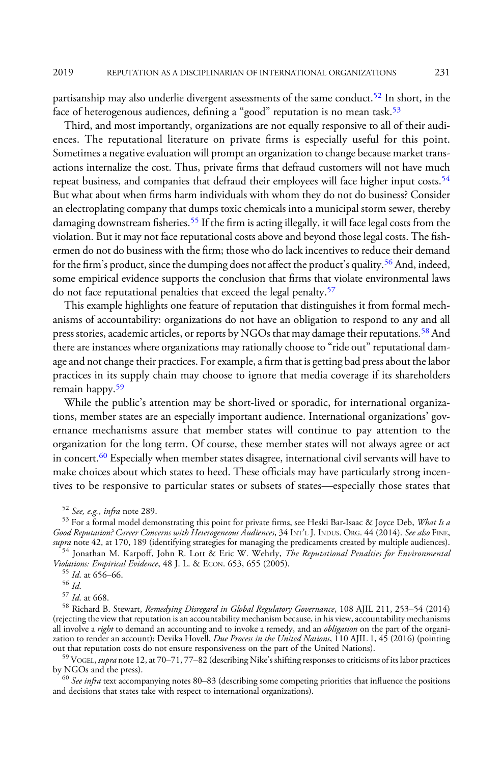partisanship may also underlie divergent assessments of the same conduct.[52] In short, in the face of heterogenous audiences, defining a "good" reputation is no mean task.[53]

Third, and most importantly, organizations are not equally responsive to all of their audiences. The reputational literature on private firms is especially useful for this point. Sometimes a negative evaluation will prompt an organization to change because market transactions internalize the cost. Thus, private firms that defraud customers will not have much repeat business, and companies that defraud their employees will face higher input costs.[54] But what about when firms harm individuals with whom they do not do business? Consider an electroplating company that dumps toxic chemicals into a municipal storm sewer, thereby damaging downstream fisheries.[55] If the firm is acting illegally, it will face legal costs from the violation. But it may not face reputational costs above and beyond those legal costs. The fishermen do not do business with the firm; those who do lack incentives to reduce their demand for the firm's product, since the dumping does not affect the product's quality.[56] And, indeed, some empirical evidence supports the conclusion that firms that violate environmental laws do not face reputational penalties that exceed the legal penalty.[57]

This example highlights one feature of reputation that distinguishes it from formal mechanisms of accountability: organizations do not have an obligation to respond to any and all press stories, academic articles, or reports by NGOs that may damage their reputations.[58] And there are instances where organizations may rationally choose to "ride out" reputational damage and not change their practices. For example, a firm that is getting bad press about the labor practices in its supply chain may choose to ignore that media coverage if its shareholders remain happy.[59]

While the public's attention may be short-lived or sporadic, for international organizations, member states are an especially important audience. International organizations' governance mechanisms assure that member states will continue to pay attention to the organization for the long term. Of course, these member states will not always agree or act in concert.[60] Especially when member states disagree, international civil servants will have to make choices about which states to heed. These officials may have particularly strong incentives to be responsive to particular states or subsets of states—especially those states that

---

[52] *See, e.g.*, *infra* note 289.

[53] For a formal model demonstrating this point for private firms, see Heski Bar-Isaac & Joyce Deb, *What Is a Good Reputation? Career Concerns with Heterogeneous Audiences*, 34 INT'L J. INDUS. ORG. 44 (2014). *See also* FINE, *supra* note 42, at 170, 189 (identifying strategies for managing the predicaments created by multiple audiences).

[54] Jonathan M. Karpoff, John R. Lott & Eric W. Wehrly, *The Reputational Penalties for Environmental Violations: Empirical Evidence*, 48 J. L. & ECON. 653, 655 (2005).

[55] *Id*. at 656–66.

[56] *Id*.

[57] *Id*. at 668.

[58] Richard B. Stewart, *Remedying Disregard in Global Regulatory Governance*, 108 AJIL 211, 253–54 (2014) (rejecting the view that reputation is an accountability mechanism because, in his view, accountability mechanisms all involve a *right* to demand an accounting and to invoke a remedy, and an *obligation* on the part of the organization to render an account); Devika Hovell, *Due Process in the United Nations*, 110 AJIL 1, 45 (2016) (pointing out that reputation costs do not ensure responsiveness on the part of the United Nations).

[59] VOGEL, *supra* note 12, at 70–71, 77–82 (describing Nike's shifting responses to criticisms of its labor practices by NGOs and the press).

[60] *See infra* text accompanying notes 80–83 (describing some competing priorities that influence the positions and decisions that states take with respect to international organizations).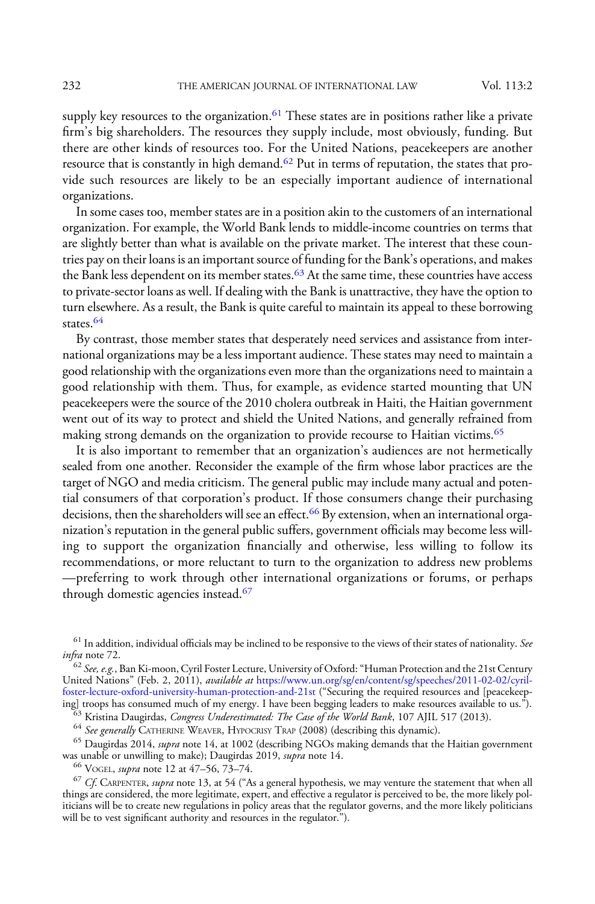supply key resources to the organization.[61] These states are in positions rather like a private firm's big shareholders. The resources they supply include, most obviously, funding. But there are other kinds of resources too. For the United Nations, peacekeepers are another resource that is constantly in high demand.[62] Put in terms of reputation, the states that provide such resources are likely to be an especially important audience of international organizations.

In some cases too, member states are in a position akin to the customers of an international organization. For example, the World Bank lends to middle-income countries on terms that are slightly better than what is available on the private market. The interest that these countries pay on their loans is an important source of funding for the Bank's operations, and makes the Bank less dependent on its member states.[63] At the same time, these countries have access to private-sector loans as well. If dealing with the Bank is unattractive, they have the option to turn elsewhere. As a result, the Bank is quite careful to maintain its appeal to these borrowing states.[64]

By contrast, those member states that desperately need services and assistance from international organizations may be a less important audience. These states may need to maintain a good relationship with the organizations even more than the organizations need to maintain a good relationship with them. Thus, for example, as evidence started mounting that UN peacekeepers were the source of the 2010 cholera outbreak in Haiti, the Haitian government went out of its way to protect and shield the United Nations, and generally refrained from making strong demands on the organization to provide recourse to Haitian victims.[65]

It is also important to remember that an organization's audiences are not hermetically sealed from one another. Reconsider the example of the firm whose labor practices are the target of NGO and media criticism. The general public may include many actual and potential consumers of that corporation's product. If those consumers change their purchasing decisions, then the shareholders will see an effect.[66] By extension, when an international organization's reputation in the general public suffers, government officials may become less willing to support the organization financially and otherwise, less willing to follow its recommendations, or more reluctant to turn to the organization to address new problems —preferring to work through other international organizations or forums, or perhaps through domestic agencies instead.[67]

---

[61] In addition, individual officials may be inclined to be responsive to the views of their states of nationality. *See infra* note 72.

[62] *See, e.g.*, Ban Ki-moon, Cyril Foster Lecture, University of Oxford: "Human Protection and the 21st Century United Nations" (Feb. 2, 2011), *available at* https://www.un.org/sg/en/content/sg/speeches/2011-02-02/cyril-foster-lecture-oxford-university-human-protection-and-21st ("Securing the required resources and [peacekeeping] troops has consumed much of my energy. I have been begging leaders to make resources available to us.").

[63] Kristina Daugirdas, *Congress Underestimated: The Case of the World Bank*, 107 AJIL 517 (2013).

[64] *See generally* CATHERINE WEAVER, HYPOCRISY TRAP (2008) (describing this dynamic).

[65] Daugirdas 2014, *supra* note 14, at 1002 (describing NGOs making demands that the Haitian government was unable or unwilling to make); Daugirdas 2019, *supra* note 14.

[66] VOGEL, *supra* note 12 at 47–56, 73–74.

[67] *Cf.* CARPENTER, *supra* note 13, at 54 ("As a general hypothesis, we may venture the statement that when all things are considered, the more legitimate, expert, and effective a regulator is perceived to be, the more likely politicians will be to create new regulations in policy areas that the regulator governs, and the more likely politicians will be to vest significant authority and resources in the regulator.").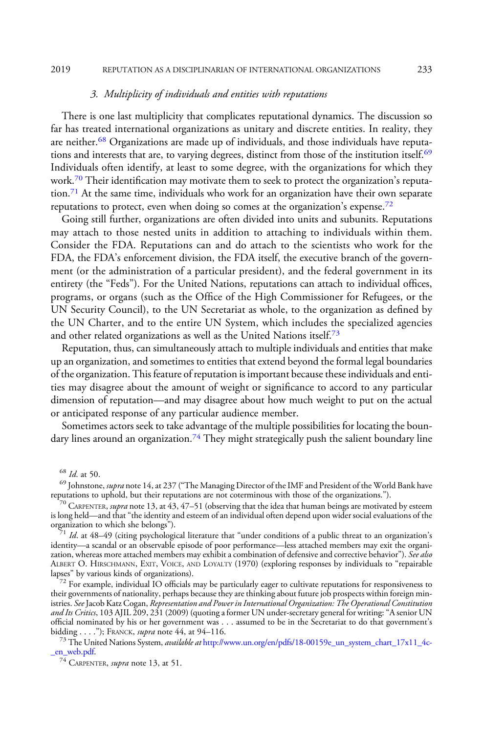### 3. *Multiplicity of individuals and entities with reputations*

There is one last multiplicity that complicates reputational dynamics. The discussion so far has treated international organizations as unitary and discrete entities. In reality, they are neither.[68] Organizations are made up of individuals, and those individuals have reputations and interests that are, to varying degrees, distinct from those of the institution itself.[69] Individuals often identify, at least to some degree, with the organizations for which they work.[70] Their identification may motivate them to seek to protect the organization's reputation.[71] At the same time, individuals who work for an organization have their own separate reputations to protect, even when doing so comes at the organization's expense.[72]

Going still further, organizations are often divided into units and subunits. Reputations may attach to those nested units in addition to attaching to individuals within them. Consider the FDA. Reputations can and do attach to the scientists who work for the FDA, the FDA's enforcement division, the FDA itself, the executive branch of the government (or the administration of a particular president), and the federal government in its entirety (the "Feds"). For the United Nations, reputations can attach to individual offices, programs, or organs (such as the Office of the High Commissioner for Refugees, or the UN Security Council), to the UN Secretariat as whole, to the organization as defined by the UN Charter, and to the entire UN System, which includes the specialized agencies and other related organizations as well as the United Nations itself.[73]

Reputation, thus, can simultaneously attach to multiple individuals and entities that make up an organization, and sometimes to entities that extend beyond the formal legal boundaries of the organization. This feature of reputation is important because these individuals and entities may disagree about the amount of weight or significance to accord to any particular dimension of reputation—and may disagree about how much weight to put on the actual or anticipated response of any particular audience member.

Sometimes actors seek to take advantage of the multiple possibilities for locating the boundary lines around an organization.[74] They might strategically push the salient boundary line

---

[68] *Id.* at 50.

[69] Johnstone, *supra* note 14, at 237 ("The Managing Director of the IMF and President of the World Bank have reputations to uphold, but their reputations are not coterminous with those of the organizations.").

[70] CARPENTER, *supra* note 13, at 43, 47–51 (observing that the idea that human beings are motivated by esteem is long held—and that "the identity and esteem of an individual often depend upon wider social evaluations of the organization to which she belongs").

[71] *Id.* at 48–49 (citing psychological literature that "under conditions of a public threat to an organization's identity—a scandal or an observable episode of poor performance—less attached members may exit the organization, whereas more attached members may exhibit a combination of defensive and corrective behavior"). *See also* ALBERT O. HIRSCHMANN, EXIT, VOICE, AND LOYALTY (1970) (exploring responses by individuals to "repairable lapses" by various kinds of organizations).

[72] For example, individual IO officials may be particularly eager to cultivate reputations for responsiveness to their governments of nationality, perhaps because they are thinking about future job prospects within foreign ministries. *See* Jacob Katz Cogan, *Representation and Power in International Organization: The Operational Constitution and Its Critics*, 103 AJIL 209, 231 (2009) (quoting a former UN under-secretary general for writing: "A senior UN official nominated by his or her government was . . . assumed to be in the Secretariat to do that government's bidding . . . ."); FRANCK, *supra* note 44, at 94–116.

[73] The United Nations System, *available at* http://www.un.org/en/pdfs/18-00159e_un_system_chart_17x11_4c-_en_web.pdf.

[74] CARPENTER, *supra* note 13, at 51.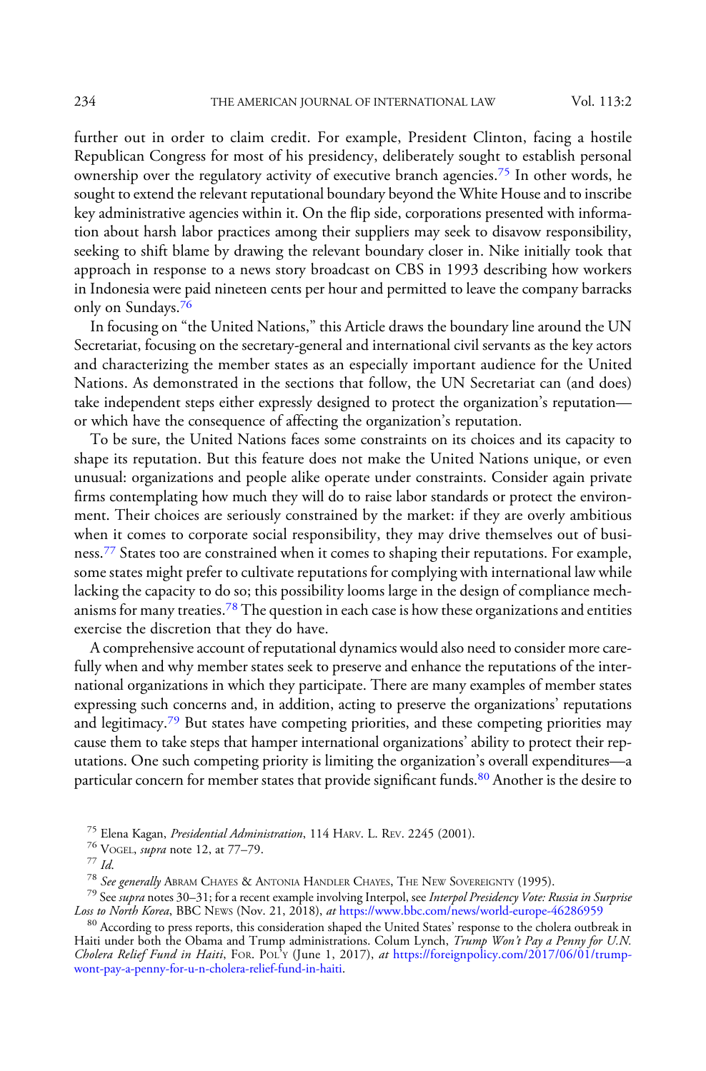further out in order to claim credit. For example, President Clinton, facing a hostile Republican Congress for most of his presidency, deliberately sought to establish personal ownership over the regulatory activity of executive branch agencies.[75] In other words, he sought to extend the relevant reputational boundary beyond the White House and to inscribe key administrative agencies within it. On the flip side, corporations presented with information about harsh labor practices among their suppliers may seek to disavow responsibility, seeking to shift blame by drawing the relevant boundary closer in. Nike initially took that approach in response to a news story broadcast on CBS in 1993 describing how workers in Indonesia were paid nineteen cents per hour and permitted to leave the company barracks only on Sundays.[76]

In focusing on "the United Nations," this Article draws the boundary line around the UN Secretariat, focusing on the secretary-general and international civil servants as the key actors and characterizing the member states as an especially important audience for the United Nations. As demonstrated in the sections that follow, the UN Secretariat can (and does) take independent steps either expressly designed to protect the organization's reputation—or which have the consequence of affecting the organization's reputation.

To be sure, the United Nations faces some constraints on its choices and its capacity to shape its reputation. But this feature does not make the United Nations unique, or even unusual: organizations and people alike operate under constraints. Consider again private firms contemplating how much they will do to raise labor standards or protect the environment. Their choices are seriously constrained by the market: if they are overly ambitious when it comes to corporate social responsibility, they may drive themselves out of business.[77] States too are constrained when it comes to shaping their reputations. For example, some states might prefer to cultivate reputations for complying with international law while lacking the capacity to do so; this possibility looms large in the design of compliance mechanisms for many treaties.[78] The question in each case is how these organizations and entities exercise the discretion that they do have.

A comprehensive account of reputational dynamics would also need to consider more carefully when and why member states seek to preserve and enhance the reputations of the international organizations in which they participate. There are many examples of member states expressing such concerns and, in addition, acting to preserve the organizations' reputations and legitimacy.[79] But states have competing priorities, and these competing priorities may cause them to take steps that hamper international organizations' ability to protect their reputations. One such competing priority is limiting the organization's overall expenditures—a particular concern for member states that provide significant funds.[80] Another is the desire to

[75] Elena Kagan, *Presidential Administration*, 114 HARV. L. REV. 2245 (2001).

[76] VOGEL, *supra* note 12, at 77–79.

[77] *Id.*

[78] *See generally* ABRAM CHAYES & ANTONIA HANDLER CHAYES, THE NEW SOVEREIGNTY (1995).

[79] See *supra* notes 30–31; for a recent example involving Interpol, see *Interpol Presidency Vote: Russia in Surprise Loss to North Korea*, BBC NEWS (Nov. 21, 2018), *at* https://www.bbc.com/news/world-europe-46286959

[80] According to press reports, this consideration shaped the United States' response to the cholera outbreak in Haiti under both the Obama and Trump administrations. Colum Lynch, *Trump Won't Pay a Penny for U.N. Cholera Relief Fund in Haiti*, FOR. POL'Y (June 1, 2017), *at* https://foreignpolicy.com/2017/06/01/trump-wont-pay-a-penny-for-u-n-cholera-relief-fund-in-haiti.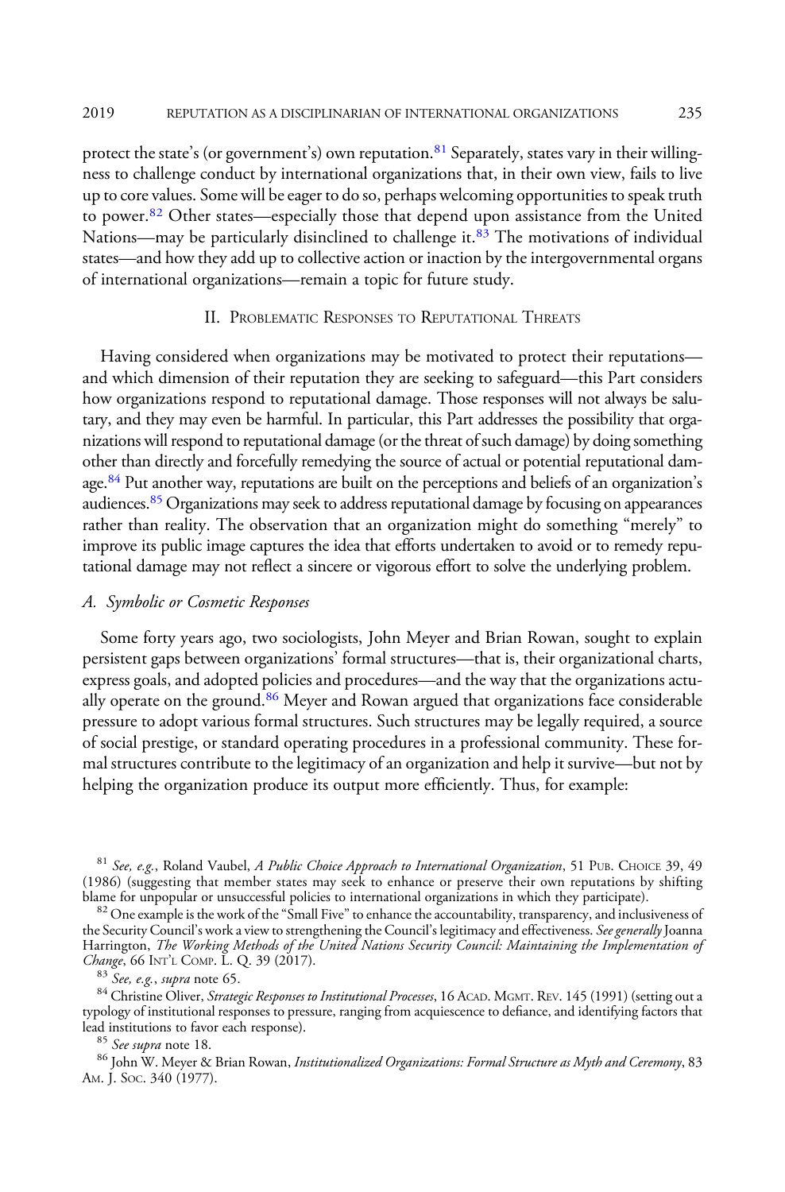protect the state's (or government's) own reputation.[81] Separately, states vary in their willingness to challenge conduct by international organizations that, in their own view, fails to live up to core values. Some will be eager to do so, perhaps welcoming opportunities to speak truth to power.[82] Other states—especially those that depend upon assistance from the United Nations—may be particularly disinclined to challenge it.[83] The motivations of individual states—and how they add up to collective action or inaction by the intergovernmental organs of international organizations—remain a topic for future study.

## II. Problematic Responses to Reputational Threats

Having considered when organizations may be motivated to protect their reputations—and which dimension of their reputation they are seeking to safeguard—this Part considers how organizations respond to reputational damage. Those responses will not always be salutary, and they may even be harmful. In particular, this Part addresses the possibility that organizations will respond to reputational damage (or the threat of such damage) by doing something other than directly and forcefully remedying the source of actual or potential reputational damage.[84] Put another way, reputations are built on the perceptions and beliefs of an organization's audiences.[85] Organizations may seek to address reputational damage by focusing on appearances rather than reality. The observation that an organization might do something "merely" to improve its public image captures the idea that efforts undertaken to avoid or to remedy reputational damage may not reflect a sincere or vigorous effort to solve the underlying problem.

### *A. Symbolic or Cosmetic Responses*

Some forty years ago, two sociologists, John Meyer and Brian Rowan, sought to explain persistent gaps between organizations' formal structures—that is, their organizational charts, express goals, and adopted policies and procedures—and the way that the organizations actually operate on the ground.[86] Meyer and Rowan argued that organizations face considerable pressure to adopt various formal structures. Such structures may be legally required, a source of social prestige, or standard operating procedures in a professional community. These formal structures contribute to the legitimacy of an organization and help it survive—but not by helping the organization produce its output more efficiently. Thus, for example:

---

[81] *See, e.g.*, Roland Vaubel, *A Public Choice Approach to International Organization*, 51 Pub. Choice 39, 49 (1986) (suggesting that member states may seek to enhance or preserve their own reputations by shifting blame for unpopular or unsuccessful policies to international organizations in which they participate).

[82] One example is the work of the "Small Five" to enhance the accountability, transparency, and inclusiveness of the Security Council's work a view to strengthening the Council's legitimacy and effectiveness. *See generally* Joanna Harrington, *The Working Methods of the United Nations Security Council: Maintaining the Implementation of Change*, 66 Int'l Comp. L. Q. 39 (2017).

[83] *See, e.g.*, *supra* note 65.

[84] Christine Oliver, *Strategic Responses to Institutional Processes*, 16 Acad. Mgmt. Rev. 145 (1991) (setting out a typology of institutional responses to pressure, ranging from acquiescence to defiance, and identifying factors that lead institutions to favor each response).

[85] *See supra* note 18.

[86] John W. Meyer & Brian Rowan, *Institutionalized Organizations: Formal Structure as Myth and Ceremony*, 83 Am. J. Soc. 340 (1977).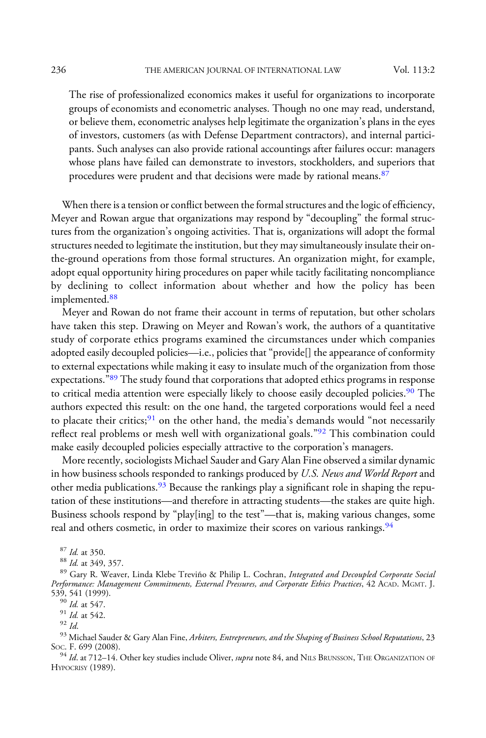> The rise of professionalized economics makes it useful for organizations to incorporate groups of economists and econometric analyses. Though no one may read, understand, or believe them, econometric analyses help legitimate the organization's plans in the eyes of investors, customers (as with Defense Department contractors), and internal participants. Such analyses can also provide rational accountings after failures occur: managers whose plans have failed can demonstrate to investors, stockholders, and superiors that procedures were prudent and that decisions were made by rational means.[87]

When there is a tension or conflict between the formal structures and the logic of efficiency, Meyer and Rowan argue that organizations may respond by "decoupling" the formal structures from the organization's ongoing activities. That is, organizations will adopt the formal structures needed to legitimate the institution, but they may simultaneously insulate their on-the-ground operations from those formal structures. An organization might, for example, adopt equal opportunity hiring procedures on paper while tacitly facilitating noncompliance by declining to collect information about whether and how the policy has been implemented.[88]

Meyer and Rowan do not frame their account in terms of reputation, but other scholars have taken this step. Drawing on Meyer and Rowan's work, the authors of a quantitative study of corporate ethics programs examined the circumstances under which companies adopted easily decoupled policies—i.e., policies that "provide[] the appearance of conformity to external expectations while making it easy to insulate much of the organization from those expectations."[89] The study found that corporations that adopted ethics programs in response to critical media attention were especially likely to choose easily decoupled policies.[90] The authors expected this result: on the one hand, the targeted corporations would feel a need to placate their critics;[91] on the other hand, the media's demands would "not necessarily reflect real problems or mesh well with organizational goals."[92] This combination could make easily decoupled policies especially attractive to the corporation's managers.

More recently, sociologists Michael Sauder and Gary Alan Fine observed a similar dynamic in how business schools responded to rankings produced by *U.S. News and World Report* and other media publications.[93] Because the rankings play a significant role in shaping the reputation of these institutions—and therefore in attracting students—the stakes are quite high. Business schools respond by "play[ing] to the test"—that is, making various changes, some real and others cosmetic, in order to maximize their scores on various rankings.[94]

---

[87] *Id.* at 350.

[88] *Id.* at 349, 357.

[89] Gary R. Weaver, Linda Klebe Treviño & Philip L. Cochran, *Integrated and Decoupled Corporate Social Performance: Management Commitments, External Pressures, and Corporate Ethics Practices*, 42 ACAD. MGMT. J. 539, 541 (1999).

[90] *Id.* at 547.

[91] *Id.* at 542.

[92] *Id.*

[93] Michael Sauder & Gary Alan Fine, *Arbiters, Entrepreneurs, and the Shaping of Business School Reputations*, 23 SOC. F. 699 (2008).

[94] *Id.* at 712–14. Other key studies include Oliver, *supra* note 84, and NILS BRUNSSON, THE ORGANIZATION OF HYPOCRISY (1989).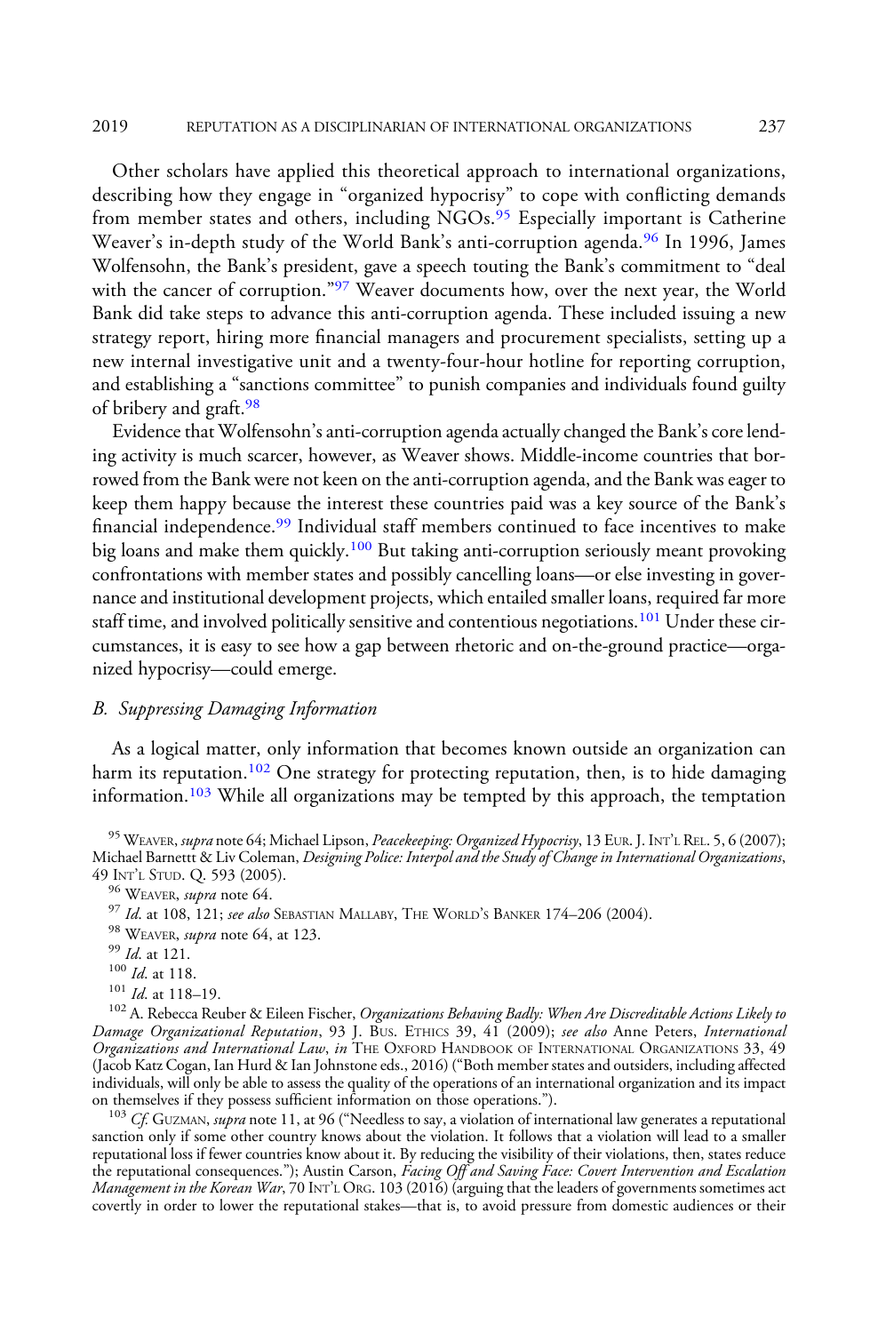Other scholars have applied this theoretical approach to international organizations, describing how they engage in "organized hypocrisy" to cope with conflicting demands from member states and others, including NGOs.[95] Especially important is Catherine Weaver's in-depth study of the World Bank's anti-corruption agenda.[96] In 1996, James Wolfensohn, the Bank's president, gave a speech touting the Bank's commitment to "deal with the cancer of corruption."[97] Weaver documents how, over the next year, the World Bank did take steps to advance this anti-corruption agenda. These included issuing a new strategy report, hiring more financial managers and procurement specialists, setting up a new internal investigative unit and a twenty-four-hour hotline for reporting corruption, and establishing a "sanctions committee" to punish companies and individuals found guilty of bribery and graft.[98]

Evidence that Wolfensohn's anti-corruption agenda actually changed the Bank's core lending activity is much scarcer, however, as Weaver shows. Middle-income countries that borrowed from the Bank were not keen on the anti-corruption agenda, and the Bank was eager to keep them happy because the interest these countries paid was a key source of the Bank's financial independence.[99] Individual staff members continued to face incentives to make big loans and make them quickly.[100] But taking anti-corruption seriously meant provoking confrontations with member states and possibly cancelling loans—or else investing in governance and institutional development projects, which entailed smaller loans, required far more staff time, and involved politically sensitive and contentious negotiations.[101] Under these circumstances, it is easy to see how a gap between rhetoric and on-the-ground practice—organized hypocrisy—could emerge.

### B. *Suppressing Damaging Information*

As a logical matter, only information that becomes known outside an organization can harm its reputation.[102] One strategy for protecting reputation, then, is to hide damaging information.[103] While all organizations may be tempted by this approach, the temptation

---

[95] WEAVER, *supra* note 64; Michael Lipson, *Peacekeeping: Organized Hypocrisy*, 13 EUR. J. INT'L REL. 5, 6 (2007); Michael Barnettt & Liv Coleman, *Designing Police: Interpol and the Study of Change in International Organizations*, 49 INT'L STUD. Q. 593 (2005).

[96] WEAVER, *supra* note 64.

[97] *Id.* at 108, 121; *see also* SEBASTIAN MALLABY, THE WORLD'S BANKER 174–206 (2004).

[98] WEAVER, *supra* note 64, at 123.

[99] *Id.* at 121.

[100] *Id.* at 118.

[101] *Id.* at 118–19.

[102] A. Rebecca Reuber & Eileen Fischer, *Organizations Behaving Badly: When Are Discreditable Actions Likely to Damage Organizational Reputation*, 93 J. BUS. ETHICS 39, 41 (2009); *see also* Anne Peters, *International Organizations and International Law*, *in* THE OXFORD HANDBOOK OF INTERNATIONAL ORGANIZATIONS 33, 49 (Jacob Katz Cogan, Ian Hurd & Ian Johnstone eds., 2016) ("Both member states and outsiders, including affected individuals, will only be able to assess the quality of the operations of an international organization and its impact on themselves if they possess sufficient information on those operations.").

[103] *Cf.* GUZMAN, *supra* note 11, at 96 ("Needless to say, a violation of international law generates a reputational sanction only if some other country knows about the violation. It follows that a violation will lead to a smaller reputational loss if fewer countries know about it. By reducing the visibility of their violations, then, states reduce the reputational consequences."); Austin Carson, *Facing Off and Saving Face: Covert Intervention and Escalation Management in the Korean War*, 70 INT'L ORG. 103 (2016) (arguing that the leaders of governments sometimes act covertly in order to lower the reputational stakes—that is, to avoid pressure from domestic audiences or their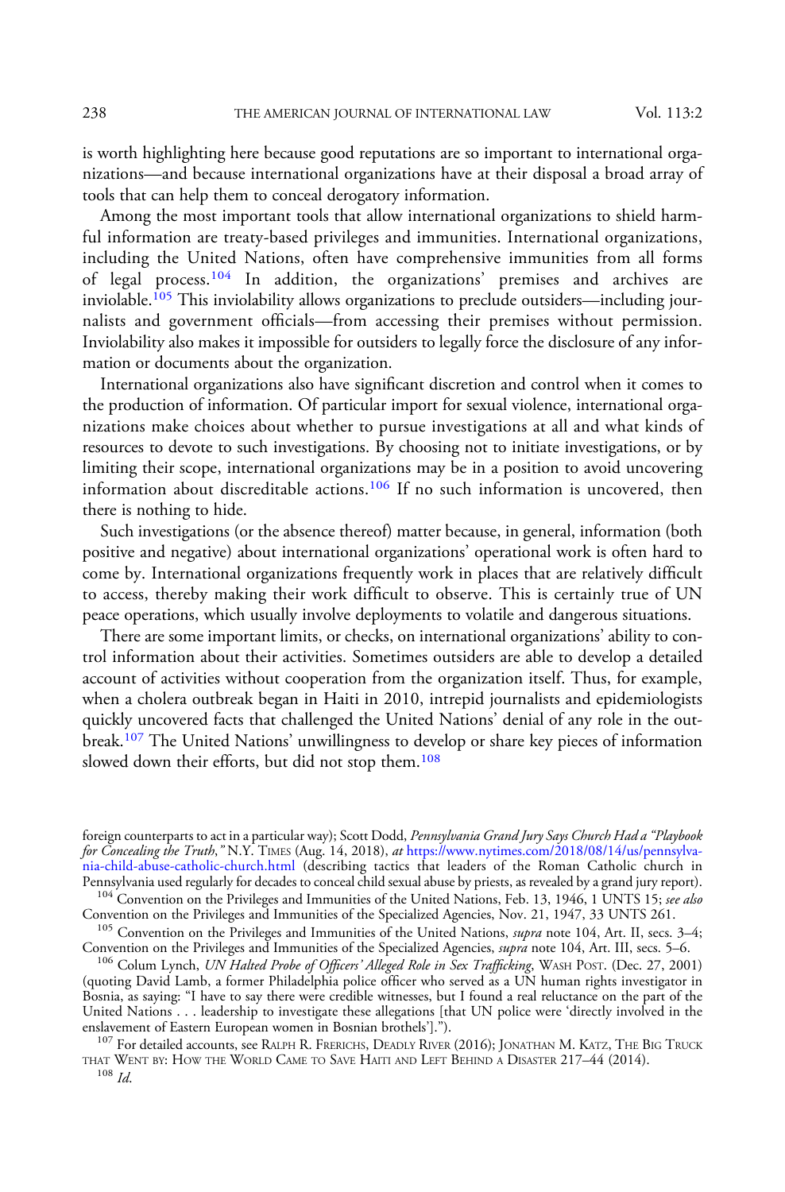is worth highlighting here because good reputations are so important to international organizations—and because international organizations have at their disposal a broad array of tools that can help them to conceal derogatory information.

Among the most important tools that allow international organizations to shield harmful information are treaty-based privileges and immunities. International organizations, including the United Nations, often have comprehensive immunities from all forms of legal process.[104] In addition, the organizations' premises and archives are inviolable.[105] This inviolability allows organizations to preclude outsiders—including journalists and government officials—from accessing their premises without permission. Inviolability also makes it impossible for outsiders to legally force the disclosure of any information or documents about the organization.

International organizations also have significant discretion and control when it comes to the production of information. Of particular import for sexual violence, international organizations make choices about whether to pursue investigations at all and what kinds of resources to devote to such investigations. By choosing not to initiate investigations, or by limiting their scope, international organizations may be in a position to avoid uncovering information about discreditable actions.[106] If no such information is uncovered, then there is nothing to hide.

Such investigations (or the absence thereof) matter because, in general, information (both positive and negative) about international organizations' operational work is often hard to come by. International organizations frequently work in places that are relatively difficult to access, thereby making their work difficult to observe. This is certainly true of UN peace operations, which usually involve deployments to volatile and dangerous situations.

There are some important limits, or checks, on international organizations' ability to control information about their activities. Sometimes outsiders are able to develop a detailed account of activities without cooperation from the organization itself. Thus, for example, when a cholera outbreak began in Haiti in 2010, intrepid journalists and epidemiologists quickly uncovered facts that challenged the United Nations' denial of any role in the outbreak.[107] The United Nations' unwillingness to develop or share key pieces of information slowed down their efforts, but did not stop them.[108]

---

foreign counterparts to act in a particular way); Scott Dodd, *Pennsylvania Grand Jury Says Church Had a "Playbook for Concealing the Truth*,*"* N.Y. TIMES (Aug. 14, 2018), *at* https://www.nytimes.com/2018/08/14/us/pennsylvania-child-abuse-catholic-church.html (describing tactics that leaders of the Roman Catholic church in Pennsylvania used regularly for decades to conceal child sexual abuse by priests, as revealed by a grand jury report).

[104] Convention on the Privileges and Immunities of the United Nations, Feb. 13, 1946, 1 UNTS 15; *see also* Convention on the Privileges and Immunities of the Specialized Agencies, Nov. 21, 1947, 33 UNTS 261.

[105] Convention on the Privileges and Immunities of the United Nations, *supra* note 104, Art. II, secs. 3–4; Convention on the Privileges and Immunities of the Specialized Agencies, *supra* note 104, Art. III, secs. 5–6.

[106] Colum Lynch, *UN Halted Probe of Officers' Alleged Role in Sex Trafficking*, WASH POST. (Dec. 27, 2001) (quoting David Lamb, a former Philadelphia police officer who served as a UN human rights investigator in Bosnia, as saying: "I have to say there were credible witnesses, but I found a real reluctance on the part of the United Nations . . . leadership to investigate these allegations [that UN police were 'directly involved in the enslavement of Eastern European women in Bosnian brothels']. ").

[107] For detailed accounts, see RALPH R. FRERICHS, DEADLY RIVER (2016); JONATHAN M. KATZ, THE BIG TRUCK THAT WENT BY: HOW THE WORLD CAME TO SAVE HAITI AND LEFT BEHIND A DISASTER 217–44 (2014).

[108] *Id.*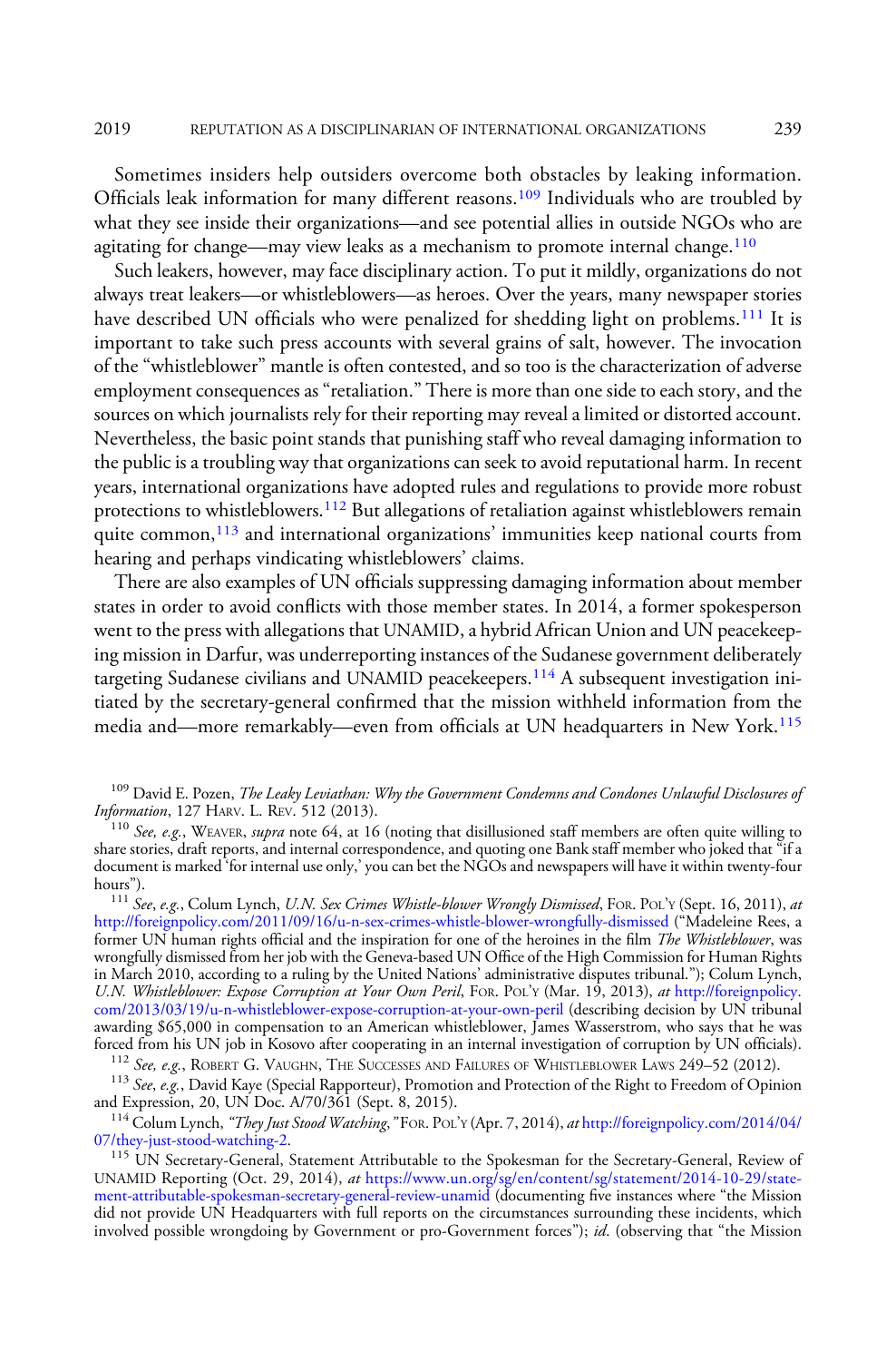Sometimes insiders help outsiders overcome both obstacles by leaking information. Officials leak information for many different reasons.[109] Individuals who are troubled by what they see inside their organizations—and see potential allies in outside NGOs who are agitating for change—may view leaks as a mechanism to promote internal change.[110]

Such leakers, however, may face disciplinary action. To put it mildly, organizations do not always treat leakers—or whistleblowers—as heroes. Over the years, many newspaper stories have described UN officials who were penalized for shedding light on problems.[111] It is important to take such press accounts with several grains of salt, however. The invocation of the "whistleblower" mantle is often contested, and so too is the characterization of adverse employment consequences as "retaliation." There is more than one side to each story, and the sources on which journalists rely for their reporting may reveal a limited or distorted account. Nevertheless, the basic point stands that punishing staff who reveal damaging information to the public is a troubling way that organizations can seek to avoid reputational harm. In recent years, international organizations have adopted rules and regulations to provide more robust protections to whistleblowers.[112] But allegations of retaliation against whistleblowers remain quite common,[113] and international organizations' immunities keep national courts from hearing and perhaps vindicating whistleblowers' claims.

There are also examples of UN officials suppressing damaging information about member states in order to avoid conflicts with those member states. In 2014, a former spokesperson went to the press with allegations that UNAMID, a hybrid African Union and UN peacekeeping mission in Darfur, was underreporting instances of the Sudanese government deliberately targeting Sudanese civilians and UNAMID peacekeepers.[114] A subsequent investigation initiated by the secretary-general confirmed that the mission withheld information from the media and—more remarkably—even from officials at UN headquarters in New York.[115]

---

[109] David E. Pozen, *The Leaky Leviathan: Why the Government Condemns and Condones Unlawful Disclosures of Information*, 127 Harv. L. Rev. 512 (2013).

[110] *See, e.g.*, Weaver, *supra* note 64, at 16 (noting that disillusioned staff members are often quite willing to share stories, draft reports, and internal correspondence, and quoting one Bank staff member who joked that "if a document is marked 'for internal use only,' you can bet the NGOs and newspapers will have it within twenty-four hours").

[111] *See, e.g.*, Colum Lynch, *U.N. Sex Crimes Whistle-blower Wrongly Dismissed*, For. Pol'y (Sept. 16, 2011), *at* http://foreignpolicy.com/2011/09/16/u-n-sex-crimes-whistle-blower-wrongfully-dismissed ("Madeleine Rees, a former UN human rights official and the inspiration for one of the heroines in the film *The Whistleblower*, was wrongfully dismissed from her job with the Geneva-based UN Office of the High Commission for Human Rights in March 2010, according to a ruling by the United Nations' administrative disputes tribunal."); Colum Lynch, *U.N. Whistleblower: Expose Corruption at Your Own Peril*, For. Pol'y (Mar. 19, 2013), *at* http://foreignpolicy.com/2013/03/19/u-n-whistleblower-expose-corruption-at-your-own-peril (describing decision by UN tribunal awarding $65,000 in compensation to an American whistleblower, James Wasserstrom, who says that he was forced from his UN job in Kosovo after cooperating in an internal investigation of corruption by UN officials).

[112] *See, e.g.*, Robert G. Vaughn, The Successes and Failures of Whistleblower Laws 249–52 (2012).

[113] *See, e.g.*, David Kaye (Special Rapporteur), Promotion and Protection of the Right to Freedom of Opinion and Expression, 20, UN Doc. A/70/361 (Sept. 8, 2015).

[114] Colum Lynch, *"They Just Stood Watching*,*"* For. Pol'y (Apr. 7, 2014), *at* http://foreignpolicy.com/2014/04/07/they-just-stood-watching-2.

[115] UN Secretary-General, Statement Attributable to the Spokesman for the Secretary-General, Review of UNAMID Reporting (Oct. 29, 2014), *at* https://www.un.org/sg/en/content/sg/statement/2014-10-29/statement-attributable-spokesman-secretary-general-review-unamid (documenting five instances where "the Mission did not provide UN Headquarters with full reports on the circumstances surrounding these incidents, which involved possible wrongdoing by Government or pro-Government forces"); *id.* (observing that "the Mission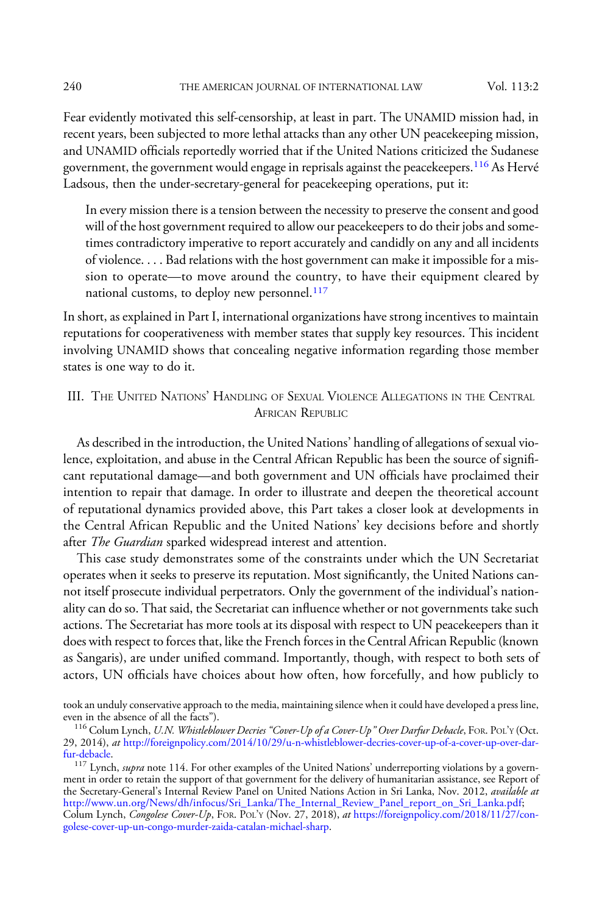Fear evidently motivated this self-censorship, at least in part. The UNAMID mission had, in recent years, been subjected to more lethal attacks than any other UN peacekeeping mission, and UNAMID officials reportedly worried that if the United Nations criticized the Sudanese government, the government would engage in reprisals against the peacekeepers.[116] As Hervé Ladsous, then the under-secretary-general for peacekeeping operations, put it:

> In every mission there is a tension between the necessity to preserve the consent and good will of the host government required to allow our peacekeepers to do their jobs and sometimes contradictory imperative to report accurately and candidly on any and all incidents of violence. . . . Bad relations with the host government can make it impossible for a mission to operate—to move around the country, to have their equipment cleared by national customs, to deploy new personnel.[117]

In short, as explained in Part I, international organizations have strong incentives to maintain reputations for cooperativeness with member states that supply key resources. This incident involving UNAMID shows that concealing negative information regarding those member states is one way to do it.

## III. The United Nations' Handling of Sexual Violence Allegations in the Central African Republic

As described in the introduction, the United Nations' handling of allegations of sexual violence, exploitation, and abuse in the Central African Republic has been the source of significant reputational damage—and both government and UN officials have proclaimed their intention to repair that damage. In order to illustrate and deepen the theoretical account of reputational dynamics provided above, this Part takes a closer look at developments in the Central African Republic and the United Nations' key decisions before and shortly after *The Guardian* sparked widespread interest and attention.

This case study demonstrates some of the constraints under which the UN Secretariat operates when it seeks to preserve its reputation. Most significantly, the United Nations cannot itself prosecute individual perpetrators. Only the government of the individual's nationality can do so. That said, the Secretariat can influence whether or not governments take such actions. The Secretariat has more tools at its disposal with respect to UN peacekeepers than it does with respect to forces that, like the French forces in the Central African Republic (known as Sangaris), are under unified command. Importantly, though, with respect to both sets of actors, UN officials have choices about how often, how forcefully, and how publicly to

---

took an unduly conservative approach to the media, maintaining silence when it could have developed a press line, even in the absence of all the facts").

[116] Colum Lynch, *U.N. Whistleblower Decries "Cover-Up of a Cover-Up" Over Darfur Debacle*, For. Pol'y (Oct. 29, 2014), *at* http://foreignpolicy.com/2014/10/29/u-n-whistleblower-decries-cover-up-of-a-cover-up-over-darfur-debacle.

[117] Lynch, *supra* note 114. For other examples of the United Nations' underreporting violations by a government in order to retain the support of that government for the delivery of humanitarian assistance, see Report of the Secretary-General's Internal Review Panel on United Nations Action in Sri Lanka, Nov. 2012, *available at* http://www.un.org/News/dh/infocus/Sri_Lanka/The_Internal_Review_Panel_report_on_Sri_Lanka.pdf; Colum Lynch, *Congolese Cover-Up*, For. Pol'y (Nov. 27, 2018), *at* https://foreignpolicy.com/2018/11/27/congolese-cover-up-un-congo-murder-zaida-catalan-michael-sharp.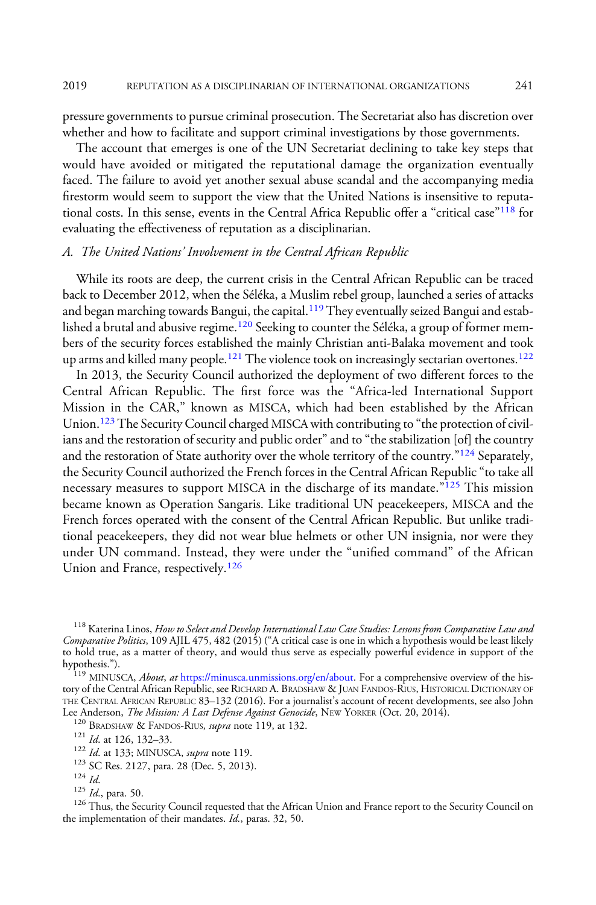pressure governments to pursue criminal prosecution. The Secretariat also has discretion over whether and how to facilitate and support criminal investigations by those governments.

The account that emerges is one of the UN Secretariat declining to take key steps that would have avoided or mitigated the reputational damage the organization eventually faced. The failure to avoid yet another sexual abuse scandal and the accompanying media firestorm would seem to support the view that the United Nations is insensitive to reputational costs. In this sense, events in the Central Africa Republic offer a "critical case"[118] for evaluating the effectiveness of reputation as a disciplinarian.

### *A. The United Nations' Involvement in the Central African Republic*

While its roots are deep, the current crisis in the Central African Republic can be traced back to December 2012, when the Séléka, a Muslim rebel group, launched a series of attacks and began marching towards Bangui, the capital.[119] They eventually seized Bangui and established a brutal and abusive regime.[120] Seeking to counter the Séléka, a group of former members of the security forces established the mainly Christian anti-Balaka movement and took up arms and killed many people.[121] The violence took on increasingly sectarian overtones.[122]

In 2013, the Security Council authorized the deployment of two different forces to the Central African Republic. The first force was the "Africa-led International Support Mission in the CAR," known as MISCA, which had been established by the African Union.[123] The Security Council charged MISCA with contributing to "the protection of civilians and the restoration of security and public order" and to "the stabilization [of] the country and the restoration of State authority over the whole territory of the country."[124] Separately, the Security Council authorized the French forces in the Central African Republic "to take all necessary measures to support MISCA in the discharge of its mandate."[125] This mission became known as Operation Sangaris. Like traditional UN peacekeepers, MISCA and the French forces operated with the consent of the Central African Republic. But unlike traditional peacekeepers, they did not wear blue helmets or other UN insignia, nor were they under UN command. Instead, they were under the "unified command" of the African Union and France, respectively.[126]

---

[118] Katerina Linos, *How to Select and Develop International Law Case Studies: Lessons from Comparative Law and Comparative Politics*, 109 AJIL 475, 482 (2015) ("A critical case is one in which a hypothesis would be least likely to hold true, as a matter of theory, and would thus serve as especially powerful evidence in support of the hypothesis.").

[119] MINUSCA, *About*, *at* https://minusca.unmissions.org/en/about. For a comprehensive overview of the history of the Central African Republic, see Richard A. Bradshaw & Juan Fandos-Rius, Historical Dictionary of the Central African Republic 83–132 (2016). For a journalist's account of recent developments, see also John Lee Anderson, *The Mission: A Last Defense Against Genocide*, New Yorker (Oct. 20, 2014).

[120] Bradshaw & Fandos-Rius, *supra* note 119, at 132.

[121] *Id.* at 126, 132–33.

[122] *Id.* at 133; MINUSCA, *supra* note 119.

[123] SC Res. 2127, para. 28 (Dec. 5, 2013).

[124] *Id.*

[125] *Id.*, para. 50.

[126] Thus, the Security Council requested that the African Union and France report to the Security Council on the implementation of their mandates. *Id.*, paras. 32, 50.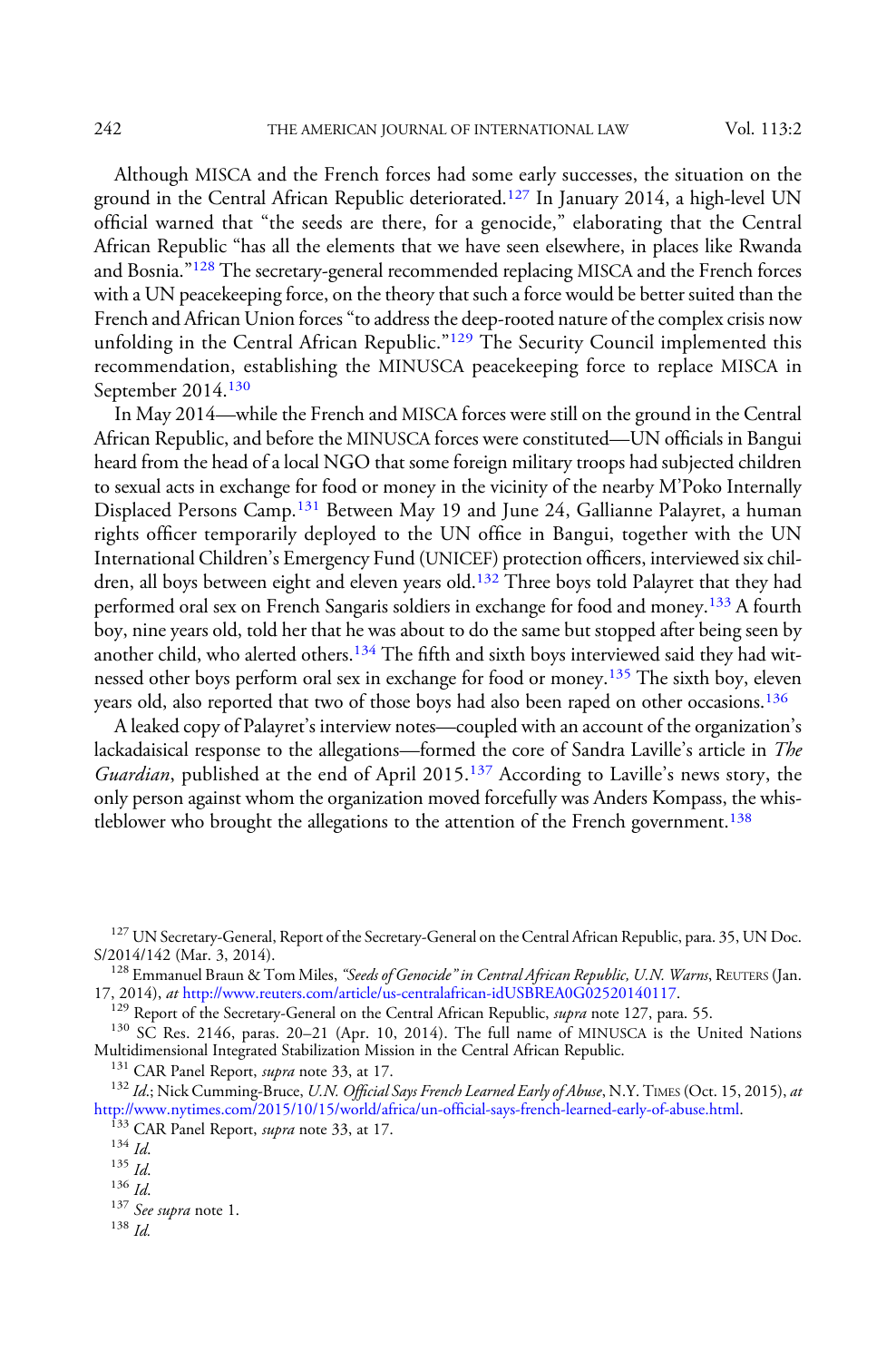Although MISCA and the French forces had some early successes, the situation on the ground in the Central African Republic deteriorated.[127] In January 2014, a high-level UN official warned that "the seeds are there, for a genocide," elaborating that the Central African Republic "has all the elements that we have seen elsewhere, in places like Rwanda and Bosnia."[128] The secretary-general recommended replacing MISCA and the French forces with a UN peacekeeping force, on the theory that such a force would be better suited than the French and African Union forces "to address the deep-rooted nature of the complex crisis now unfolding in the Central African Republic."[129] The Security Council implemented this recommendation, establishing the MINUSCA peacekeeping force to replace MISCA in September 2014.[130]

In May 2014—while the French and MISCA forces were still on the ground in the Central African Republic, and before the MINUSCA forces were constituted—UN officials in Bangui heard from the head of a local NGO that some foreign military troops had subjected children to sexual acts in exchange for food or money in the vicinity of the nearby M'Poko Internally Displaced Persons Camp.[131] Between May 19 and June 24, Gallianne Palayret, a human rights officer temporarily deployed to the UN office in Bangui, together with the UN International Children's Emergency Fund (UNICEF) protection officers, interviewed six children, all boys between eight and eleven years old.[132] Three boys told Palayret that they had performed oral sex on French Sangaris soldiers in exchange for food and money.[133] A fourth boy, nine years old, told her that he was about to do the same but stopped after being seen by another child, who alerted others.[134] The fifth and sixth boys interviewed said they had witnessed other boys perform oral sex in exchange for food or money.[135] The sixth boy, eleven years old, also reported that two of those boys had also been raped on other occasions.[136]

A leaked copy of Palayret's interview notes—coupled with an account of the organization's lackadaisical response to the allegations—formed the core of Sandra Laville's article in *The Guardian*, published at the end of April 2015.[137] According to Laville's news story, the only person against whom the organization moved forcefully was Anders Kompass, the whistleblower who brought the allegations to the attention of the French government.[138]

---

[127] UN Secretary-General, Report of the Secretary-General on the Central African Republic, para. 35, UN Doc. S/2014/142 (Mar. 3, 2014).

[128] Emmanuel Braun & Tom Miles, *"Seeds of Genocide" in Central African Republic, U.N. Warns*, REUTERS (Jan. 17, 2014), *at* http://www.reuters.com/article/us-centralafrican-idUSBREA0G02520140117.

[129] Report of the Secretary-General on the Central African Republic, *supra* note 127, para. 55.

[130] SC Res. 2146, paras. 20–21 (Apr. 10, 2014). The full name of MINUSCA is the United Nations Multidimensional Integrated Stabilization Mission in the Central African Republic.

[131] CAR Panel Report, *supra* note 33, at 17.

[132] *Id.*; Nick Cumming-Bruce, *U.N. Official Says French Learned Early of Abuse*, N.Y. TIMES (Oct. 15, 2015), *at* http://www.nytimes.com/2015/10/15/world/africa/un-official-says-french-learned-early-of-abuse.html.

[133] CAR Panel Report, *supra* note 33, at 17.

[134] *Id.*

[135] *Id.*

[136] *Id.*

[137] *See supra* note 1.

[138] *Id.*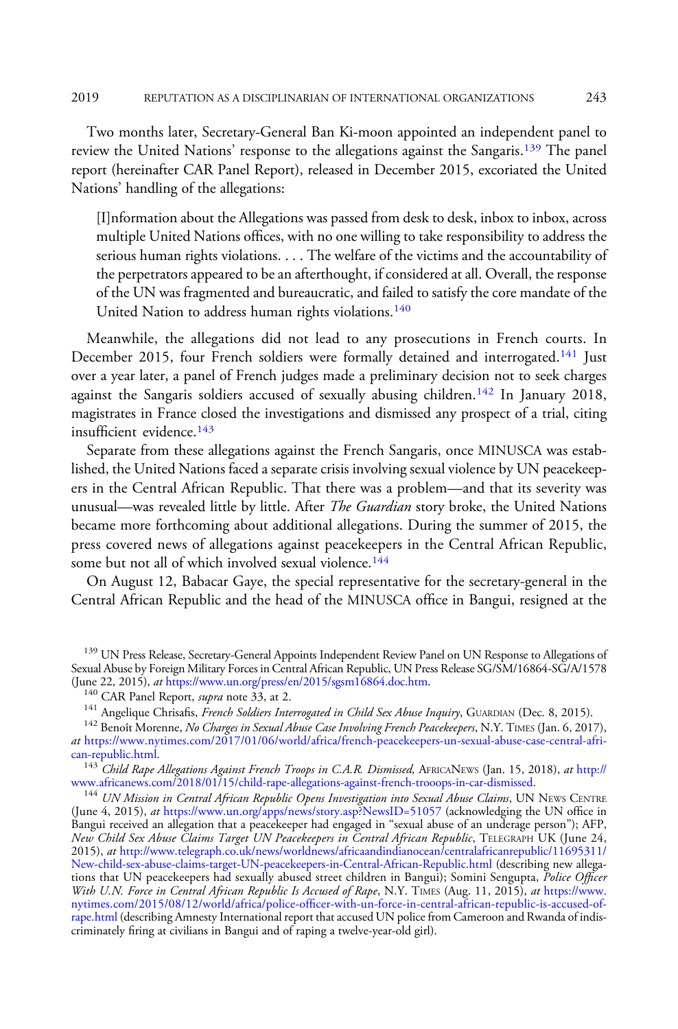Two months later, Secretary-General Ban Ki-moon appointed an independent panel to review the United Nations' response to the allegations against the Sangaris.[139] The panel report (hereinafter CAR Panel Report), released in December 2015, excoriated the United Nations' handling of the allegations:

> [I]nformation about the Allegations was passed from desk to desk, inbox to inbox, across multiple United Nations offices, with no one willing to take responsibility to address the serious human rights violations. . . . The welfare of the victims and the accountability of the perpetrators appeared to be an afterthought, if considered at all. Overall, the response of the UN was fragmented and bureaucratic, and failed to satisfy the core mandate of the United Nation to address human rights violations.[140]

Meanwhile, the allegations did not lead to any prosecutions in French courts. In December 2015, four French soldiers were formally detained and interrogated.[141] Just over a year later, a panel of French judges made a preliminary decision not to seek charges against the Sangaris soldiers accused of sexually abusing children.[142] In January 2018, magistrates in France closed the investigations and dismissed any prospect of a trial, citing insufficient evidence.[143]

Separate from these allegations against the French Sangaris, once MINUSCA was established, the United Nations faced a separate crisis involving sexual violence by UN peacekeepers in the Central African Republic. That there was a problem—and that its severity was unusual—was revealed little by little. After *The Guardian* story broke, the United Nations became more forthcoming about additional allegations. During the summer of 2015, the press covered news of allegations against peacekeepers in the Central African Republic, some but not all of which involved sexual violence.[144]

On August 12, Babacar Gaye, the special representative for the secretary-general in the Central African Republic and the head of the MINUSCA office in Bangui, resigned at the

---

[139] UN Press Release, Secretary-General Appoints Independent Review Panel on UN Response to Allegations of Sexual Abuse by Foreign Military Forces in Central African Republic, UN Press Release SG/SM/16864-SG/A/1578 (June 22, 2015), *at* https://www.un.org/press/en/2015/sgsm16864.doc.htm.

[140] CAR Panel Report, *supra* note 33, at 2.

[141] Angelique Chrisafis, *French Soldiers Interrogated in Child Sex Abuse Inquiry*, GUARDIAN (Dec. 8, 2015).

[142] Benoît Morenne, *No Charges in Sexual Abuse Case Involving French Peacekeepers*, N.Y. TIMES (Jan. 6, 2017), *at* https://www.nytimes.com/2017/01/06/world/africa/french-peacekeepers-un-sexual-abuse-case-central-african-republic.html.

[143] *Child Rape Allegations Against French Troops in C.A.R. Dismissed*, AFRICANEWS (Jan. 15, 2018), *at* http://www.africanews.com/2018/01/15/child-rape-allegations-against-french-trooops-in-car-dismissed.

[144] *UN Mission in Central African Republic Opens Investigation into Sexual Abuse Claims*, UN NEWS CENTRE (June 4, 2015), *at* https://www.un.org/apps/news/story.asp?NewsID=51057 (acknowledging the UN office in Bangui received an allegation that a peacekeeper had engaged in "sexual abuse of an underage person"); AFP, *New Child Sex Abuse Claims Target UN Peacekeepers in Central African Republic*, TELEGRAPH UK (June 24, 2015), *at* http://www.telegraph.co.uk/news/worldnews/africaandindianocean/centralafricanrepublic/11695311/New-child-sex-abuse-claims-target-UN-peacekeepers-in-Central-African-Republic.html (describing new allegations that UN peacekeepers had sexually abused street children in Bangui); Somini Sengupta, *Police Officer With U.N. Force in Central African Republic Is Accused of Rape*, N.Y. TIMES (Aug. 11, 2015), *at* https://www.nytimes.com/2015/08/12/world/africa/police-officer-with-un-force-in-central-african-republic-is-accused-of-rape.html (describing Amnesty International report that accused UN police from Cameroon and Rwanda of indiscriminately firing at civilians in Bangui and of raping a twelve-year-old girl).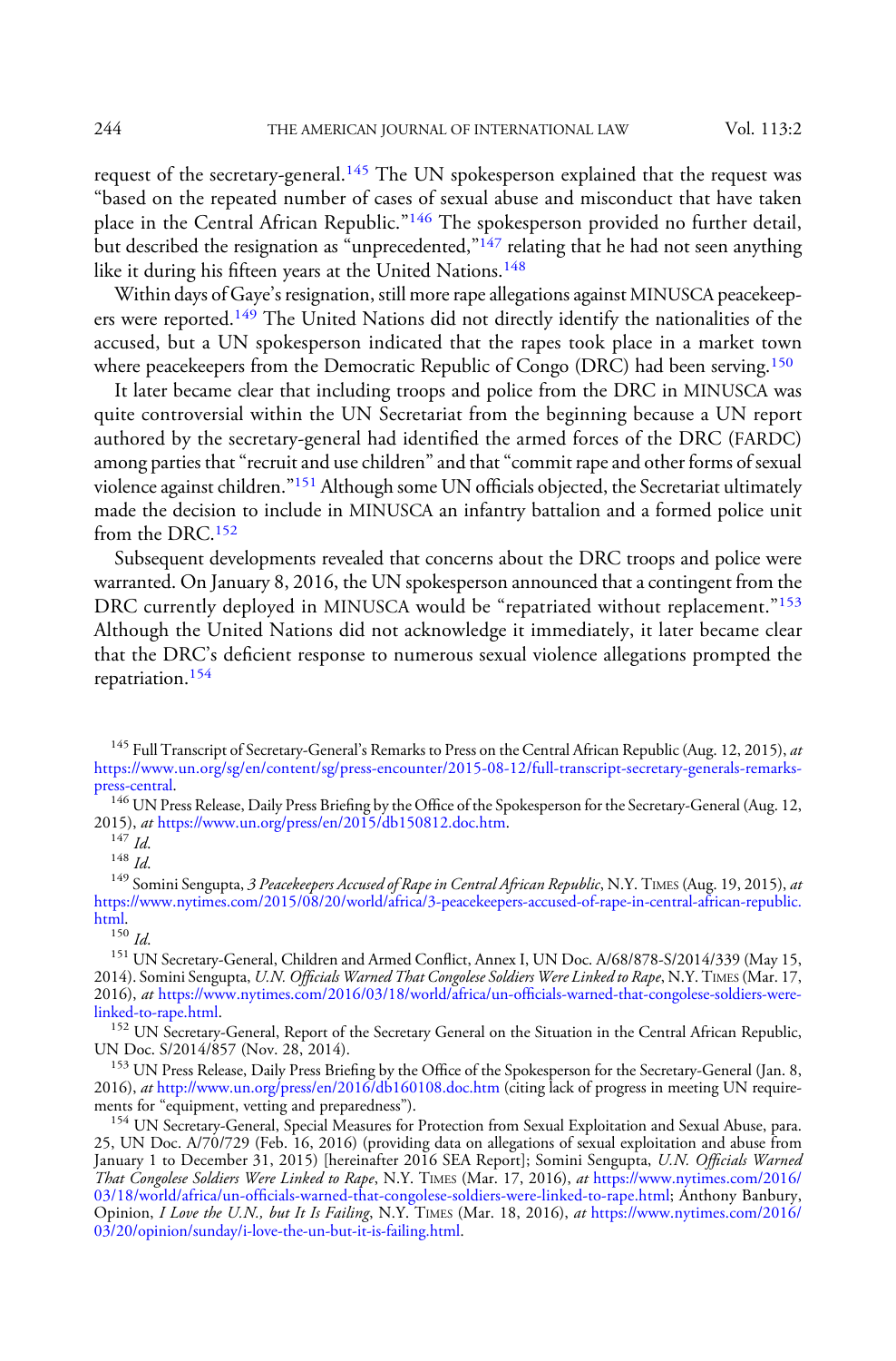request of the secretary-general.[145] The UN spokesperson explained that the request was "based on the repeated number of cases of sexual abuse and misconduct that have taken place in the Central African Republic."[146] The spokesperson provided no further detail, but described the resignation as "unprecedented,"[147] relating that he had not seen anything like it during his fifteen years at the United Nations.[148]

Within days of Gaye's resignation, still more rape allegations against MINUSCA peacekeepers were reported.[149] The United Nations did not directly identify the nationalities of the accused, but a UN spokesperson indicated that the rapes took place in a market town where peacekeepers from the Democratic Republic of Congo (DRC) had been serving.[150]

It later became clear that including troops and police from the DRC in MINUSCA was quite controversial within the UN Secretariat from the beginning because a UN report authored by the secretary-general had identified the armed forces of the DRC (FARDC) among parties that "recruit and use children" and that "commit rape and other forms of sexual violence against children."[151] Although some UN officials objected, the Secretariat ultimately made the decision to include in MINUSCA an infantry battalion and a formed police unit from the DRC.[152]

Subsequent developments revealed that concerns about the DRC troops and police were warranted. On January 8, 2016, the UN spokesperson announced that a contingent from the DRC currently deployed in MINUSCA would be "repatriated without replacement."[153] Although the United Nations did not acknowledge it immediately, it later became clear that the DRC's deficient response to numerous sexual violence allegations prompted the repatriation.[154]

[145] Full Transcript of Secretary-General's Remarks to Press on the Central African Republic (Aug. 12, 2015), *at* https://www.un.org/sg/en/content/sg/press-encounter/2015-08-12/full-transcript-secretary-generals-remarks-press-central.

[146] UN Press Release, Daily Press Briefing by the Office of the Spokesperson for the Secretary-General (Aug. 12, 2015), *at* https://www.un.org/press/en/2015/db150812.doc.htm.

[147] *Id.*

[148] *Id.*

[149] Somini Sengupta, *3 Peacekeepers Accused of Rape in Central African Republic*, N.Y. TIMES (Aug. 19, 2015), *at* https://www.nytimes.com/2015/08/20/world/africa/3-peacekeepers-accused-of-rape-in-central-african-republic.html.

[150] *Id.*

[151] UN Secretary-General, Children and Armed Conflict, Annex I, UN Doc. A/68/878-S/2014/339 (May 15, 2014). Somini Sengupta, *U.N. Officials Warned That Congolese Soldiers Were Linked to Rape*, N.Y. TIMES (Mar. 17, 2016), *at* https://www.nytimes.com/2016/03/18/world/africa/un-officials-warned-that-congolese-soldiers-were-linked-to-rape.html.

[152] UN Secretary-General, Report of the Secretary General on the Situation in the Central African Republic, UN Doc. S/2014/857 (Nov. 28, 2014).

[153] UN Press Release, Daily Press Briefing by the Office of the Spokesperson for the Secretary-General (Jan. 8, 2016), *at* http://www.un.org/press/en/2016/db160108.doc.htm (citing lack of progress in meeting UN requirements for "equipment, vetting and preparedness").

[154] UN Secretary-General, Special Measures for Protection from Sexual Exploitation and Sexual Abuse, para. 25, UN Doc. A/70/729 (Feb. 16, 2016) (providing data on allegations of sexual exploitation and abuse from January 1 to December 31, 2015) [hereinafter 2016 SEA Report]; Somini Sengupta, *U.N. Officials Warned That Congolese Soldiers Were Linked to Rape*, N.Y. TIMES (Mar. 17, 2016), *at* https://www.nytimes.com/2016/03/18/world/africa/un-officials-warned-that-congolese-soldiers-were-linked-to-rape.html; Anthony Banbury, Opinion, *I Love the U.N., but It Is Failing*, N.Y. TIMES (Mar. 18, 2016), *at* https://www.nytimes.com/2016/03/20/opinion/sunday/i-love-the-un-but-it-is-failing.html.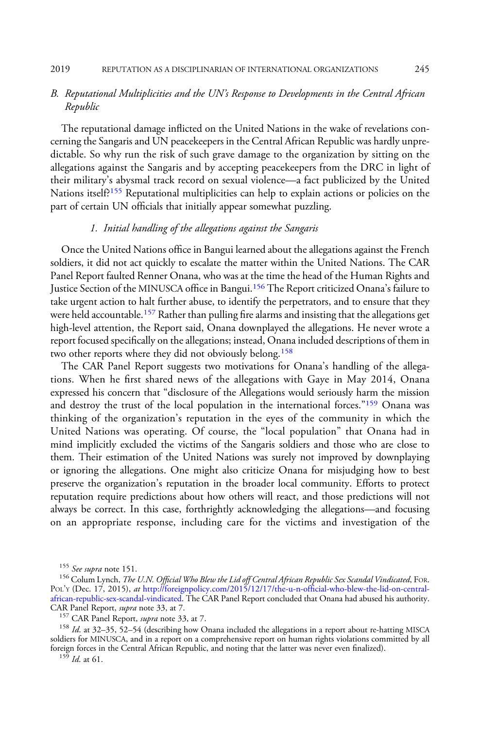### B. *Reputational Multiplicities and the UN's Response to Developments in the Central African Republic*

The reputational damage inflicted on the United Nations in the wake of revelations concerning the Sangaris and UN peacekeepers in the Central African Republic was hardly unpredictable. So why run the risk of such grave damage to the organization by sitting on the allegations against the Sangaris and by accepting peacekeepers from the DRC in light of their military's abysmal track record on sexual violence—a fact publicized by the United Nations itself?[155] Reputational multiplicities can help to explain actions or policies on the part of certain UN officials that initially appear somewhat puzzling.

#### 1. *Initial handling of the allegations against the Sangaris*

Once the United Nations office in Bangui learned about the allegations against the French soldiers, it did not act quickly to escalate the matter within the United Nations. The CAR Panel Report faulted Renner Onana, who was at the time the head of the Human Rights and Justice Section of the MINUSCA office in Bangui.[156] The Report criticized Onana's failure to take urgent action to halt further abuse, to identify the perpetrators, and to ensure that they were held accountable.[157] Rather than pulling fire alarms and insisting that the allegations get high-level attention, the Report said, Onana downplayed the allegations. He never wrote a report focused specifically on the allegations; instead, Onana included descriptions of them in two other reports where they did not obviously belong.[158]

The CAR Panel Report suggests two motivations for Onana's handling of the allegations. When he first shared news of the allegations with Gaye in May 2014, Onana expressed his concern that "disclosure of the Allegations would seriously harm the mission and destroy the trust of the local population in the international forces."[159] Onana was thinking of the organization's reputation in the eyes of the community in which the United Nations was operating. Of course, the "local population" that Onana had in mind implicitly excluded the victims of the Sangaris soldiers and those who are close to them. Their estimation of the United Nations was surely not improved by downplaying or ignoring the allegations. One might also criticize Onana for misjudging how to best preserve the organization's reputation in the broader local community. Efforts to protect reputation require predictions about how others will react, and those predictions will not always be correct. In this case, forthrightly acknowledging the allegations—and focusing on an appropriate response, including care for the victims and investigation of the

---

[155] *See supra* note 151.

[156] Colum Lynch, *The U.N. Official Who Blew the Lid off Central African Republic Sex Scandal Vindicated*, FOR. POL'Y (Dec. 17, 2015), *at* http://foreignpolicy.com/2015/12/17/the-u-n-official-who-blew-the-lid-on-central-african-republic-sex-scandal-vindicated. The CAR Panel Report concluded that Onana had abused his authority. CAR Panel Report, *supra* note 33, at 7.

[157] CAR Panel Report, *supra* note 33, at 7.

[158] *Id.* at 32–35, 52–54 (describing how Onana included the allegations in a report about re-hatting MISCA soldiers for MINUSCA, and in a report on a comprehensive report on human rights violations committed by all foreign forces in the Central African Republic, and noting that the latter was never even finalized).

[159] *Id.* at 61.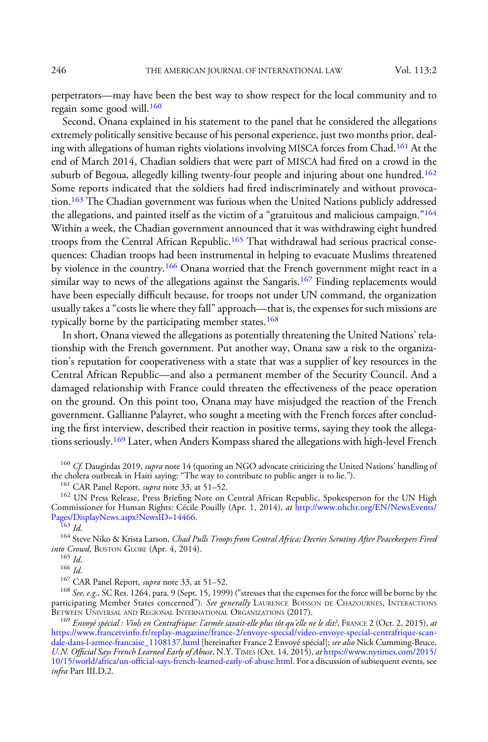perpetrators—may have been the best way to show respect for the local community and to regain some good will.[160]

Second, Onana explained in his statement to the panel that he considered the allegations extremely politically sensitive because of his personal experience, just two months prior, dealing with allegations of human rights violations involving MISCA forces from Chad.[161] At the end of March 2014, Chadian soldiers that were part of MISCA had fired on a crowd in the suburb of Begoua, allegedly killing twenty-four people and injuring about one hundred.[162] Some reports indicated that the soldiers had fired indiscriminately and without provocation.[163] The Chadian government was furious when the United Nations publicly addressed the allegations, and painted itself as the victim of a "gratuitous and malicious campaign."[164] Within a week, the Chadian government announced that it was withdrawing eight hundred troops from the Central African Republic.[165] That withdrawal had serious practical consequences: Chadian troops had been instrumental in helping to evacuate Muslims threatened by violence in the country.[166] Onana worried that the French government might react in a similar way to news of the allegations against the Sangaris.[167] Finding replacements would have been especially difficult because, for troops not under UN command, the organization usually takes a "costs lie where they fall" approach—that is, the expenses for such missions are typically borne by the participating member states.[168]

In short, Onana viewed the allegations as potentially threatening the United Nations' relationship with the French government. Put another way, Onana saw a risk to the organization's reputation for cooperativeness with a state that was a supplier of key resources in the Central African Republic—and also a permanent member of the Security Council. And a damaged relationship with France could threaten the effectiveness of the peace operation on the ground. On this point too, Onana may have misjudged the reaction of the French government. Gallianne Palayret, who sought a meeting with the French forces after concluding the first interview, described their reaction in positive terms, saying they took the allegations seriously.[169] Later, when Anders Kompass shared the allegations with high-level French

[160] *Cf.* Daugirdas 2019, *supra* note 14 (quoting an NGO advocate criticizing the United Nations' handling of the cholera outbreak in Haiti saying: "The way to contribute to public anger is to lie.").

[161] CAR Panel Report, *supra* note 33, at 51–52.

[162] UN Press Release, Press Briefing Note on Central African Republic, Spokesperson for the UN High Commissioner for Human Rights: Cécile Pouilly (Apr. 1, 2014), *at* http://www.ohchr.org/EN/NewsEvents/Pages/DisplayNews.aspx?NewsID=14466.

[163] *Id.*

[164] Steve Niko & Krista Larson, *Chad Pulls Troops from Central Africa; Decries Scrutiny After Peacekeepers Fired into Crowd*, BOSTON GLOBE (Apr. 4, 2014).

[165] *Id.*

[166] *Id.*

[167] CAR Panel Report, *supra* note 33, at 51–52.

[168] *See, e.g.*, SC Res. 1264, para. 9 (Sept. 15, 1999) ("stresses that the expenses for the force will be borne by the participating Member States concerned"). *See generally* LAURENCE BOISSON DE CHAZOURNES, INTERACTIONS BETWEEN UNIVERSAL AND REGIONAL INTERNATIONAL ORGANIZATIONS (2017).

[169] *Envoyé spécial : Viols en Centrafrique: l'armée savait-elle plus tôt qu'elle ne le dit?*, FRANCE 2 (Oct. 2, 2015), *at* https://www.francetvinfo.fr/replay-magazine/france-2/envoye-special/video-envoye-special-centrafrique-scandale-dans-l-armee-francaise_1108137.html [hereinafter France 2 Envoyé spécial]; *see also* Nick Cumming-Bruce, *U.N. Official Says French Learned Early of Abuse*, N.Y. TIMES (Oct. 14, 2015), *at* https://www.nytimes.com/2015/10/15/world/africa/un-official-says-french-learned-early-of-abuse.html. For a discussion of subsequent events, see *infra* Part III.D.2.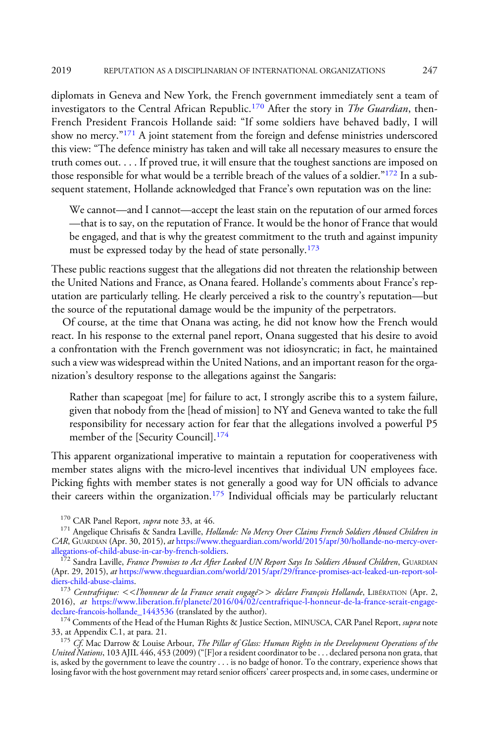diplomats in Geneva and New York, the French government immediately sent a team of investigators to the Central African Republic.[170] After the story in *The Guardian*, then-French President Francois Hollande said: "If some soldiers have behaved badly, I will show no mercy."[171] A joint statement from the foreign and defense ministries underscored this view: "The defence ministry has taken and will take all necessary measures to ensure the truth comes out. . . . If proved true, it will ensure that the toughest sanctions are imposed on those responsible for what would be a terrible breach of the values of a soldier."[172] In a subsequent statement, Hollande acknowledged that France's own reputation was on the line:

> We cannot—and I cannot—accept the least stain on the reputation of our armed forces—that is to say, on the reputation of France. It would be the honor of France that would be engaged, and that is why the greatest commitment to the truth and against impunity must be expressed today by the head of state personally.[173]

These public reactions suggest that the allegations did not threaten the relationship between the United Nations and France, as Onana feared. Hollande's comments about France's reputation are particularly telling. He clearly perceived a risk to the country's reputation—but the source of the reputational damage would be the impunity of the perpetrators.

Of course, at the time that Onana was acting, he did not know how the French would react. In his response to the external panel report, Onana suggested that his desire to avoid a confrontation with the French government was not idiosyncratic; in fact, he maintained such a view was widespread within the United Nations, and an important reason for the organization's desultory response to the allegations against the Sangaris:

> Rather than scapegoat [me] for failure to act, I strongly ascribe this to a system failure, given that nobody from the [head of mission] to NY and Geneva wanted to take the full responsibility for necessary action for fear that the allegations involved a powerful P5 member of the [Security Council].[174]

This apparent organizational imperative to maintain a reputation for cooperativeness with member states aligns with the micro-level incentives that individual UN employees face. Picking fights with member states is not generally a good way for UN officials to advance their careers within the organization.[175] Individual officials may be particularly reluctant

---

[170] CAR Panel Report, *supra* note 33, at 46.

[171] Angelique Chrisafis & Sandra Laville, *Hollande: No Mercy Over Claims French Soldiers Abused Children in CAR*, Guardian (Apr. 30, 2015), *at* https://www.theguardian.com/world/2015/apr/30/hollande-no-mercy-over-allegations-of-child-abuse-in-car-by-french-soldiers.

[172] Sandra Laville, *France Promises to Act After Leaked UN Report Says Its Soldiers Abused Children*, Guardian (Apr. 29, 2015), *at* https://www.theguardian.com/world/2015/apr/29/france-promises-act-leaked-un-report-soldiers-child-abuse-claims.

[173] *Centrafrique: <<l'honneur de la France serait engagé>> déclare François Hollande*, Libération (Apr. 2, 2016), *at* https://www.liberation.fr/planete/2016/04/02/centrafrique-l-honneur-de-la-france-serait-engage-declare-francois-hollande_1443536 (translated by the author).

[174] Comments of the Head of the Human Rights & Justice Section, MINUSCA, CAR Panel Report, *supra* note 33, at Appendix C.1, at para. 21.

[175] *Cf.* Mac Darrow & Louise Arbour, *The Pillar of Glass: Human Rights in the Development Operations of the United Nations*, 103 AJIL 446, 453 (2009) ("[F]or a resident coordinator to be . . . declared persona non grata, that is, asked by the government to leave the country . . . is no badge of honor. To the contrary, experience shows that losing favor with the host government may retard senior officers' career prospects and, in some cases, undermine or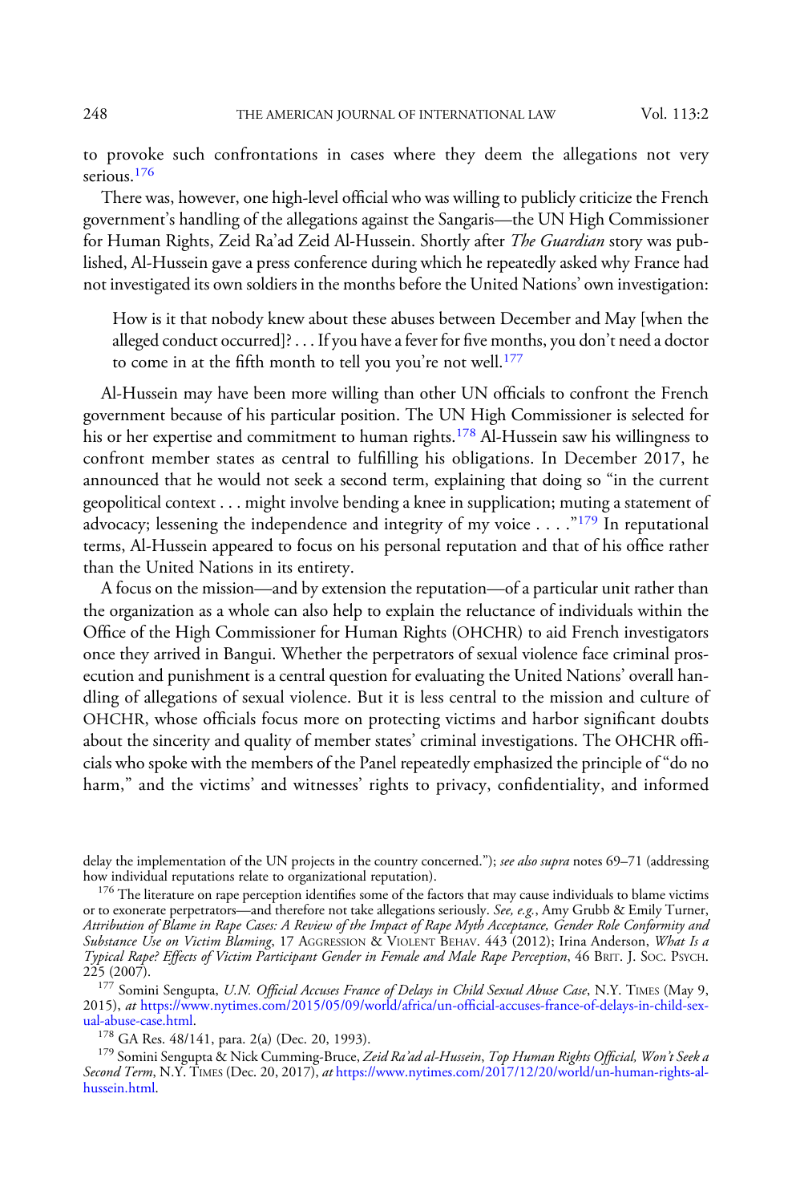to provoke such confrontations in cases where they deem the allegations not very serious.[176]

There was, however, one high-level official who was willing to publicly criticize the French government's handling of the allegations against the Sangaris—the UN High Commissioner for Human Rights, Zeid Ra'ad Zeid Al-Hussein. Shortly after *The Guardian* story was published, Al-Hussein gave a press conference during which he repeatedly asked why France had not investigated its own soldiers in the months before the United Nations' own investigation:

> How is it that nobody knew about these abuses between December and May [when the alleged conduct occurred]? . . . If you have a fever for five months, you don't need a doctor to come in at the fifth month to tell you you're not well.[177]

Al-Hussein may have been more willing than other UN officials to confront the French government because of his particular position. The UN High Commissioner is selected for his or her expertise and commitment to human rights.[178] Al-Hussein saw his willingness to confront member states as central to fulfilling his obligations. In December 2017, he announced that he would not seek a second term, explaining that doing so "in the current geopolitical context . . . might involve bending a knee in supplication; muting a statement of advocacy; lessening the independence and integrity of my voice . . . ."[179] In reputational terms, Al-Hussein appeared to focus on his personal reputation and that of his office rather than the United Nations in its entirety.

A focus on the mission—and by extension the reputation—of a particular unit rather than the organization as a whole can also help to explain the reluctance of individuals within the Office of the High Commissioner for Human Rights (OHCHR) to aid French investigators once they arrived in Bangui. Whether the perpetrators of sexual violence face criminal prosecution and punishment is a central question for evaluating the United Nations' overall handling of allegations of sexual violence. But it is less central to the mission and culture of OHCHR, whose officials focus more on protecting victims and harbor significant doubts about the sincerity and quality of member states' criminal investigations. The OHCHR officials who spoke with the members of the Panel repeatedly emphasized the principle of "do no harm," and the victims' and witnesses' rights to privacy, confidentiality, and informed

delay the implementation of the UN projects in the country concerned."); *see also supra* notes 69–71 (addressing how individual reputations relate to organizational reputation).

[176] The literature on rape perception identifies some of the factors that may cause individuals to blame victims or to exonerate perpetrators—and therefore not take allegations seriously. *See, e.g.*, Amy Grubb & Emily Turner, *Attribution of Blame in Rape Cases: A Review of the Impact of Rape Myth Acceptance, Gender Role Conformity and Substance Use on Victim Blaming*, 17 AGGRESSION & VIOLENT BEHAV. 443 (2012); Irina Anderson, *What Is a Typical Rape? Effects of Victim Participant Gender in Female and Male Rape Perception*, 46 BRIT. J. SOC. PSYCH. 225 (2007).

[177] Somini Sengupta, *U.N. Official Accuses France of Delays in Child Sexual Abuse Case*, N.Y. TIMES (May 9, 2015), *at* https://www.nytimes.com/2015/05/09/world/africa/un-official-accuses-france-of-delays-in-child-sexual-abuse-case.html.

[178] GA Res. 48/141, para. 2(a) (Dec. 20, 1993).

[179] Somini Sengupta & Nick Cumming-Bruce, *Zeid Ra'ad al-Hussein, Top Human Rights Official, Won't Seek a Second Term*, N.Y. TIMES (Dec. 20, 2017), *at* https://www.nytimes.com/2017/12/20/world/un-human-rights-al-hussein.html.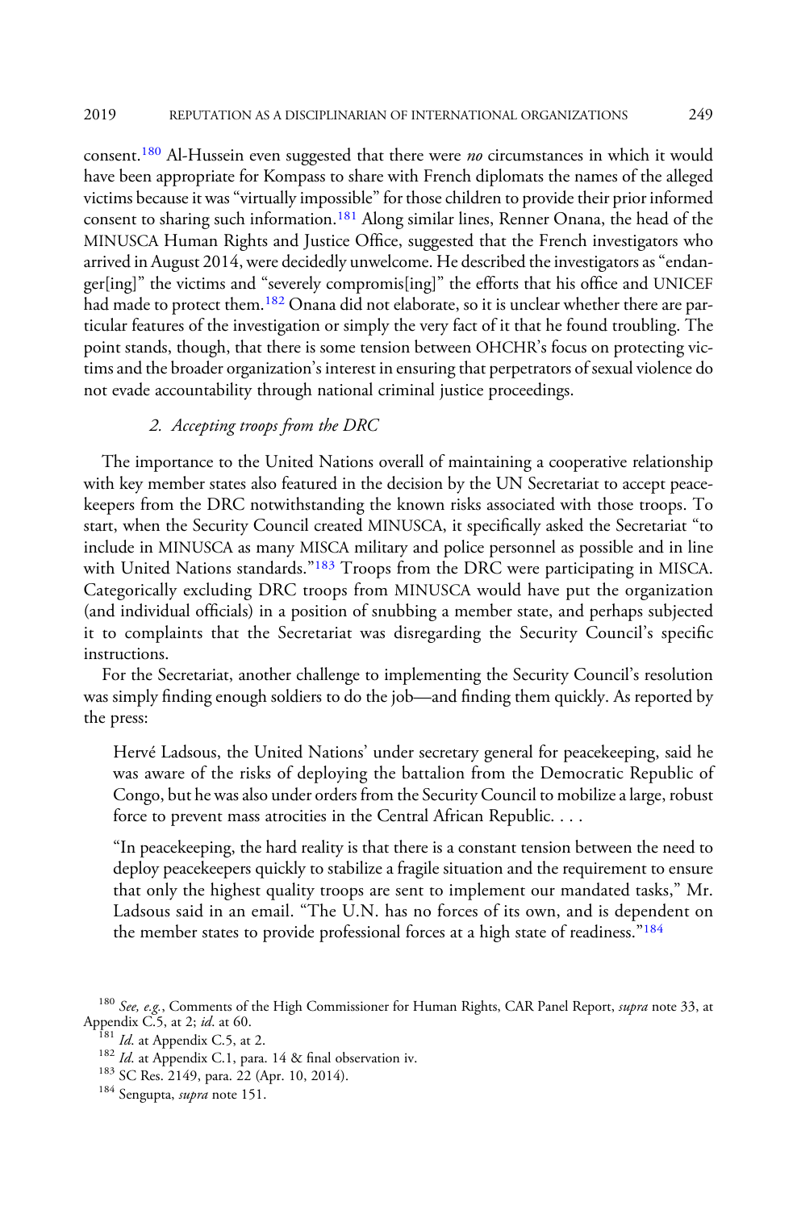consent.[180] Al-Hussein even suggested that there were *no* circumstances in which it would have been appropriate for Kompass to share with French diplomats the names of the alleged victims because it was "virtually impossible" for those children to provide their prior informed consent to sharing such information.[181] Along similar lines, Renner Onana, the head of the MINUSCA Human Rights and Justice Office, suggested that the French investigators who arrived in August 2014, were decidedly unwelcome. He described the investigators as "endanger[ing]" the victims and "severely compromis[ing]" the efforts that his office and UNICEF had made to protect them.[182] Onana did not elaborate, so it is unclear whether there are particular features of the investigation or simply the very fact of it that he found troubling. The point stands, though, that there is some tension between OHCHR's focus on protecting victims and the broader organization's interest in ensuring that perpetrators of sexual violence do not evade accountability through national criminal justice proceedings.

#### 2. *Accepting troops from the DRC*

The importance to the United Nations overall of maintaining a cooperative relationship with key member states also featured in the decision by the UN Secretariat to accept peacekeepers from the DRC notwithstanding the known risks associated with those troops. To start, when the Security Council created MINUSCA, it specifically asked the Secretariat "to include in MINUSCA as many MISCA military and police personnel as possible and in line with United Nations standards."[183] Troops from the DRC were participating in MISCA. Categorically excluding DRC troops from MINUSCA would have put the organization (and individual officials) in a position of snubbing a member state, and perhaps subjected it to complaints that the Secretariat was disregarding the Security Council's specific instructions.

For the Secretariat, another challenge to implementing the Security Council's resolution was simply finding enough soldiers to do the job—and finding them quickly. As reported by the press:

> Hervé Ladsous, the United Nations' under secretary general for peacekeeping, said he was aware of the risks of deploying the battalion from the Democratic Republic of Congo, but he was also under orders from the Security Council to mobilize a large, robust force to prevent mass atrocities in the Central African Republic. . . .
>
> "In peacekeeping, the hard reality is that there is a constant tension between the need to deploy peacekeepers quickly to stabilize a fragile situation and the requirement to ensure that only the highest quality troops are sent to implement our mandated tasks," Mr. Ladsous said in an email. "The U.N. has no forces of its own, and is dependent on the member states to provide professional forces at a high state of readiness."[184]

---

[180] *See, e.g.*, Comments of the High Commissioner for Human Rights, CAR Panel Report, *supra* note 33, at Appendix C.5, at 2; *id.* at 60.

[181] *Id.* at Appendix C.5, at 2.

[182] *Id.* at Appendix C.1, para. 14 & final observation iv.

[183] SC Res. 2149, para. 22 (Apr. 10, 2014).

[184] Sengupta, *supra* note 151.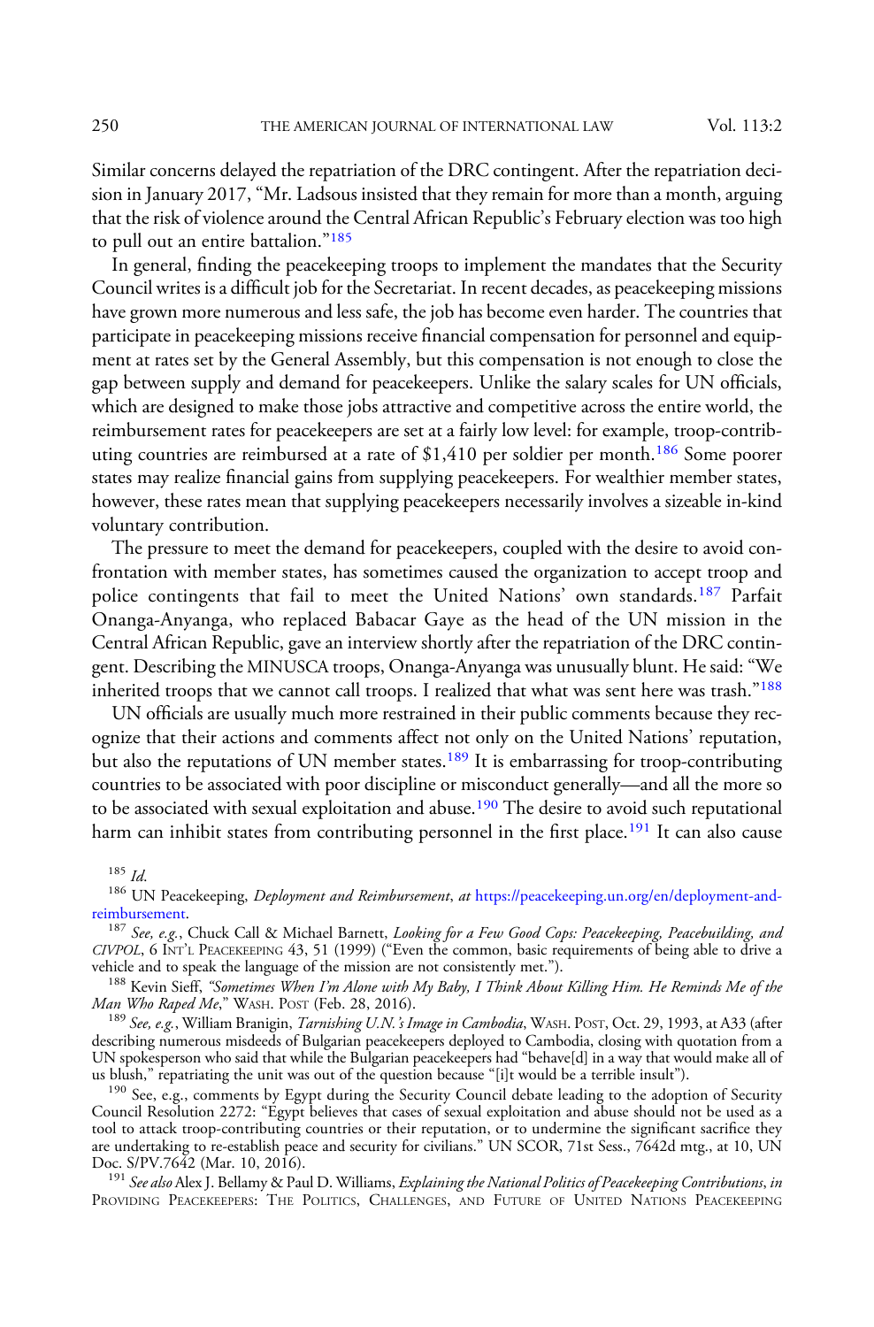Similar concerns delayed the repatriation of the DRC contingent. After the repatriation decision in January 2017, "Mr. Ladsous insisted that they remain for more than a month, arguing that the risk of violence around the Central African Republic's February election was too high to pull out an entire battalion."[185]

In general, finding the peacekeeping troops to implement the mandates that the Security Council writes is a difficult job for the Secretariat. In recent decades, as peacekeeping missions have grown more numerous and less safe, the job has become even harder. The countries that participate in peacekeeping missions receive financial compensation for personnel and equipment at rates set by the General Assembly, but this compensation is not enough to close the gap between supply and demand for peacekeepers. Unlike the salary scales for UN officials, which are designed to make those jobs attractive and competitive across the entire world, the reimbursement rates for peacekeepers are set at a fairly low level: for example, troop-contributing countries are reimbursed at a rate of $1,410 per soldier per month.[186] Some poorer states may realize financial gains from supplying peacekeepers. For wealthier member states, however, these rates mean that supplying peacekeepers necessarily involves a sizeable in-kind voluntary contribution.

The pressure to meet the demand for peacekeepers, coupled with the desire to avoid confrontation with member states, has sometimes caused the organization to accept troop and police contingents that fail to meet the United Nations' own standards.[187] Parfait Onanga-Anyanga, who replaced Babacar Gaye as the head of the UN mission in the Central African Republic, gave an interview shortly after the repatriation of the DRC contingent. Describing the MINUSCA troops, Onanga-Anyanga was unusually blunt. He said: "We inherited troops that we cannot call troops. I realized that what was sent here was trash."[188]

UN officials are usually much more restrained in their public comments because they recognize that their actions and comments affect not only on the United Nations' reputation, but also the reputations of UN member states.[189] It is embarrassing for troop-contributing countries to be associated with poor discipline or misconduct generally—and all the more so to be associated with sexual exploitation and abuse.[190] The desire to avoid such reputational harm can inhibit states from contributing personnel in the first place.[191] It can also cause

---

[185] *Id.*

[186] UN Peacekeeping, *Deployment and Reimbursement*, *at* https://peacekeeping.un.org/en/deployment-and-reimbursement.

[187] *See, e.g.*, Chuck Call & Michael Barnett, *Looking for a Few Good Cops: Peacekeeping, Peacebuilding, and CIVPOL*, 6 INT'L PEACEKEEPING 43, 51 (1999) ("Even the common, basic requirements of being able to drive a vehicle and to speak the language of the mission are not consistently met.").

[188] Kevin Sieff, *"Sometimes When I'm Alone with My Baby, I Think About Killing Him. He Reminds Me of the Man Who Raped Me*," WASH. POST (Feb. 28, 2016).

[189] *See, e.g.*, William Branigin, *Tarnishing U.N.'s Image in Cambodia*, WASH. POST, Oct. 29, 1993, at A33 (after describing numerous misdeeds of Bulgarian peacekeepers deployed to Cambodia, closing with quotation from a UN spokesperson who said that while the Bulgarian peacekeepers had "behave[d] in a way that would make all of us blush," repatriating the unit was out of the question because "[i]t would be a terrible insult").

[190] See, e.g., comments by Egypt during the Security Council debate leading to the adoption of Security Council Resolution 2272: "Egypt believes that cases of sexual exploitation and abuse should not be used as a tool to attack troop-contributing countries or their reputation, or to undermine the significant sacrifice they are undertaking to re-establish peace and security for civilians." UN SCOR, 71st Sess., 7642d mtg., at 10, UN Doc. S/PV.7642 (Mar. 10, 2016).

[191] *See also* Alex J. Bellamy & Paul D. Williams, *Explaining the National Politics of Peacekeeping Contributions*, *in* PROVIDING PEACEKEEPERS: THE POLITICS, CHALLENGES, AND FUTURE OF UNITED NATIONS PEACEKEEPING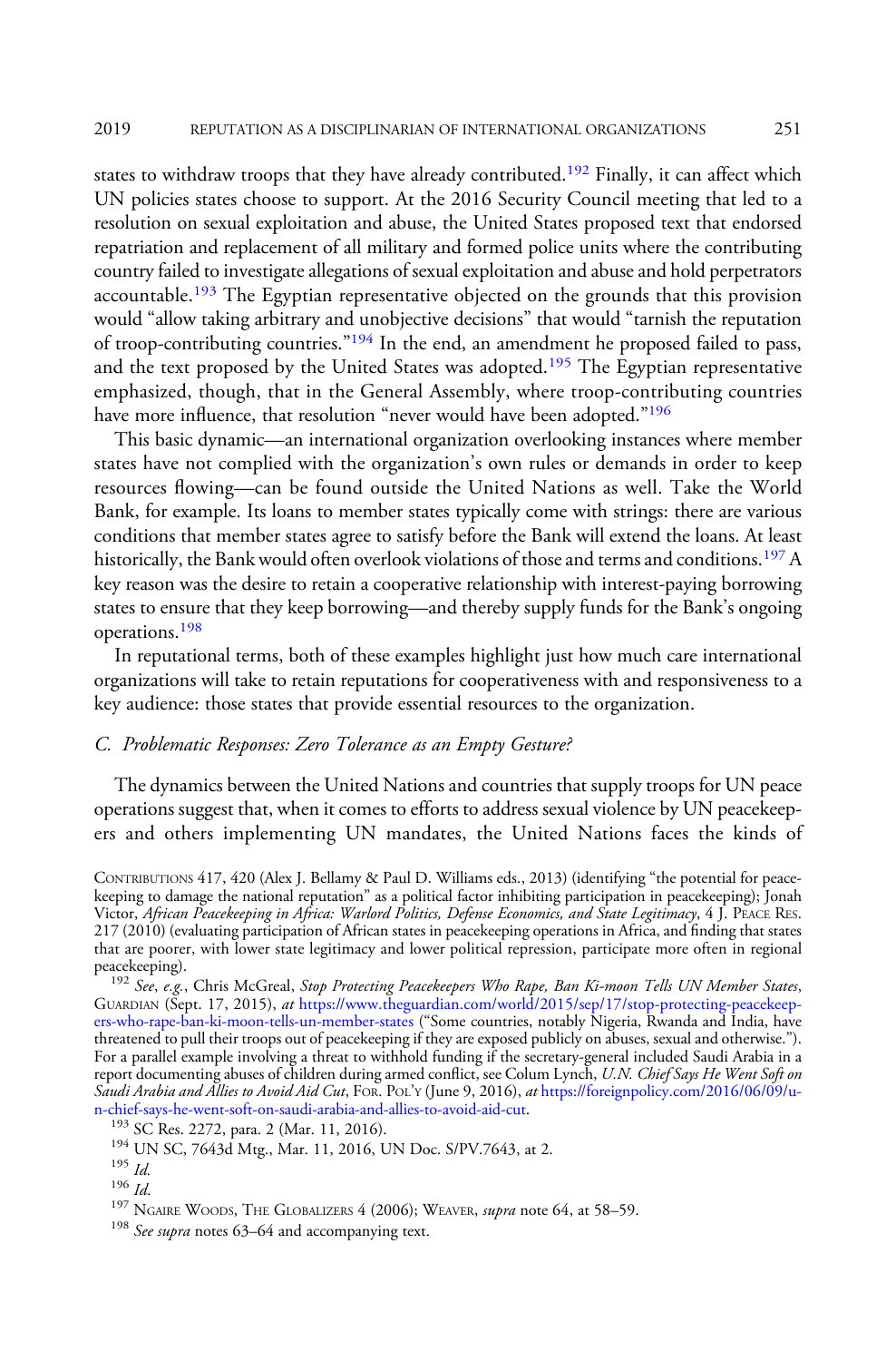states to withdraw troops that they have already contributed.[192] Finally, it can affect which UN policies states choose to support. At the 2016 Security Council meeting that led to a resolution on sexual exploitation and abuse, the United States proposed text that endorsed repatriation and replacement of all military and formed police units where the contributing country failed to investigate allegations of sexual exploitation and abuse and hold perpetrators accountable.[193] The Egyptian representative objected on the grounds that this provision would "allow taking arbitrary and unobjective decisions" that would "tarnish the reputation of troop-contributing countries."[194] In the end, an amendment he proposed failed to pass, and the text proposed by the United States was adopted.[195] The Egyptian representative emphasized, though, that in the General Assembly, where troop-contributing countries have more influence, that resolution "never would have been adopted."[196]

This basic dynamic—an international organization overlooking instances where member states have not complied with the organization's own rules or demands in order to keep resources flowing—can be found outside the United Nations as well. Take the World Bank, for example. Its loans to member states typically come with strings: there are various conditions that member states agree to satisfy before the Bank will extend the loans. At least historically, the Bank would often overlook violations of those and terms and conditions.[197] A key reason was the desire to retain a cooperative relationship with interest-paying borrowing states to ensure that they keep borrowing—and thereby supply funds for the Bank's ongoing operations.[198]

In reputational terms, both of these examples highlight just how much care international organizations will take to retain reputations for cooperativeness with and responsiveness to a key audience: those states that provide essential resources to the organization.

### C. *Problematic Responses: Zero Tolerance as an Empty Gesture?*

The dynamics between the United Nations and countries that supply troops for UN peace operations suggest that, when it comes to efforts to address sexual violence by UN peacekeepers and others implementing UN mandates, the United Nations faces the kinds of

CONTRIBUTIONS 417, 420 (Alex J. Bellamy & Paul D. Williams eds., 2013) (identifying "the potential for peacekeeping to damage the national reputation" as a political factor inhibiting participation in peacekeeping); Jonah Victor, *African Peacekeeping in Africa: Warlord Politics, Defense Economics, and State Legitimacy*, 4 J. PEACE RES. 217 (2010) (evaluating participation of African states in peacekeeping operations in Africa, and finding that states that are poorer, with lower state legitimacy and lower political repression, participate more often in regional peacekeeping).

[192] *See*, *e.g.*, Chris McGreal, *Stop Protecting Peacekeepers Who Rape, Ban Ki-moon Tells UN Member States*, GUARDIAN (Sept. 17, 2015), *at* https://www.theguardian.com/world/2015/sep/17/stop-protecting-peacekeepers-who-rape-ban-ki-moon-tells-un-member-states ("Some countries, notably Nigeria, Rwanda and India, have threatened to pull their troops out of peacekeeping if they are exposed publicly on abuses, sexual and otherwise."). For a parallel example involving a threat to withhold funding if the secretary-general included Saudi Arabia in a report documenting abuses of children during armed conflict, see Colum Lynch, *U.N. Chief Says He Went Soft on Saudi Arabia and Allies to Avoid Aid Cut*, FOR. POL'Y (June 9, 2016), *at* https://foreignpolicy.com/2016/06/09/u-n-chief-says-he-went-soft-on-saudi-arabia-and-allies-to-avoid-aid-cut.

[193] SC Res. 2272, para. 2 (Mar. 11, 2016).

[194] UN SC, 7643d Mtg., Mar. 11, 2016, UN Doc. S/PV.7643, at 2.

[195] *Id.*

[196] *Id.*

[197] NGAIRE WOODS, THE GLOBALIZERS 4 (2006); WEAVER, *supra* note 64, at 58–59.

[198] *See supra* notes 63–64 and accompanying text.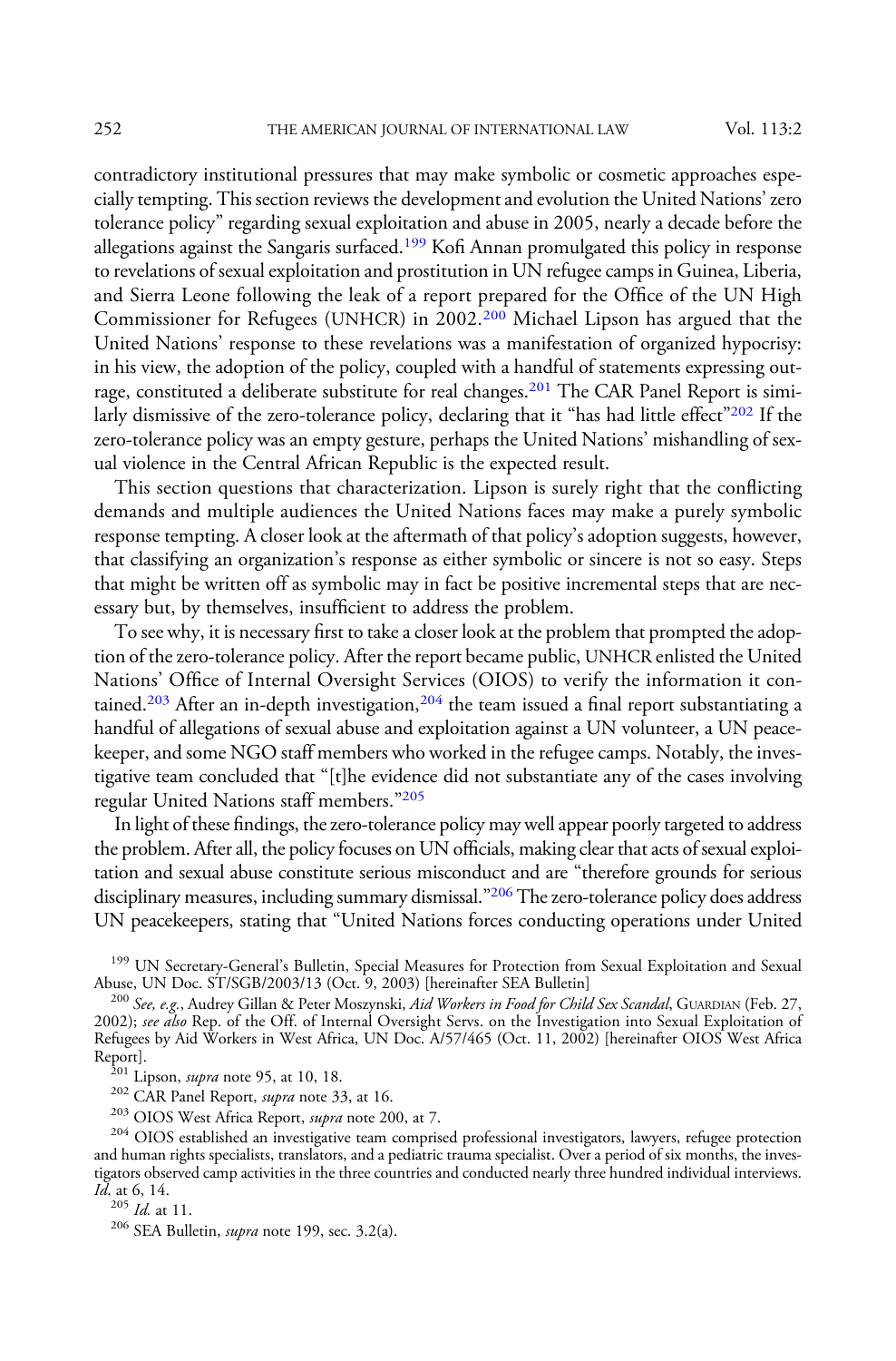contradictory institutional pressures that may make symbolic or cosmetic approaches especially tempting. This section reviews the development and evolution the United Nations' zero tolerance policy" regarding sexual exploitation and abuse in 2005, nearly a decade before the allegations against the Sangaris surfaced.[199] Kofi Annan promulgated this policy in response to revelations of sexual exploitation and prostitution in UN refugee camps in Guinea, Liberia, and Sierra Leone following the leak of a report prepared for the Office of the UN High Commissioner for Refugees (UNHCR) in 2002.[200] Michael Lipson has argued that the United Nations' response to these revelations was a manifestation of organized hypocrisy: in his view, the adoption of the policy, coupled with a handful of statements expressing outrage, constituted a deliberate substitute for real changes.[201] The CAR Panel Report is similarly dismissive of the zero-tolerance policy, declaring that it "has had little effect"[202] If the zero-tolerance policy was an empty gesture, perhaps the United Nations' mishandling of sexual violence in the Central African Republic is the expected result.

This section questions that characterization. Lipson is surely right that the conflicting demands and multiple audiences the United Nations faces may make a purely symbolic response tempting. A closer look at the aftermath of that policy's adoption suggests, however, that classifying an organization's response as either symbolic or sincere is not so easy. Steps that might be written off as symbolic may in fact be positive incremental steps that are necessary but, by themselves, insufficient to address the problem.

To see why, it is necessary first to take a closer look at the problem that prompted the adoption of the zero-tolerance policy. After the report became public, UNHCR enlisted the United Nations' Office of Internal Oversight Services (OIOS) to verify the information it contained.[203] After an in-depth investigation,[204] the team issued a final report substantiating a handful of allegations of sexual abuse and exploitation against a UN volunteer, a UN peacekeeper, and some NGO staff members who worked in the refugee camps. Notably, the investigative team concluded that "[t]he evidence did not substantiate any of the cases involving regular United Nations staff members."[205]

In light of these findings, the zero-tolerance policy may well appear poorly targeted to address the problem. After all, the policy focuses on UN officials, making clear that acts of sexual exploitation and sexual abuse constitute serious misconduct and are "therefore grounds for serious disciplinary measures, including summary dismissal."[206] The zero-tolerance policy does address UN peacekeepers, stating that "United Nations forces conducting operations under United

[199] UN Secretary-General's Bulletin, Special Measures for Protection from Sexual Exploitation and Sexual Abuse, UN Doc. ST/SGB/2003/13 (Oct. 9, 2003) [hereinafter SEA Bulletin]

[200] *See, e.g.*, Audrey Gillan & Peter Moszynski, *Aid Workers in Food for Child Sex Scandal*, GUARDIAN (Feb. 27, 2002); *see also* Rep. of the Off. of Internal Oversight Servs. on the Investigation into Sexual Exploitation of Refugees by Aid Workers in West Africa, UN Doc. A/57/465 (Oct. 11, 2002) [hereinafter OIOS West Africa Report].

[201] Lipson, *supra* note 95, at 10, 18.

[202] CAR Panel Report, *supra* note 33, at 16.

[203] OIOS West Africa Report, *supra* note 200, at 7.

[204] OIOS established an investigative team comprised professional investigators, lawyers, refugee protection and human rights specialists, translators, and a pediatric trauma specialist. Over a period of six months, the investigators observed camp activities in the three countries and conducted nearly three hundred individual interviews. *Id.* at 6, 14.

[205] *Id.* at 11.

[206] SEA Bulletin, *supra* note 199, sec. 3.2(a).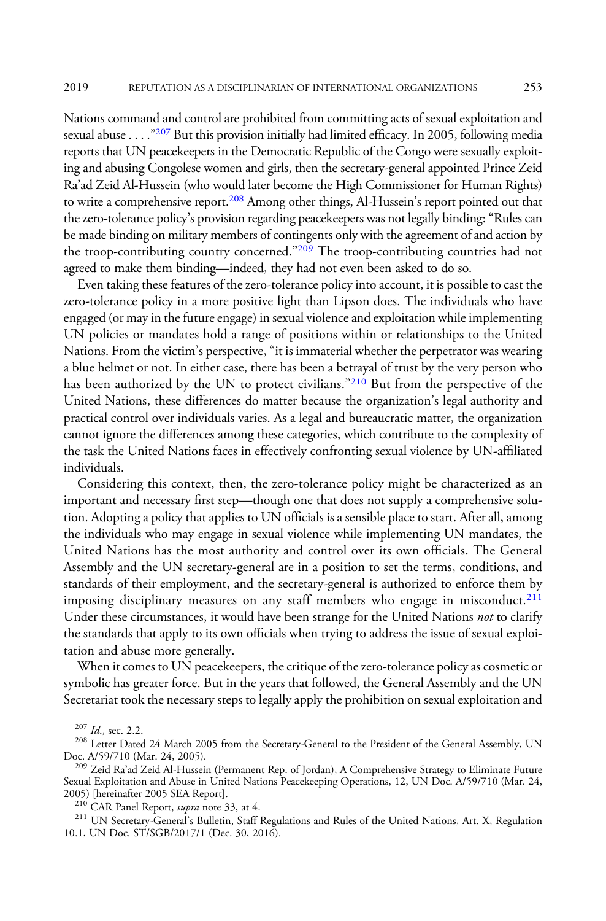Nations command and control are prohibited from committing acts of sexual exploitation and sexual abuse . . . ."[207] But this provision initially had limited efficacy. In 2005, following media reports that UN peacekeepers in the Democratic Republic of the Congo were sexually exploiting and abusing Congolese women and girls, then the secretary-general appointed Prince Zeid Ra'ad Zeid Al-Hussein (who would later become the High Commissioner for Human Rights) to write a comprehensive report.[208] Among other things, Al-Hussein's report pointed out that the zero-tolerance policy's provision regarding peacekeepers was not legally binding: "Rules can be made binding on military members of contingents only with the agreement of and action by the troop-contributing country concerned."[209] The troop-contributing countries had not agreed to make them binding—indeed, they had not even been asked to do so.

Even taking these features of the zero-tolerance policy into account, it is possible to cast the zero-tolerance policy in a more positive light than Lipson does. The individuals who have engaged (or may in the future engage) in sexual violence and exploitation while implementing UN policies or mandates hold a range of positions within or relationships to the United Nations. From the victim's perspective, "it is immaterial whether the perpetrator was wearing a blue helmet or not. In either case, there has been a betrayal of trust by the very person who has been authorized by the UN to protect civilians."[210] But from the perspective of the United Nations, these differences do matter because the organization's legal authority and practical control over individuals varies. As a legal and bureaucratic matter, the organization cannot ignore the differences among these categories, which contribute to the complexity of the task the United Nations faces in effectively confronting sexual violence by UN-affiliated individuals.

Considering this context, then, the zero-tolerance policy might be characterized as an important and necessary first step—though one that does not supply a comprehensive solution. Adopting a policy that applies to UN officials is a sensible place to start. After all, among the individuals who may engage in sexual violence while implementing UN mandates, the United Nations has the most authority and control over its own officials. The General Assembly and the UN secretary-general are in a position to set the terms, conditions, and standards of their employment, and the secretary-general is authorized to enforce them by imposing disciplinary measures on any staff members who engage in misconduct.[211] Under these circumstances, it would have been strange for the United Nations *not* to clarify the standards that apply to its own officials when trying to address the issue of sexual exploitation and abuse more generally.

When it comes to UN peacekeepers, the critique of the zero-tolerance policy as cosmetic or symbolic has greater force. But in the years that followed, the General Assembly and the UN Secretariat took the necessary steps to legally apply the prohibition on sexual exploitation and

[207] *Id.*, sec. 2.2.

[208] Letter Dated 24 March 2005 from the Secretary-General to the President of the General Assembly, UN Doc. A/59/710 (Mar. 24, 2005).

[209] Zeid Ra'ad Zeid Al-Hussein (Permanent Rep. of Jordan), A Comprehensive Strategy to Eliminate Future Sexual Exploitation and Abuse in United Nations Peacekeeping Operations, 12, UN Doc. A/59/710 (Mar. 24, 2005) [hereinafter 2005 SEA Report].

[210] CAR Panel Report, *supra* note 33, at 4.

[211] UN Secretary-General's Bulletin, Staff Regulations and Rules of the United Nations, Art. X, Regulation 10.1, UN Doc. ST/SGB/2017/1 (Dec. 30, 2016).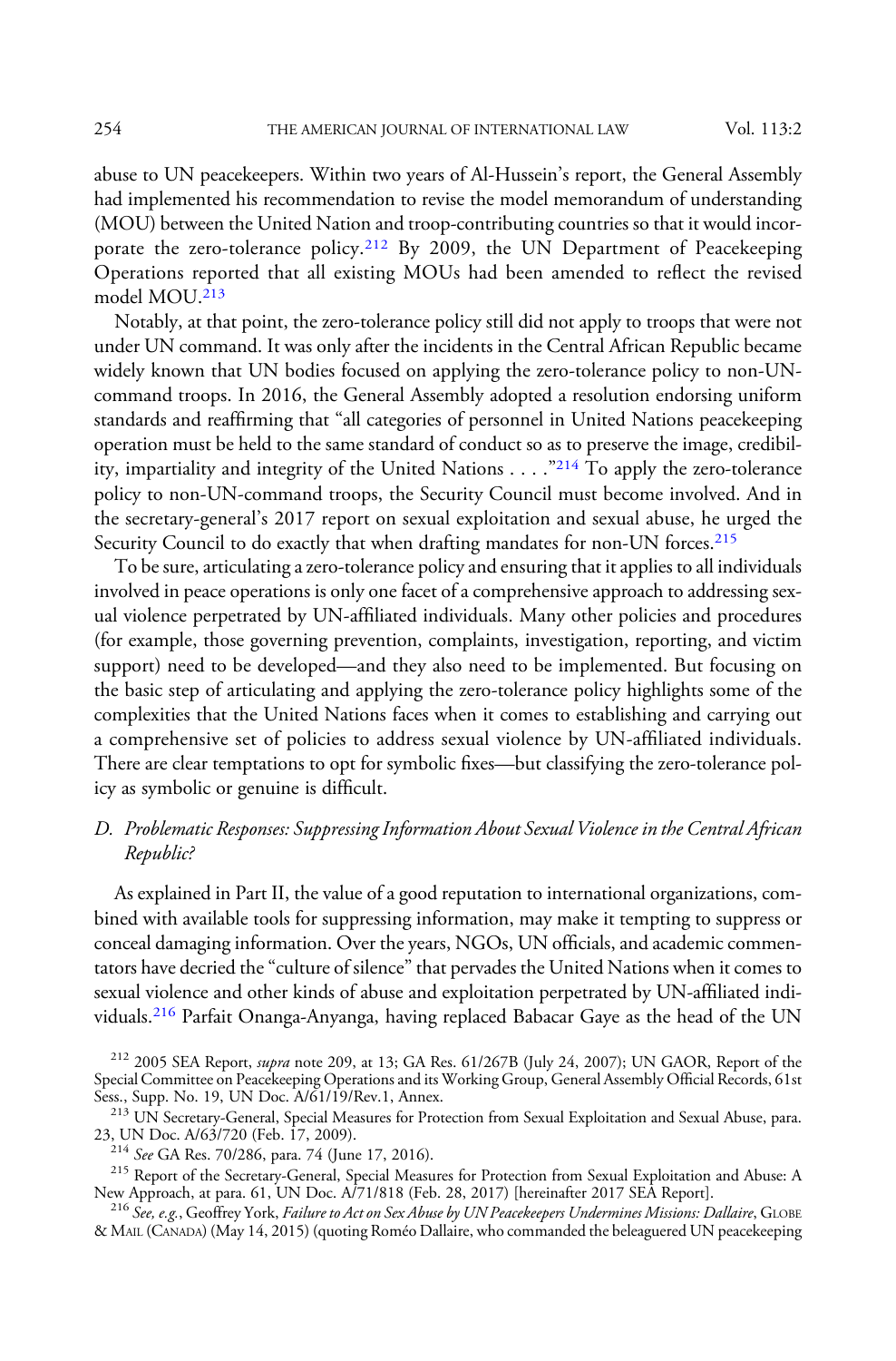abuse to UN peacekeepers. Within two years of Al-Hussein's report, the General Assembly had implemented his recommendation to revise the model memorandum of understanding (MOU) between the United Nation and troop-contributing countries so that it would incorporate the zero-tolerance policy.[212] By 2009, the UN Department of Peacekeeping Operations reported that all existing MOUs had been amended to reflect the revised model MOU.[213]

Notably, at that point, the zero-tolerance policy still did not apply to troops that were not under UN command. It was only after the incidents in the Central African Republic became widely known that UN bodies focused on applying the zero-tolerance policy to non-UN-command troops. In 2016, the General Assembly adopted a resolution endorsing uniform standards and reaffirming that "all categories of personnel in United Nations peacekeeping operation must be held to the same standard of conduct so as to preserve the image, credibility, impartiality and integrity of the United Nations . . . ."[214] To apply the zero-tolerance policy to non-UN-command troops, the Security Council must become involved. And in the secretary-general's 2017 report on sexual exploitation and sexual abuse, he urged the Security Council to do exactly that when drafting mandates for non-UN forces.[215]

To be sure, articulating a zero-tolerance policy and ensuring that it applies to all individuals involved in peace operations is only one facet of a comprehensive approach to addressing sexual violence perpetrated by UN-affiliated individuals. Many other policies and procedures (for example, those governing prevention, complaints, investigation, reporting, and victim support) need to be developed—and they also need to be implemented. But focusing on the basic step of articulating and applying the zero-tolerance policy highlights some of the complexities that the United Nations faces when it comes to establishing and carrying out a comprehensive set of policies to address sexual violence by UN-affiliated individuals. There are clear temptations to opt for symbolic fixes—but classifying the zero-tolerance policy as symbolic or genuine is difficult.

### *D. Problematic Responses: Suppressing Information About Sexual Violence in the Central African Republic?*

As explained in Part II, the value of a good reputation to international organizations, combined with available tools for suppressing information, may make it tempting to suppress or conceal damaging information. Over the years, NGOs, UN officials, and academic commentators have decried the "culture of silence" that pervades the United Nations when it comes to sexual violence and other kinds of abuse and exploitation perpetrated by UN-affiliated individuals.[216] Parfait Onanga-Anyanga, having replaced Babacar Gaye as the head of the UN

---

[212] 2005 SEA Report, *supra* note 209, at 13; GA Res. 61/267B (July 24, 2007); UN GAOR, Report of the Special Committee on Peacekeeping Operations and its Working Group, General Assembly Official Records, 61st Sess., Supp. No. 19, UN Doc. A/61/19/Rev.1, Annex.

[213] UN Secretary-General, Special Measures for Protection from Sexual Exploitation and Sexual Abuse, para. 23, UN Doc. A/63/720 (Feb. 17, 2009).

[214] *See* GA Res. 70/286, para. 74 (June 17, 2016).

[215] Report of the Secretary-General, Special Measures for Protection from Sexual Exploitation and Abuse: A New Approach, at para. 61, UN Doc. A/71/818 (Feb. 28, 2017) [hereinafter 2017 SEA Report].

[216] *See, e.g.*, Geoffrey York, *Failure to Act on Sex Abuse by UN Peacekeepers Undermines Missions: Dallaire*, GLOBE & MAIL (CANADA) (May 14, 2015) (quoting Roméo Dallaire, who commanded the beleaguered UN peacekeeping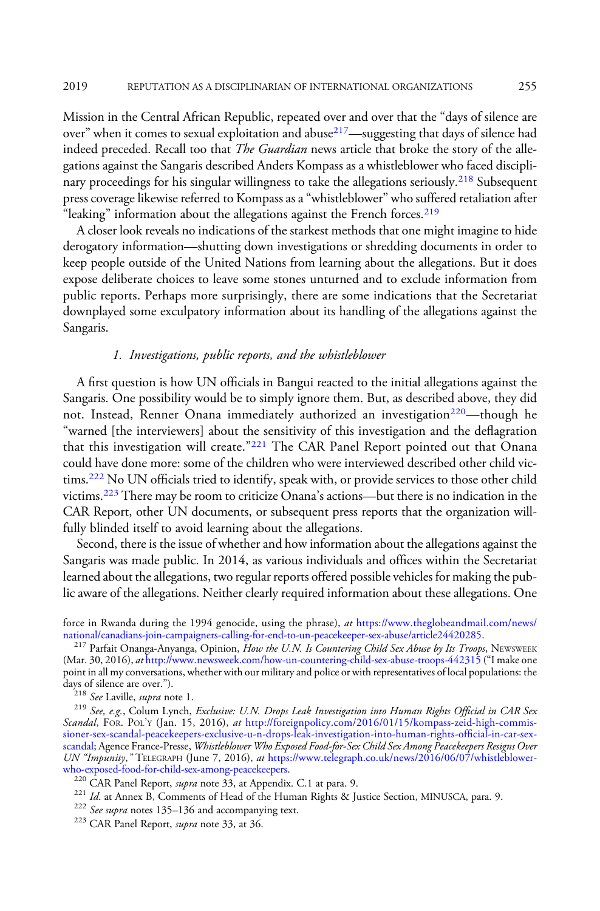Mission in the Central African Republic, repeated over and over that the "days of silence are over" when it comes to sexual exploitation and abuse[217]—suggesting that days of silence had indeed preceded. Recall too that *The Guardian* news article that broke the story of the allegations against the Sangaris described Anders Kompass as a whistleblower who faced disciplinary proceedings for his singular willingness to take the allegations seriously.[218] Subsequent press coverage likewise referred to Kompass as a "whistleblower" who suffered retaliation after "leaking" information about the allegations against the French forces.[219]

A closer look reveals no indications of the starkest methods that one might imagine to hide derogatory information—shutting down investigations or shredding documents in order to keep people outside of the United Nations from learning about the allegations. But it does expose deliberate choices to leave some stones unturned and to exclude information from public reports. Perhaps more surprisingly, there are some indications that the Secretariat downplayed some exculpatory information about its handling of the allegations against the Sangaris.

### *1. Investigations, public reports, and the whistleblower*

A first question is how UN officials in Bangui reacted to the initial allegations against the Sangaris. One possibility would be to simply ignore them. But, as described above, they did not. Instead, Renner Onana immediately authorized an investigation[220]—though he "warned [the interviewers] about the sensitivity of this investigation and the deflagration that this investigation will create."[221] The CAR Panel Report pointed out that Onana could have done more: some of the children who were interviewed described other child victims.[222] No UN officials tried to identify, speak with, or provide services to those other child victims.[223] There may be room to criticize Onana's actions—but there is no indication in the CAR Report, other UN documents, or subsequent press reports that the organization willfully blinded itself to avoid learning about the allegations.

Second, there is the issue of whether and how information about the allegations against the Sangaris was made public. In 2014, as various individuals and offices within the Secretariat learned about the allegations, two regular reports offered possible vehicles for making the public aware of the allegations. Neither clearly required information about these allegations. One

---

force in Rwanda during the 1994 genocide, using the phrase), *at* https://www.theglobeandmail.com/news/national/canadians-join-campaigners-calling-for-end-to-un-peacekeeper-sex-abuse/article24420285.

[217] Parfait Onanga-Anyanga, Opinion, *How the U.N. Is Countering Child Sex Abuse by Its Troops*, Newsweek (Mar. 30, 2016), *at* http://www.newsweek.com/how-un-countering-child-sex-abuse-troops-442315 ("I make one point in all my conversations, whether with our military and police or with representatives of local populations: the days of silence are over.").

[218] *See* Laville, *supra* note 1.

[219] *See, e.g.*, Colum Lynch, *Exclusive: U.N. Drops Leak Investigation into Human Rights Official in CAR Sex Scandal*, For. Pol'y (Jan. 15, 2016), *at* http://foreignpolicy.com/2016/01/15/kompass-zeid-high-commissioner-sex-scandal-peacekeepers-exclusive-u-n-drops-leak-investigation-into-human-rights-official-in-car-sex-scandal; Agence France-Presse, *Whistleblower Who Exposed Food-for-Sex Child Sex Among Peacekeepers Resigns Over UN "Impunity*,*"* Telegraph (June 7, 2016), *at* https://www.telegraph.co.uk/news/2016/06/07/whistleblower-who-exposed-food-for-child-sex-among-peacekeepers.

[220] CAR Panel Report, *supra* note 33, at Appendix. C.1 at para. 9.

[221] *Id.* at Annex B, Comments of Head of the Human Rights & Justice Section, MINUSCA, para. 9.

[222] *See supra* notes 135–136 and accompanying text.

[223] CAR Panel Report, *supra* note 33, at 36.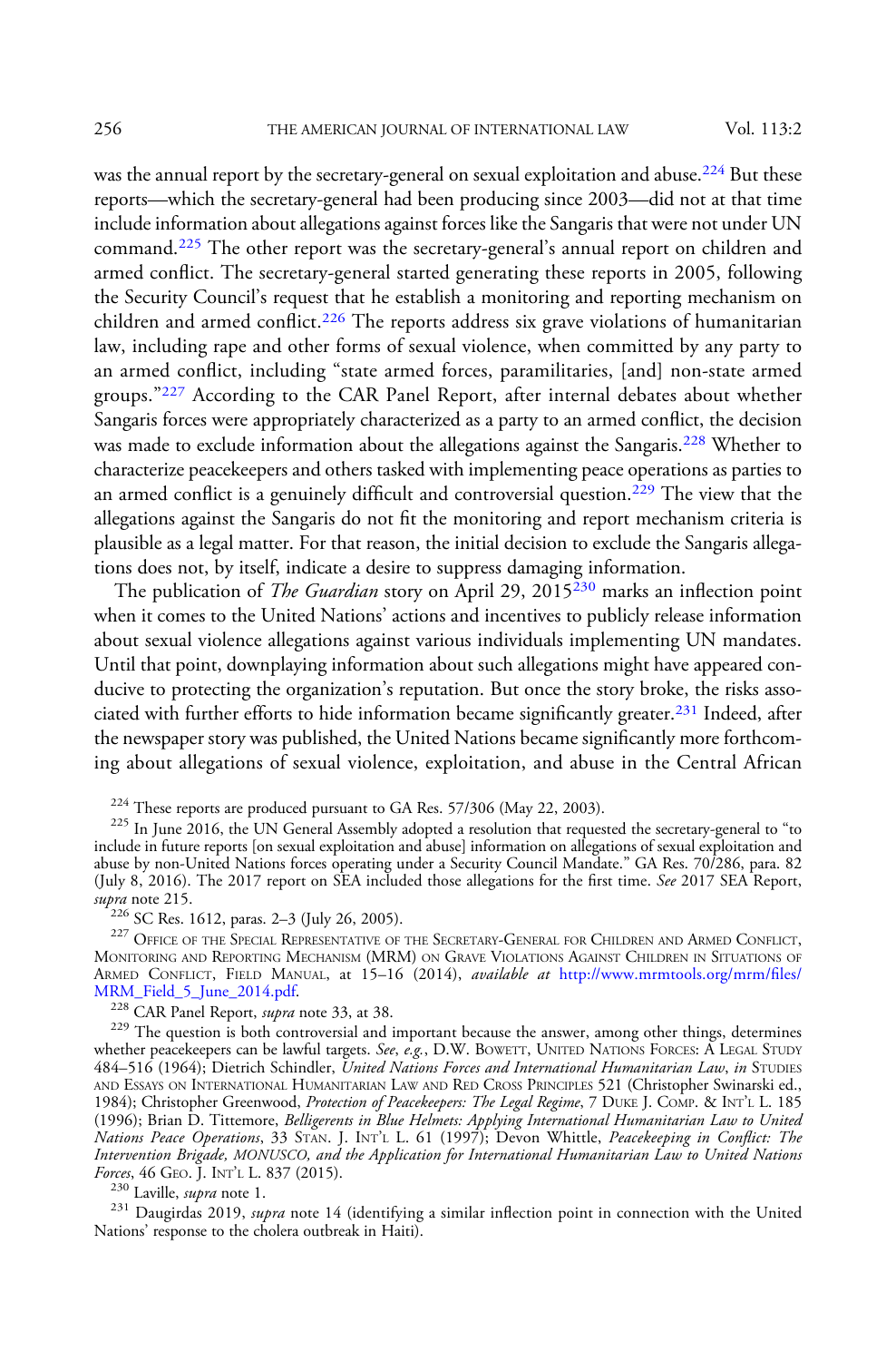was the annual report by the secretary-general on sexual exploitation and abuse.[224] But these reports—which the secretary-general had been producing since 2003—did not at that time include information about allegations against forces like the Sangaris that were not under UN command.[225] The other report was the secretary-general's annual report on children and armed conflict. The secretary-general started generating these reports in 2005, following the Security Council's request that he establish a monitoring and reporting mechanism on children and armed conflict.[226] The reports address six grave violations of humanitarian law, including rape and other forms of sexual violence, when committed by any party to an armed conflict, including "state armed forces, paramilitaries, [and] non-state armed groups."[227] According to the CAR Panel Report, after internal debates about whether Sangaris forces were appropriately characterized as a party to an armed conflict, the decision was made to exclude information about the allegations against the Sangaris.[228] Whether to characterize peacekeepers and others tasked with implementing peace operations as parties to an armed conflict is a genuinely difficult and controversial question.[229] The view that the allegations against the Sangaris do not fit the monitoring and report mechanism criteria is plausible as a legal matter. For that reason, the initial decision to exclude the Sangaris allegations does not, by itself, indicate a desire to suppress damaging information.

The publication of *The Guardian* story on April 29, 2015[230] marks an inflection point when it comes to the United Nations' actions and incentives to publicly release information about sexual violence allegations against various individuals implementing UN mandates. Until that point, downplaying information about such allegations might have appeared conducive to protecting the organization's reputation. But once the story broke, the risks associated with further efforts to hide information became significantly greater.[231] Indeed, after the newspaper story was published, the United Nations became significantly more forthcoming about allegations of sexual violence, exploitation, and abuse in the Central African

[224] These reports are produced pursuant to GA Res. 57/306 (May 22, 2003).

[225] In June 2016, the UN General Assembly adopted a resolution that requested the secretary-general to "to include in future reports [on sexual exploitation and abuse] information on allegations of sexual exploitation and abuse by non-United Nations forces operating under a Security Council Mandate." GA Res. 70/286, para. 82 (July 8, 2016). The 2017 report on SEA included those allegations for the first time. *See* 2017 SEA Report, *supra* note 215.

[226] SC Res. 1612, paras. 2–3 (July 26, 2005).

[227] Office of the Special Representative of the Secretary-General for Children and Armed Conflict, Monitoring and Reporting Mechanism (MRM) on Grave Violations Against Children in Situations of Armed Conflict, Field Manual, at 15–16 (2014), *available at* http://www.mrmtools.org/mrm/files/MRM_Field_5_June_2014.pdf.

[228] CAR Panel Report, *supra* note 33, at 38.

[229] The question is both controversial and important because the answer, among other things, determines whether peacekeepers can be lawful targets. *See, e.g.*, D.W. Bowett, United Nations Forces: A Legal Study 484–516 (1964); Dietrich Schindler, *United Nations Forces and International Humanitarian Law*, *in* Studies and Essays on International Humanitarian Law and Red Cross Principles 521 (Christopher Swinarski ed., 1984); Christopher Greenwood, *Protection of Peacekeepers: The Legal Regime*, 7 Duke J. Comp. & Int'l L. 185 (1996); Brian D. Tittemore, *Belligerents in Blue Helmets: Applying International Humanitarian Law to United Nations Peace Operations*, 33 Stan. J. Int'l L. 61 (1997); Devon Whittle, *Peacekeeping in Conflict: The Intervention Brigade, MONUSCO, and the Application for International Humanitarian Law to United Nations Forces*, 46 Geo. J. Int'l L. 837 (2015).

[230] Laville, *supra* note 1.

[231] Daugirdas 2019, *supra* note 14 (identifying a similar inflection point in connection with the United Nations' response to the cholera outbreak in Haiti).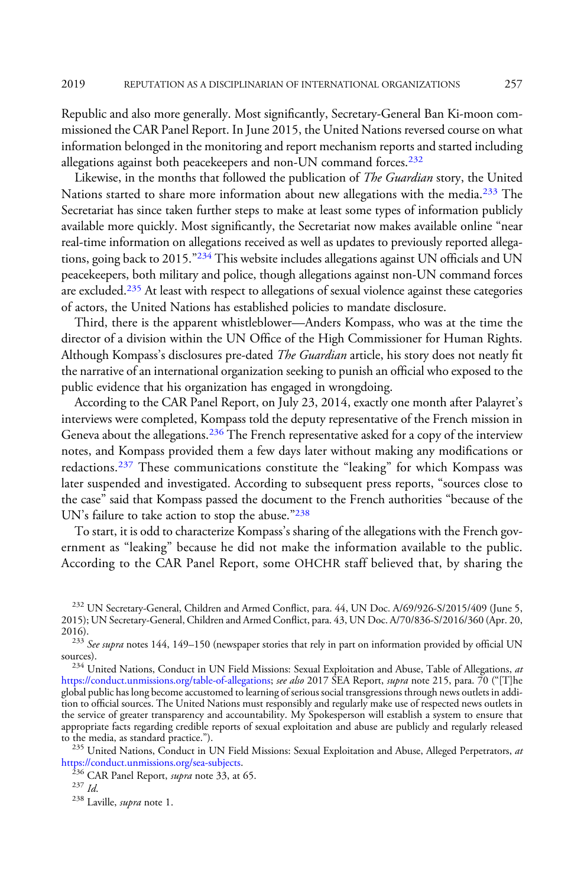Republic and also more generally. Most significantly, Secretary-General Ban Ki-moon commissioned the CAR Panel Report. In June 2015, the United Nations reversed course on what information belonged in the monitoring and report mechanism reports and started including allegations against both peacekeepers and non-UN command forces.[232]

Likewise, in the months that followed the publication of *The Guardian* story, the United Nations started to share more information about new allegations with the media.[233] The Secretariat has since taken further steps to make at least some types of information publicly available more quickly. Most significantly, the Secretariat now makes available online "near real-time information on allegations received as well as updates to previously reported allegations, going back to 2015."[234] This website includes allegations against UN officials and UN peacekeepers, both military and police, though allegations against non-UN command forces are excluded.[235] At least with respect to allegations of sexual violence against these categories of actors, the United Nations has established policies to mandate disclosure.

Third, there is the apparent whistleblower—Anders Kompass, who was at the time the director of a division within the UN Office of the High Commissioner for Human Rights. Although Kompass's disclosures pre-dated *The Guardian* article, his story does not neatly fit the narrative of an international organization seeking to punish an official who exposed to the public evidence that his organization has engaged in wrongdoing.

According to the CAR Panel Report, on July 23, 2014, exactly one month after Palayret's interviews were completed, Kompass told the deputy representative of the French mission in Geneva about the allegations.[236] The French representative asked for a copy of the interview notes, and Kompass provided them a few days later without making any modifications or redactions.[237] These communications constitute the "leaking" for which Kompass was later suspended and investigated. According to subsequent press reports, "sources close to the case" said that Kompass passed the document to the French authorities "because of the UN's failure to take action to stop the abuse."[238]

To start, it is odd to characterize Kompass's sharing of the allegations with the French government as "leaking" because he did not make the information available to the public. According to the CAR Panel Report, some OHCHR staff believed that, by sharing the

---

[232] UN Secretary-General, Children and Armed Conflict, para. 44, UN Doc. A/69/926-S/2015/409 (June 5, 2015); UN Secretary-General, Children and Armed Conflict, para. 43, UN Doc. A/70/836-S/2016/360 (Apr. 20, 2016).

[233] *See supra* notes 144, 149–150 (newspaper stories that rely in part on information provided by official UN sources).

[234] United Nations, Conduct in UN Field Missions: Sexual Exploitation and Abuse, Table of Allegations, *at* https://conduct.unmissions.org/table-of-allegations; *see also* 2017 SEA Report, *supra* note 215, para. 70 ("[T]he global public has long become accustomed to learning of serious social transgressions through news outlets in addition to official sources. The United Nations must responsibly and regularly make use of respected news outlets in the service of greater transparency and accountability. My Spokesperson will establish a system to ensure that appropriate facts regarding credible reports of sexual exploitation and abuse are publicly and regularly released to the media, as standard practice.").

[235] United Nations, Conduct in UN Field Missions: Sexual Exploitation and Abuse, Alleged Perpetrators, *at* https://conduct.unmissions.org/sea-subjects.

[236] CAR Panel Report, *supra* note 33, at 65.

[237] *Id.*

[238] Laville, *supra* note 1.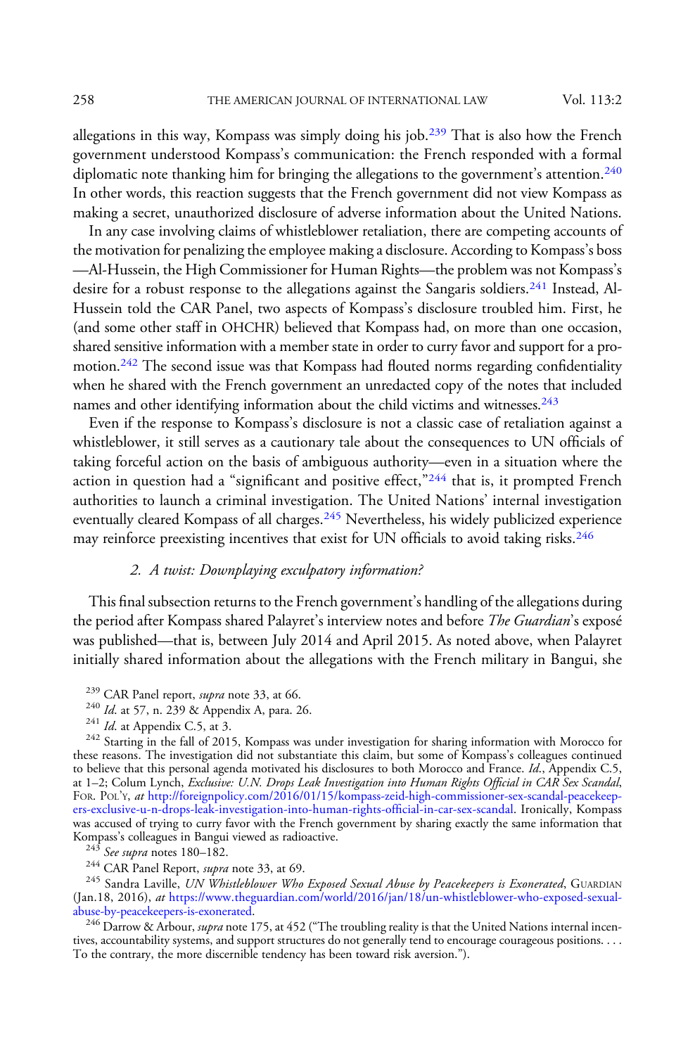allegations in this way, Kompass was simply doing his job.[239] That is also how the French government understood Kompass's communication: the French responded with a formal diplomatic note thanking him for bringing the allegations to the government's attention.[240] In other words, this reaction suggests that the French government did not view Kompass as making a secret, unauthorized disclosure of adverse information about the United Nations.

In any case involving claims of whistleblower retaliation, there are competing accounts of the motivation for penalizing the employee making a disclosure. According to Kompass's boss —Al-Hussein, the High Commissioner for Human Rights—the problem was not Kompass's desire for a robust response to the allegations against the Sangaris soldiers.[241] Instead, Al-Hussein told the CAR Panel, two aspects of Kompass's disclosure troubled him. First, he (and some other staff in OHCHR) believed that Kompass had, on more than one occasion, shared sensitive information with a member state in order to curry favor and support for a promotion.[242] The second issue was that Kompass had flouted norms regarding confidentiality when he shared with the French government an unredacted copy of the notes that included names and other identifying information about the child victims and witnesses.[243]

Even if the response to Kompass's disclosure is not a classic case of retaliation against a whistleblower, it still serves as a cautionary tale about the consequences to UN officials of taking forceful action on the basis of ambiguous authority—even in a situation where the action in question had a "significant and positive effect,"[244] that is, it prompted French authorities to launch a criminal investigation. The United Nations' internal investigation eventually cleared Kompass of all charges.[245] Nevertheless, his widely publicized experience may reinforce preexisting incentives that exist for UN officials to avoid taking risks.[246]

#### 2. *A twist: Downplaying exculpatory information?*

This final subsection returns to the French government's handling of the allegations during the period after Kompass shared Palayret's interview notes and before *The Guardian*'s exposé was published—that is, between July 2014 and April 2015. As noted above, when Palayret initially shared information about the allegations with the French military in Bangui, she

---

[239] CAR Panel report, *supra* note 33, at 66.

[240] *Id*. at 57, n. 239 & Appendix A, para. 26.

[241] *Id*. at Appendix C.5, at 3.

[242] Starting in the fall of 2015, Kompass was under investigation for sharing information with Morocco for these reasons. The investigation did not substantiate this claim, but some of Kompass's colleagues continued to believe that this personal agenda motivated his disclosures to both Morocco and France. *Id*., Appendix C.5, at 1–2; Colum Lynch, *Exclusive: U.N. Drops Leak Investigation into Human Rights Official in CAR Sex Scandal*, FOR. POL'Y, *at* http://foreignpolicy.com/2016/01/15/kompass-zeid-high-commissioner-sex-scandal-peacekeepers-exclusive-u-n-drops-leak-investigation-into-human-rights-official-in-car-sex-scandal. Ironically, Kompass was accused of trying to curry favor with the French government by sharing exactly the same information that Kompass's colleagues in Bangui viewed as radioactive.

[243] *See supra* notes 180–182.

[244] CAR Panel Report, *supra* note 33, at 69.

[245] Sandra Laville, *UN Whistleblower Who Exposed Sexual Abuse by Peacekeepers is Exonerated*, GUARDIAN (Jan.18, 2016), *at* https://www.theguardian.com/world/2016/jan/18/un-whistleblower-who-exposed-sexual-abuse-by-peacekeepers-is-exonerated.

[246] Darrow & Arbour, *supra* note 175, at 452 ("The troubling reality is that the United Nations internal incentives, accountability systems, and support structures do not generally tend to encourage courageous positions. . . . To the contrary, the more discernible tendency has been toward risk aversion.").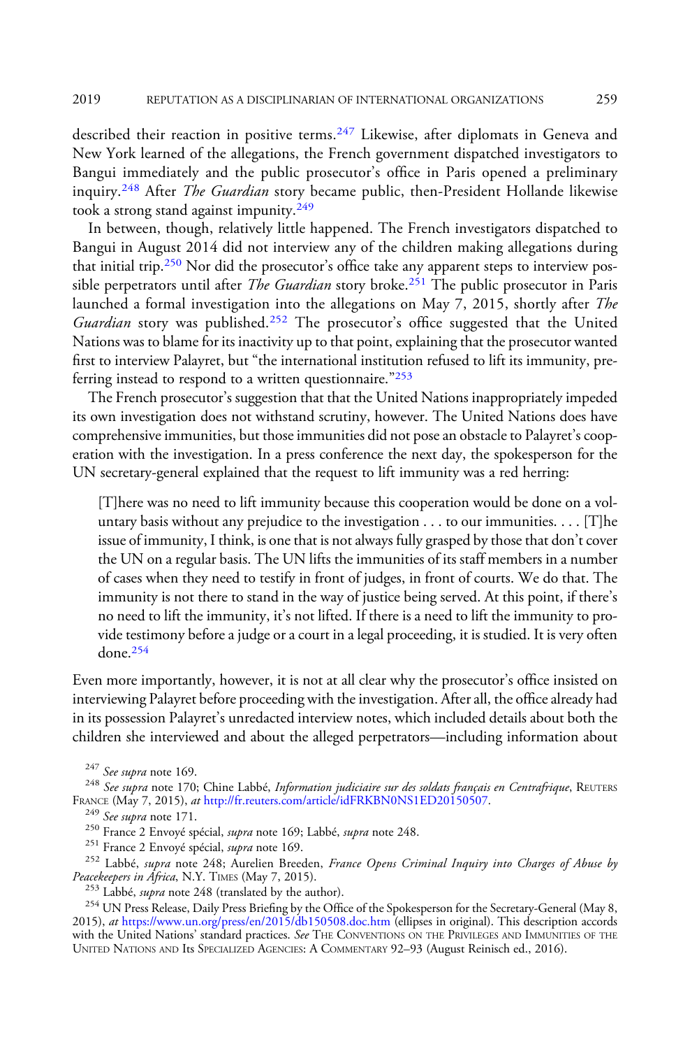described their reaction in positive terms.[247] Likewise, after diplomats in Geneva and New York learned of the allegations, the French government dispatched investigators to Bangui immediately and the public prosecutor's office in Paris opened a preliminary inquiry.[248] After *The Guardian* story became public, then-President Hollande likewise took a strong stand against impunity.[249]

In between, though, relatively little happened. The French investigators dispatched to Bangui in August 2014 did not interview any of the children making allegations during that initial trip.[250] Nor did the prosecutor's office take any apparent steps to interview possible perpetrators until after *The Guardian* story broke.[251] The public prosecutor in Paris launched a formal investigation into the allegations on May 7, 2015, shortly after *The Guardian* story was published.[252] The prosecutor's office suggested that the United Nations was to blame for its inactivity up to that point, explaining that the prosecutor wanted first to interview Palayret, but "the international institution refused to lift its immunity, preferring instead to respond to a written questionnaire."[253]

The French prosecutor's suggestion that that the United Nations inappropriately impeded its own investigation does not withstand scrutiny, however. The United Nations does have comprehensive immunities, but those immunities did not pose an obstacle to Palayret's cooperation with the investigation. In a press conference the next day, the spokesperson for the UN secretary-general explained that the request to lift immunity was a red herring:

> [T]here was no need to lift immunity because this cooperation would be done on a voluntary basis without any prejudice to the investigation . . . to our immunities. . . . [T]he issue of immunity, I think, is one that is not always fully grasped by those that don't cover the UN on a regular basis. The UN lifts the immunities of its staff members in a number of cases when they need to testify in front of judges, in front of courts. We do that. The immunity is not there to stand in the way of justice being served. At this point, if there's no need to lift the immunity, it's not lifted. If there is a need to lift the immunity to provide testimony before a judge or a court in a legal proceeding, it is studied. It is very often done.[254]

Even more importantly, however, it is not at all clear why the prosecutor's office insisted on interviewing Palayret before proceeding with the investigation. After all, the office already had in its possession Palayret's unredacted interview notes, which included details about both the children she interviewed and about the alleged perpetrators—including information about

---

[247] *See supra* note 169.

[248] *See supra* note 170; Chine Labbé, *Information judiciaire sur des soldats français en Centrafrique*, REUTERS FRANCE (May 7, 2015), *at* http://fr.reuters.com/article/idFRKBN0NS1ED20150507.

[249] *See supra* note 171.

[250] France 2 Envoyé spécial, *supra* note 169; Labbé, *supra* note 248.

[251] France 2 Envoyé spécial, *supra* note 169.

[252] Labbé, *supra* note 248; Aurelien Breeden, *France Opens Criminal Inquiry into Charges of Abuse by Peacekeepers in Africa*, N.Y. TIMES (May 7, 2015).

[253] Labbé, *supra* note 248 (translated by the author).

[254] UN Press Release, Daily Press Briefing by the Office of the Spokesperson for the Secretary-General (May 8, 2015), *at* https://www.un.org/press/en/2015/db150508.doc.htm (ellipses in original). This description accords with the United Nations' standard practices. *See* THE CONVENTIONS ON THE PRIVILEGES AND IMMUNITIES OF THE UNITED NATIONS AND ITS SPECIALIZED AGENCIES: A COMMENTARY 92–93 (August Reinisch ed., 2016).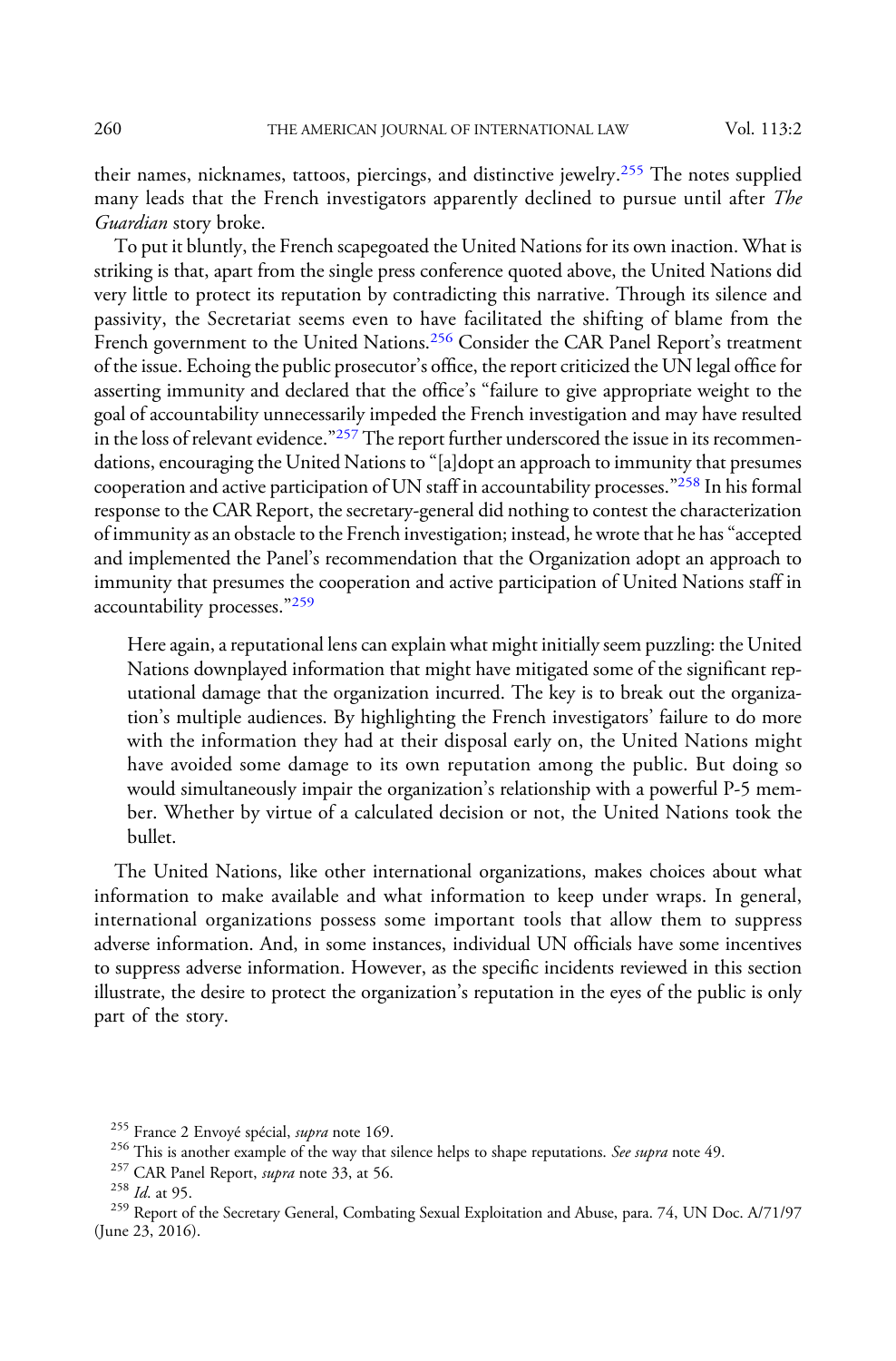their names, nicknames, tattoos, piercings, and distinctive jewelry.[255] The notes supplied many leads that the French investigators apparently declined to pursue until after *The Guardian* story broke.

To put it bluntly, the French scapegoated the United Nations for its own inaction. What is striking is that, apart from the single press conference quoted above, the United Nations did very little to protect its reputation by contradicting this narrative. Through its silence and passivity, the Secretariat seems even to have facilitated the shifting of blame from the French government to the United Nations.[256] Consider the CAR Panel Report's treatment of the issue. Echoing the public prosecutor's office, the report criticized the UN legal office for asserting immunity and declared that the office's "failure to give appropriate weight to the goal of accountability unnecessarily impeded the French investigation and may have resulted in the loss of relevant evidence."[257] The report further underscored the issue in its recommendations, encouraging the United Nations to "[a]dopt an approach to immunity that presumes cooperation and active participation of UN staff in accountability processes."[258] In his formal response to the CAR Report, the secretary-general did nothing to contest the characterization of immunity as an obstacle to the French investigation; instead, he wrote that he has "accepted and implemented the Panel's recommendation that the Organization adopt an approach to immunity that presumes the cooperation and active participation of United Nations staff in accountability processes."[259]

> Here again, a reputational lens can explain what might initially seem puzzling: the United Nations downplayed information that might have mitigated some of the significant reputational damage that the organization incurred. The key is to break out the organization's multiple audiences. By highlighting the French investigators' failure to do more with the information they had at their disposal early on, the United Nations might have avoided some damage to its own reputation among the public. But doing so would simultaneously impair the organization's relationship with a powerful P-5 member. Whether by virtue of a calculated decision or not, the United Nations took the bullet.

The United Nations, like other international organizations, makes choices about what information to make available and what information to keep under wraps. In general, international organizations possess some important tools that allow them to suppress adverse information. And, in some instances, individual UN officials have some incentives to suppress adverse information. However, as the specific incidents reviewed in this section illustrate, the desire to protect the organization's reputation in the eyes of the public is only part of the story.

[255] France 2 Envoyé spécial, *supra* note 169.

[256] This is another example of the way that silence helps to shape reputations. *See supra* note 49.

[257] CAR Panel Report, *supra* note 33, at 56.

[258] *Id.* at 95.

[259] Report of the Secretary General, Combating Sexual Exploitation and Abuse, para. 74, UN Doc. A/71/97 (June 23, 2016).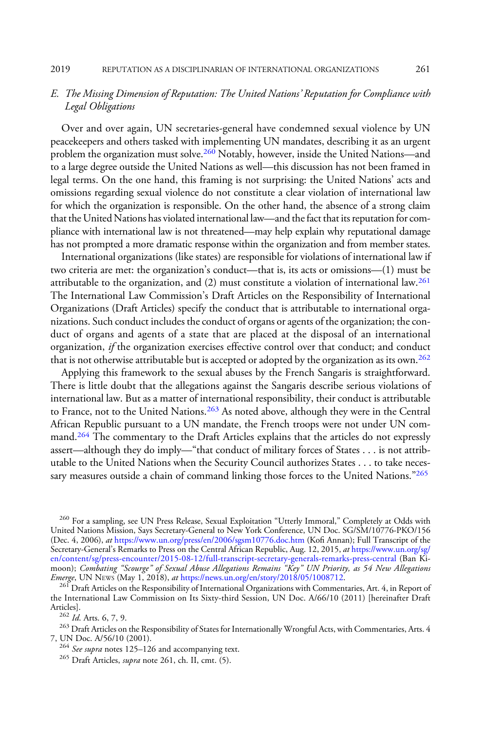## *E. The Missing Dimension of Reputation: The United Nations' Reputation for Compliance with Legal Obligations*

Over and over again, UN secretaries-general have condemned sexual violence by UN peacekeepers and others tasked with implementing UN mandates, describing it as an urgent problem the organization must solve.[260] Notably, however, inside the United Nations—and to a large degree outside the United Nations as well—this discussion has not been framed in legal terms. On the one hand, this framing is not surprising: the United Nations' acts and omissions regarding sexual violence do not constitute a clear violation of international law for which the organization is responsible. On the other hand, the absence of a strong claim that the United Nations has violated international law—and the fact that its reputation for compliance with international law is not threatened—may help explain why reputational damage has not prompted a more dramatic response within the organization and from member states.

International organizations (like states) are responsible for violations of international law if two criteria are met: the organization's conduct—that is, its acts or omissions—(1) must be attributable to the organization, and (2) must constitute a violation of international law.[261] The International Law Commission's Draft Articles on the Responsibility of International Organizations (Draft Articles) specify the conduct that is attributable to international organizations. Such conduct includes the conduct of organs or agents of the organization; the conduct of organs and agents of a state that are placed at the disposal of an international organization, *if* the organization exercises effective control over that conduct; and conduct that is not otherwise attributable but is accepted or adopted by the organization as its own.[262]

Applying this framework to the sexual abuses by the French Sangaris is straightforward. There is little doubt that the allegations against the Sangaris describe serious violations of international law. But as a matter of international responsibility, their conduct is attributable to France, not to the United Nations.[263] As noted above, although they were in the Central African Republic pursuant to a UN mandate, the French troops were not under UN command.[264] The commentary to the Draft Articles explains that the articles do not expressly assert—although they do imply—"that conduct of military forces of States . . . is not attributable to the United Nations when the Security Council authorizes States . . . to take necessary measures outside a chain of command linking those forces to the United Nations."[265]

[260] For a sampling, see UN Press Release, Sexual Exploitation "Utterly Immoral," Completely at Odds with United Nations Mission, Says Secretary-General to New York Conference, UN Doc. SG/SM/10776-PKO/156 (Dec. 4, 2006), *at* https://www.un.org/press/en/2006/sgsm10776.doc.htm (Kofi Annan); Full Transcript of the Secretary-General's Remarks to Press on the Central African Republic, Aug. 12, 2015, *at* https://www.un.org/sg/en/content/sg/press-encounter/2015-08-12/full-transcript-secretary-generals-remarks-press-central (Ban Ki-moon); *Combating "Scourge" of Sexual Abuse Allegations Remains "Key" UN Priority, as 54 New Allegations Emerge*, UN NEWS (May 1, 2018), *at* https://news.un.org/en/story/2018/05/1008712.

[261] Draft Articles on the Responsibility of International Organizations with Commentaries, Art. 4, in Report of the International Law Commission on Its Sixty-third Session, UN Doc. A/66/10 (2011) [hereinafter Draft Articles].

[262] *Id.* Arts. 6, 7, 9.

[263] Draft Articles on the Responsibility of States for Internationally Wrongful Acts, with Commentaries, Arts. 4–7, UN Doc. A/56/10 (2001).

[264] *See supra* notes 125–126 and accompanying text.

[265] Draft Articles, *supra* note 261, ch. II, cmt. (5).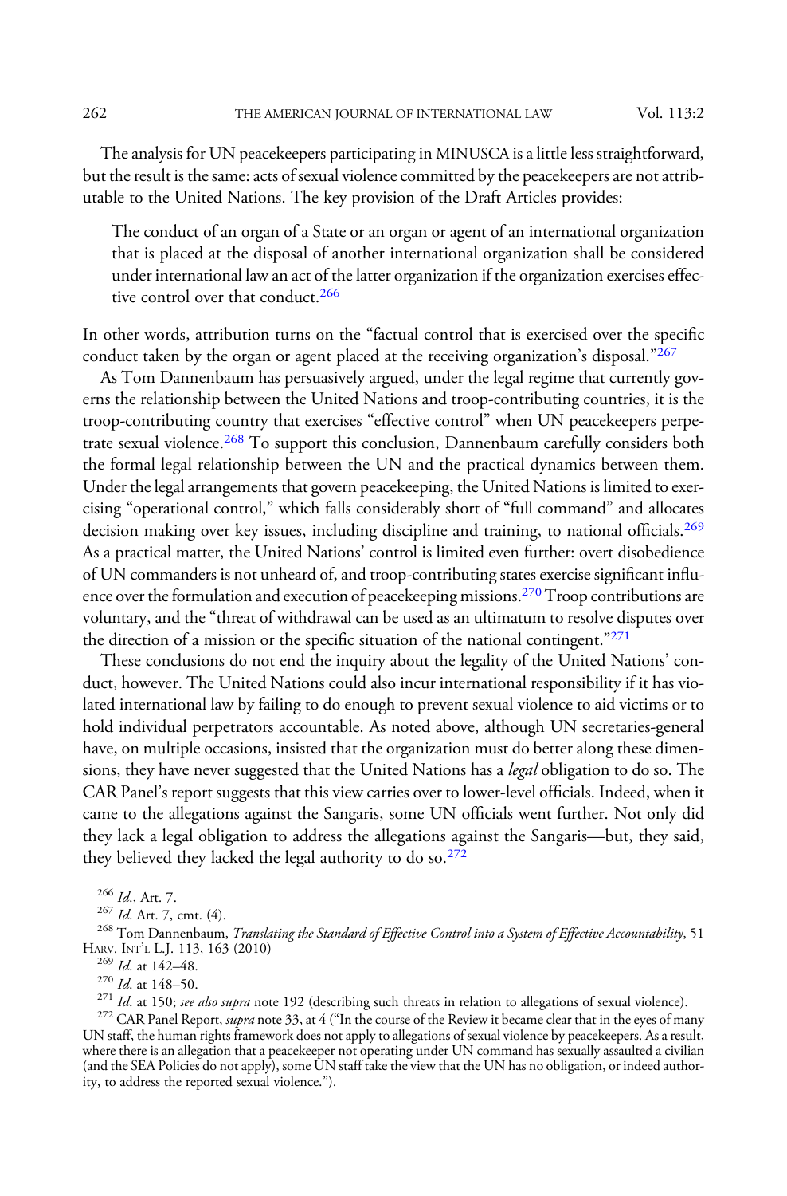The analysis for UN peacekeepers participating in MINUSCA is a little less straightforward, but the result is the same: acts of sexual violence committed by the peacekeepers are not attributable to the United Nations. The key provision of the Draft Articles provides:

> The conduct of an organ of a State or an organ or agent of an international organization that is placed at the disposal of another international organization shall be considered under international law an act of the latter organization if the organization exercises effective control over that conduct.[266]

In other words, attribution turns on the "factual control that is exercised over the specific conduct taken by the organ or agent placed at the receiving organization's disposal."[267]

As Tom Dannenbaum has persuasively argued, under the legal regime that currently governs the relationship between the United Nations and troop-contributing countries, it is the troop-contributing country that exercises "effective control" when UN peacekeepers perpetrate sexual violence.[268] To support this conclusion, Dannenbaum carefully considers both the formal legal relationship between the UN and the practical dynamics between them. Under the legal arrangements that govern peacekeeping, the United Nations is limited to exercising "operational control," which falls considerably short of "full command" and allocates decision making over key issues, including discipline and training, to national officials.[269] As a practical matter, the United Nations' control is limited even further: overt disobedience of UN commanders is not unheard of, and troop-contributing states exercise significant influence over the formulation and execution of peacekeeping missions.[270] Troop contributions are voluntary, and the "threat of withdrawal can be used as an ultimatum to resolve disputes over the direction of a mission or the specific situation of the national contingent."[271]

These conclusions do not end the inquiry about the legality of the United Nations' conduct, however. The United Nations could also incur international responsibility if it has violated international law by failing to do enough to prevent sexual violence to aid victims or to hold individual perpetrators accountable. As noted above, although UN secretaries-general have, on multiple occasions, insisted that the organization must do better along these dimensions, they have never suggested that the United Nations has a *legal* obligation to do so. The CAR Panel's report suggests that this view carries over to lower-level officials. Indeed, when it came to the allegations against the Sangaris, some UN officials went further. Not only did they lack a legal obligation to address the allegations against the Sangaris—but, they said, they believed they lacked the legal authority to do so.[272]

[266] *Id*., Art. 7.

[267] *Id*. Art. 7, cmt. (4).

[268] Tom Dannenbaum, *Translating the Standard of Effective Control into a System of Effective Accountability*, 51 HARV. INT'L L.J. 113, 163 (2010)

[269] *Id*. at 142–48.

[270] *Id*. at 148–50.

[271] *Id*. at 150; *see also supra* note 192 (describing such threats in relation to allegations of sexual violence).

[272] CAR Panel Report, *supra* note 33, at 4 ("In the course of the Review it became clear that in the eyes of many UN staff, the human rights framework does not apply to allegations of sexual violence by peacekeepers. As a result, where there is an allegation that a peacekeeper not operating under UN command has sexually assaulted a civilian (and the SEA Policies do not apply), some UN staff take the view that the UN has no obligation, or indeed authority, to address the reported sexual violence.").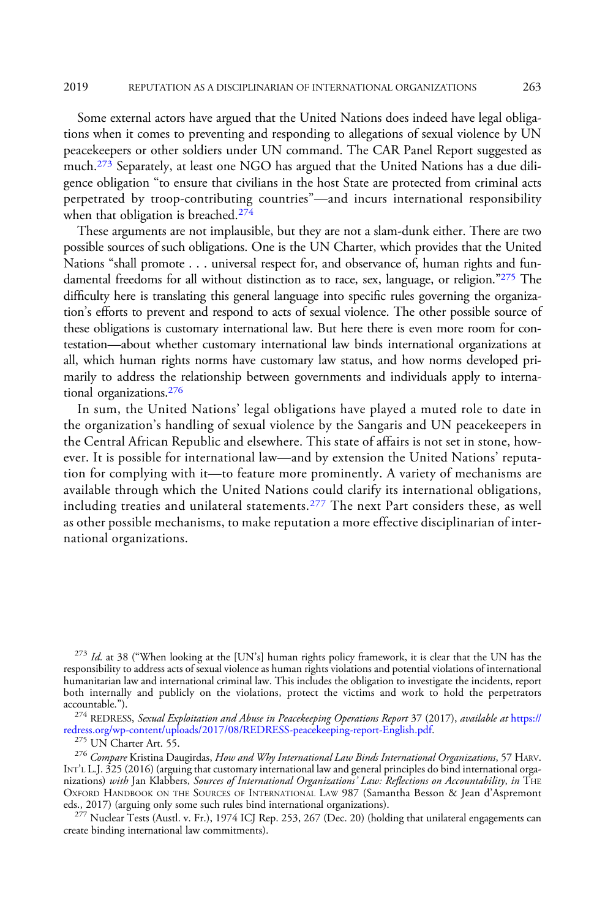Some external actors have argued that the United Nations does indeed have legal obligations when it comes to preventing and responding to allegations of sexual violence by UN peacekeepers or other soldiers under UN command. The CAR Panel Report suggested as much.[273] Separately, at least one NGO has argued that the United Nations has a due diligence obligation "to ensure that civilians in the host State are protected from criminal acts perpetrated by troop-contributing countries"—and incurs international responsibility when that obligation is breached.[274]

These arguments are not implausible, but they are not a slam-dunk either. There are two possible sources of such obligations. One is the UN Charter, which provides that the United Nations "shall promote . . . universal respect for, and observance of, human rights and fundamental freedoms for all without distinction as to race, sex, language, or religion."[275] The difficulty here is translating this general language into specific rules governing the organization's efforts to prevent and respond to acts of sexual violence. The other possible source of these obligations is customary international law. But here there is even more room for contestation—about whether customary international law binds international organizations at all, which human rights norms have customary law status, and how norms developed primarily to address the relationship between governments and individuals apply to international organizations.[276]

In sum, the United Nations' legal obligations have played a muted role to date in the organization's handling of sexual violence by the Sangaris and UN peacekeepers in the Central African Republic and elsewhere. This state of affairs is not set in stone, however. It is possible for international law—and by extension the United Nations' reputation for complying with it—to feature more prominently. A variety of mechanisms are available through which the United Nations could clarify its international obligations, including treaties and unilateral statements.[277] The next Part considers these, as well as other possible mechanisms, to make reputation a more effective disciplinarian of international organizations.

---

[273] *Id*. at 38 ("When looking at the [UN's] human rights policy framework, it is clear that the UN has the responsibility to address acts of sexual violence as human rights violations and potential violations of international humanitarian law and international criminal law. This includes the obligation to investigate the incidents, report both internally and publicly on the violations, protect the victims and work to hold the perpetrators accountable.").

[274] REDRESS, *Sexual Exploitation and Abuse in Peacekeeping Operations Report* 37 (2017), *available at* https://redress.org/wp-content/uploads/2017/08/REDRESS-peacekeeping-report-English.pdf.

[275] UN Charter Art. 55.

[276] *Compare* Kristina Daugirdas, *How and Why International Law Binds International Organizations*, 57 HARV. INT'L L.J. 325 (2016) (arguing that customary international law and general principles do bind international organizations) *with* Jan Klabbers, *Sources of International Organizations' Law: Reflections on Accountability*, *in* THE OXFORD HANDBOOK ON THE SOURCES OF INTERNATIONAL LAW 987 (Samantha Besson & Jean d'Aspremont eds., 2017) (arguing only some such rules bind international organizations).

[277] Nuclear Tests (Austl. v. Fr.), 1974 ICJ Rep. 253, 267 (Dec. 20) (holding that unilateral engagements can create binding international law commitments).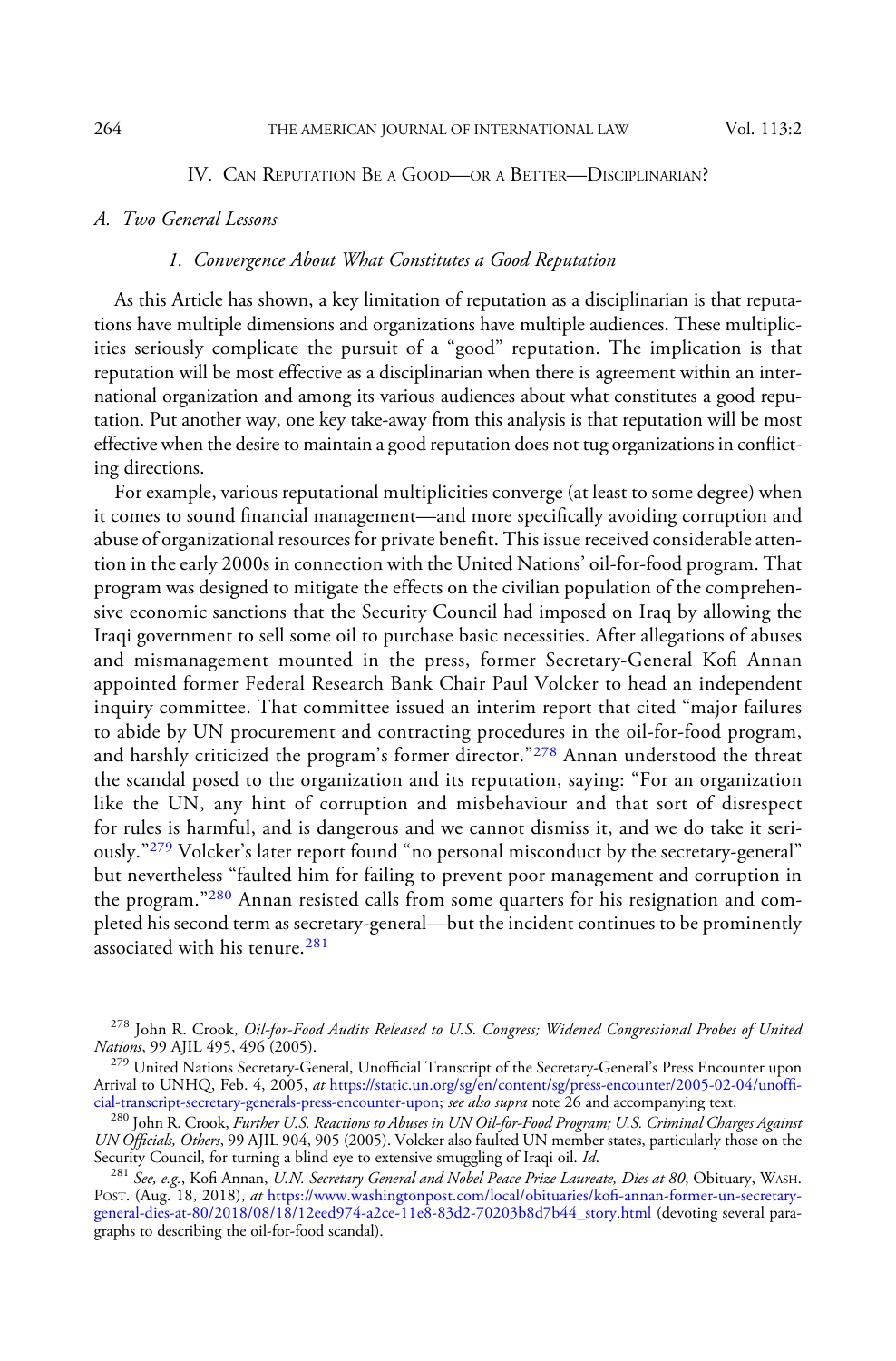## IV. Can Reputation Be a Good—or a Better—Disciplinarian?

### A. Two General Lessons

#### 1. Convergence About What Constitutes a Good Reputation

As this Article has shown, a key limitation of reputation as a disciplinarian is that reputations have multiple dimensions and organizations have multiple audiences. These multiplicities seriously complicate the pursuit of a "good" reputation. The implication is that reputation will be most effective as a disciplinarian when there is agreement within an international organization and among its various audiences about what constitutes a good reputation. Put another way, one key take-away from this analysis is that reputation will be most effective when the desire to maintain a good reputation does not tug organizations in conflicting directions.

For example, various reputational multiplicities converge (at least to some degree) when it comes to sound financial management—and more specifically avoiding corruption and abuse of organizational resources for private benefit. This issue received considerable attention in the early 2000s in connection with the United Nations' oil-for-food program. That program was designed to mitigate the effects on the civilian population of the comprehensive economic sanctions that the Security Council had imposed on Iraq by allowing the Iraqi government to sell some oil to purchase basic necessities. After allegations of abuses and mismanagement mounted in the press, former Secretary-General Kofi Annan appointed former Federal Research Bank Chair Paul Volcker to head an independent inquiry committee. That committee issued an interim report that cited "major failures to abide by UN procurement and contracting procedures in the oil-for-food program, and harshly criticized the program's former director."[278] Annan understood the threat the scandal posed to the organization and its reputation, saying: "For an organization like the UN, any hint of corruption and misbehaviour and that sort of disrespect for rules is harmful, and is dangerous and we cannot dismiss it, and we do take it seriously."[279] Volcker's later report found "no personal misconduct by the secretary-general" but nevertheless "faulted him for failing to prevent poor management and corruption in the program."[280] Annan resisted calls from some quarters for his resignation and completed his second term as secretary-general—but the incident continues to be prominently associated with his tenure.[281]

---

[278] John R. Crook, *Oil-for-Food Audits Released to U.S. Congress; Widened Congressional Probes of United Nations*, 99 AJIL 495, 496 (2005).

[279] United Nations Secretary-General, Unofficial Transcript of the Secretary-General's Press Encounter upon Arrival to UNHQ, Feb. 4, 2005, *at* https://static.un.org/sg/en/content/sg/press-encounter/2005-02-04/unofficial-transcript-secretary-generals-press-encounter-upon; *see also supra* note 26 and accompanying text.

[280] John R. Crook, *Further U.S. Reactions to Abuses in UN Oil-for-Food Program; U.S. Criminal Charges Against UN Officials, Others*, 99 AJIL 904, 905 (2005). Volcker also faulted UN member states, particularly those on the Security Council, for turning a blind eye to extensive smuggling of Iraqi oil. *Id.*

[281] *See, e.g.*, Kofi Annan, *U.N. Secretary General and Nobel Peace Prize Laureate, Dies at 80*, Obituary, Wash. Post. (Aug. 18, 2018), *at* https://www.washingtonpost.com/local/obituaries/kofi-annan-former-un-secretary-general-dies-at-80/2018/08/18/12eed974-a2ce-11e8-83d2-70203b8d7b44_story.html (devoting several paragraphs to describing the oil-for-food scandal).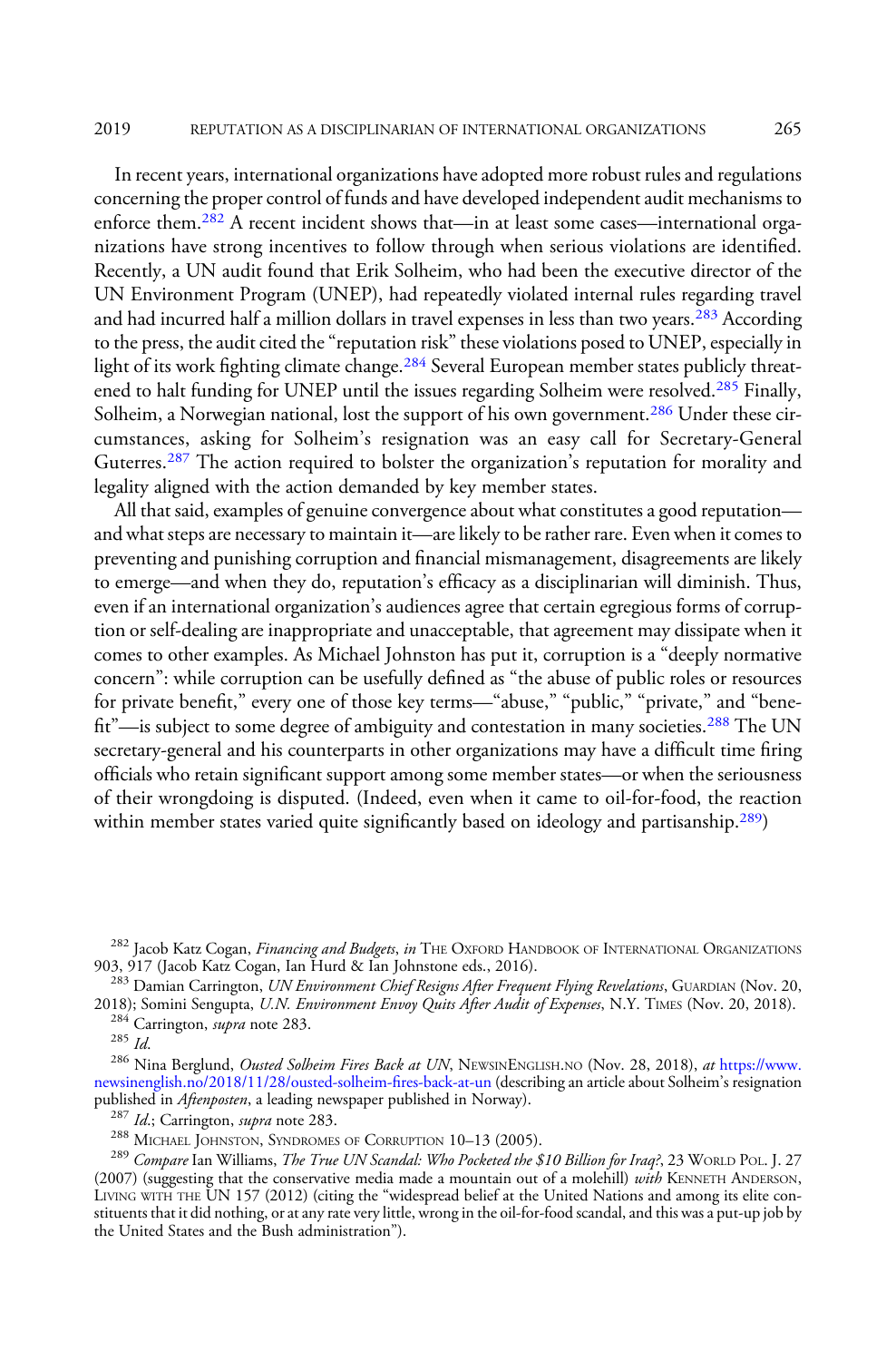In recent years, international organizations have adopted more robust rules and regulations concerning the proper control of funds and have developed independent audit mechanisms to enforce them.[282] A recent incident shows that—in at least some cases—international organizations have strong incentives to follow through when serious violations are identified. Recently, a UN audit found that Erik Solheim, who had been the executive director of the UN Environment Program (UNEP), had repeatedly violated internal rules regarding travel and had incurred half a million dollars in travel expenses in less than two years.[283] According to the press, the audit cited the "reputation risk" these violations posed to UNEP, especially in light of its work fighting climate change.[284] Several European member states publicly threatened to halt funding for UNEP until the issues regarding Solheim were resolved.[285] Finally, Solheim, a Norwegian national, lost the support of his own government.[286] Under these circumstances, asking for Solheim's resignation was an easy call for Secretary-General Guterres.[287] The action required to bolster the organization's reputation for morality and legality aligned with the action demanded by key member states.

All that said, examples of genuine convergence about what constitutes a good reputation—and what steps are necessary to maintain it—are likely to be rather rare. Even when it comes to preventing and punishing corruption and financial mismanagement, disagreements are likely to emerge—and when they do, reputation's efficacy as a disciplinarian will diminish. Thus, even if an international organization's audiences agree that certain egregious forms of corruption or self-dealing are inappropriate and unacceptable, that agreement may dissipate when it comes to other examples. As Michael Johnston has put it, corruption is a "deeply normative concern": while corruption can be usefully defined as "the abuse of public roles or resources for private benefit," every one of those key terms—"abuse," "public," "private," and "benefit"—is subject to some degree of ambiguity and contestation in many societies.[288] The UN secretary-general and his counterparts in other organizations may have a difficult time firing officials who retain significant support among some member states—or when the seriousness of their wrongdoing is disputed. (Indeed, even when it came to oil-for-food, the reaction within member states varied quite significantly based on ideology and partisanship.[289])

---

[282] Jacob Katz Cogan, *Financing and Budgets*, *in* The Oxford Handbook of International Organizations 903, 917 (Jacob Katz Cogan, Ian Hurd & Ian Johnstone eds., 2016).

[283] Damian Carrington, *UN Environment Chief Resigns After Frequent Flying Revelations*, Guardian (Nov. 20, 2018); Somini Sengupta, *U.N. Environment Envoy Quits After Audit of Expenses*, N.Y. Times (Nov. 20, 2018).

[284] Carrington, *supra* note 283.

[285] *Id.*

[286] Nina Berglund, *Ousted Solheim Fires Back at UN*, NewsinEnglish.no (Nov. 28, 2018), *at* https://www.newsinenglish.no/2018/11/28/ousted-solheim-fires-back-at-un (describing an article about Solheim's resignation published in *Aftenposten*, a leading newspaper published in Norway).

[287] *Id.*; Carrington, *supra* note 283.

[288] Michael Johnston, Syndromes of Corruption 10–13 (2005).

[289] *Compare* Ian Williams, *The True UN Scandal: Who Pocketed the $10 Billion for Iraq?*, 23 World Pol. J. 27 (2007) (suggesting that the conservative media made a mountain out of a molehill) *with* Kenneth Anderson, Living with the UN 157 (2012) (citing the "widespread belief at the United Nations and among its elite constituents that it did nothing, or at any rate very little, wrong in the oil-for-food scandal, and this was a put-up job by the United States and the Bush administration").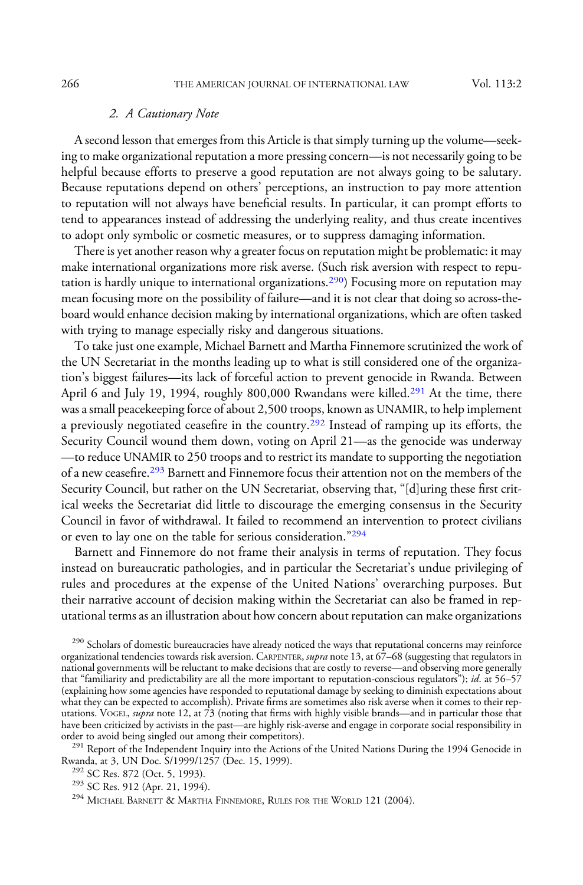### 2. *A Cautionary Note*

A second lesson that emerges from this Article is that simply turning up the volume—seeking to make organizational reputation a more pressing concern—is not necessarily going to be helpful because efforts to preserve a good reputation are not always going to be salutary. Because reputations depend on others' perceptions, an instruction to pay more attention to reputation will not always have beneficial results. In particular, it can prompt efforts to tend to appearances instead of addressing the underlying reality, and thus create incentives to adopt only symbolic or cosmetic measures, or to suppress damaging information.

There is yet another reason why a greater focus on reputation might be problematic: it may make international organizations more risk averse. (Such risk aversion with respect to reputation is hardly unique to international organizations.[290]) Focusing more on reputation may mean focusing more on the possibility of failure—and it is not clear that doing so across-the-board would enhance decision making by international organizations, which are often tasked with trying to manage especially risky and dangerous situations.

To take just one example, Michael Barnett and Martha Finnemore scrutinized the work of the UN Secretariat in the months leading up to what is still considered one of the organization's biggest failures—its lack of forceful action to prevent genocide in Rwanda. Between April 6 and July 19, 1994, roughly 800,000 Rwandans were killed.[291] At the time, there was a small peacekeeping force of about 2,500 troops, known as UNAMIR, to help implement a previously negotiated ceasefire in the country.[292] Instead of ramping up its efforts, the Security Council wound them down, voting on April 21—as the genocide was underway—to reduce UNAMIR to 250 troops and to restrict its mandate to supporting the negotiation of a new ceasefire.[293] Barnett and Finnemore focus their attention not on the members of the Security Council, but rather on the UN Secretariat, observing that, "[d]uring these first critical weeks the Secretariat did little to discourage the emerging consensus in the Security Council in favor of withdrawal. It failed to recommend an intervention to protect civilians or even to lay one on the table for serious consideration."[294]

Barnett and Finnemore do not frame their analysis in terms of reputation. They focus instead on bureaucratic pathologies, and in particular the Secretariat's undue privileging of rules and procedures at the expense of the United Nations' overarching purposes. But their narrative account of decision making within the Secretariat can also be framed in reputational terms as an illustration about how concern about reputation can make organizations

[290] Scholars of domestic bureaucracies have already noticed the ways that reputational concerns may reinforce organizational tendencies towards risk aversion. CARPENTER, *supra* note 13, at 67–68 (suggesting that regulators in national governments will be reluctant to make decisions that are costly to reverse—and observing more generally that "familiarity and predictability are all the more important to reputation-conscious regulators"); *id*. at 56–57 (explaining how some agencies have responded to reputational damage by seeking to diminish expectations about what they can be expected to accomplish). Private firms are sometimes also risk averse when it comes to their reputations. VOGEL, *supra* note 12, at 73 (noting that firms with highly visible brands—and in particular those that have been criticized by activists in the past—are highly risk-averse and engage in corporate social responsibility in order to avoid being singled out among their competitors).

[291] Report of the Independent Inquiry into the Actions of the United Nations During the 1994 Genocide in Rwanda, at 3, UN Doc. S/1999/1257 (Dec. 15, 1999).

[292] SC Res. 872 (Oct. 5, 1993).

[293] SC Res. 912 (Apr. 21, 1994).

[294] MICHAEL BARNETT & MARTHA FINNEMORE, RULES FOR THE WORLD 121 (2004).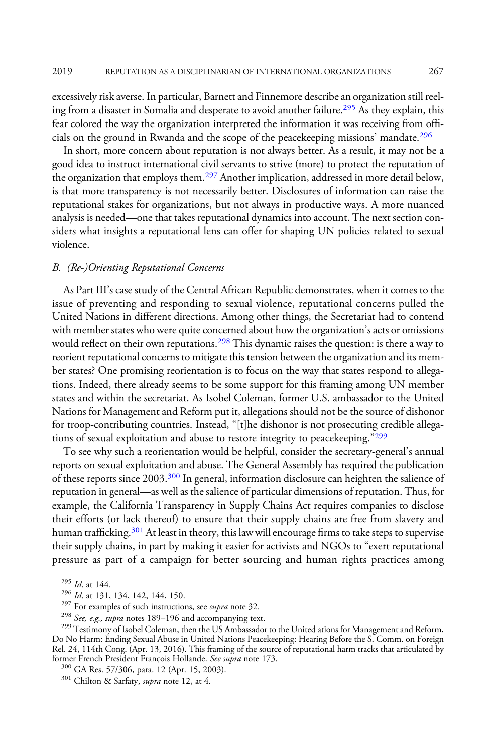excessively risk averse. In particular, Barnett and Finnemore describe an organization still reeling from a disaster in Somalia and desperate to avoid another failure.[295] As they explain, this fear colored the way the organization interpreted the information it was receiving from officials on the ground in Rwanda and the scope of the peacekeeping missions' mandate.[296]

In short, more concern about reputation is not always better. As a result, it may not be a good idea to instruct international civil servants to strive (more) to protect the reputation of the organization that employs them.[297] Another implication, addressed in more detail below, is that more transparency is not necessarily better. Disclosures of information can raise the reputational stakes for organizations, but not always in productive ways. A more nuanced analysis is needed—one that takes reputational dynamics into account. The next section considers what insights a reputational lens can offer for shaping UN policies related to sexual violence.

### B. (Re-)Orienting Reputational Concerns

As Part III's case study of the Central African Republic demonstrates, when it comes to the issue of preventing and responding to sexual violence, reputational concerns pulled the United Nations in different directions. Among other things, the Secretariat had to contend with member states who were quite concerned about how the organization's acts or omissions would reflect on their own reputations.[298] This dynamic raises the question: is there a way to reorient reputational concerns to mitigate this tension between the organization and its member states? One promising reorientation is to focus on the way that states respond to allegations. Indeed, there already seems to be some support for this framing among UN member states and within the secretariat. As Isobel Coleman, former U.S. ambassador to the United Nations for Management and Reform put it, allegations should not be the source of dishonor for troop-contributing countries. Instead, "[t]he dishonor is not prosecuting credible allegations of sexual exploitation and abuse to restore integrity to peacekeeping."[299]

To see why such a reorientation would be helpful, consider the secretary-general's annual reports on sexual exploitation and abuse. The General Assembly has required the publication of these reports since 2003.[300] In general, information disclosure can heighten the salience of reputation in general—as well as the salience of particular dimensions of reputation. Thus, for example, the California Transparency in Supply Chains Act requires companies to disclose their efforts (or lack thereof) to ensure that their supply chains are free from slavery and human trafficking.[301] At least in theory, this law will encourage firms to take steps to supervise their supply chains, in part by making it easier for activists and NGOs to "exert reputational pressure as part of a campaign for better sourcing and human rights practices among

---

[295] *Id.* at 144.

[296] *Id.* at 131, 134, 142, 144, 150.

[297] For examples of such instructions, see *supra* note 32.

[298] *See, e.g., supra* notes 189–196 and accompanying text.

[299] Testimony of Isobel Coleman, then the US Ambassador to the United ations for Management and Reform, Do No Harm: Ending Sexual Abuse in United Nations Peacekeeping: Hearing Before the S. Comm. on Foreign Rel. 24, 114th Cong. (Apr. 13, 2016). This framing of the source of reputational harm tracks that articulated by former French President François Hollande. *See supra* note 173.

[300] GA Res. 57/306, para. 12 (Apr. 15, 2003).

[301] Chilton & Sarfaty, *supra* note 12, at 4.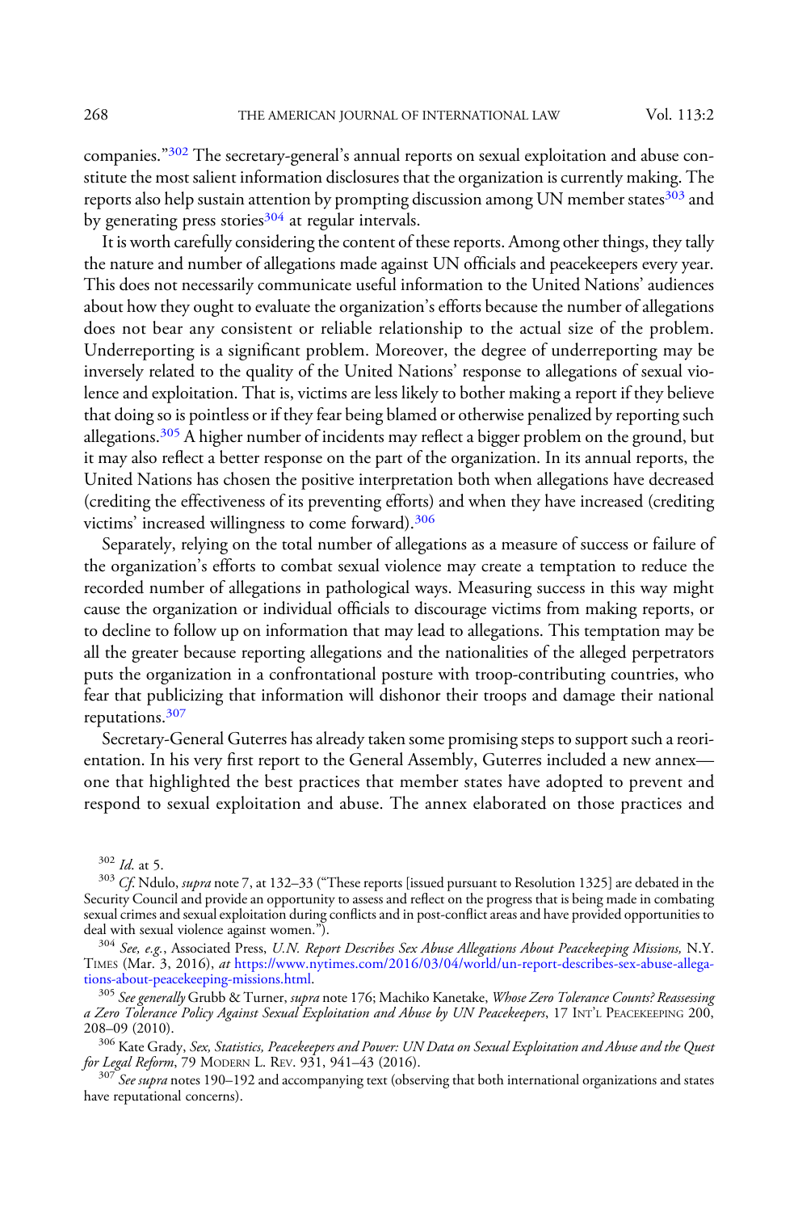companies."[302] The secretary-general's annual reports on sexual exploitation and abuse constitute the most salient information disclosures that the organization is currently making. The reports also help sustain attention by prompting discussion among UN member states[303] and by generating press stories[304] at regular intervals.

It is worth carefully considering the content of these reports. Among other things, they tally the nature and number of allegations made against UN officials and peacekeepers every year. This does not necessarily communicate useful information to the United Nations' audiences about how they ought to evaluate the organization's efforts because the number of allegations does not bear any consistent or reliable relationship to the actual size of the problem. Underreporting is a significant problem. Moreover, the degree of underreporting may be inversely related to the quality of the United Nations' response to allegations of sexual violence and exploitation. That is, victims are less likely to bother making a report if they believe that doing so is pointless or if they fear being blamed or otherwise penalized by reporting such allegations.[305] A higher number of incidents may reflect a bigger problem on the ground, but it may also reflect a better response on the part of the organization. In its annual reports, the United Nations has chosen the positive interpretation both when allegations have decreased (crediting the effectiveness of its preventing efforts) and when they have increased (crediting victims' increased willingness to come forward).[306]

Separately, relying on the total number of allegations as a measure of success or failure of the organization's efforts to combat sexual violence may create a temptation to reduce the recorded number of allegations in pathological ways. Measuring success in this way might cause the organization or individual officials to discourage victims from making reports, or to decline to follow up on information that may lead to allegations. This temptation may be all the greater because reporting allegations and the nationalities of the alleged perpetrators puts the organization in a confrontational posture with troop-contributing countries, who fear that publicizing that information will dishonor their troops and damage their national reputations.[307]

Secretary-General Guterres has already taken some promising steps to support such a reorientation. In his very first report to the General Assembly, Guterres included a new annex—one that highlighted the best practices that member states have adopted to prevent and respond to sexual exploitation and abuse. The annex elaborated on those practices and

---

[302] *Id.* at 5.

[303] *Cf.* Ndulo, *supra* note 7, at 132–33 ("These reports [issued pursuant to Resolution 1325] are debated in the Security Council and provide an opportunity to assess and reflect on the progress that is being made in combating sexual crimes and sexual exploitation during conflicts and in post-conflict areas and have provided opportunities to deal with sexual violence against women.").

[304] *See, e.g.*, Associated Press, *U.N. Report Describes Sex Abuse Allegations About Peacekeeping Missions,* N.Y. Times (Mar. 3, 2016), *at* https://www.nytimes.com/2016/03/04/world/un-report-describes-sex-abuse-allegations-about-peacekeeping-missions.html.

[305] *See generally* Grubb & Turner, *supra* note 176; Machiko Kanetake, *Whose Zero Tolerance Counts? Reassessing a Zero Tolerance Policy Against Sexual Exploitation and Abuse by UN Peacekeepers*, 17 Int'l Peacekeeping 200, 208–09 (2010).

[306] Kate Grady, *Sex, Statistics, Peacekeepers and Power: UN Data on Sexual Exploitation and Abuse and the Quest for Legal Reform*, 79 Modern L. Rev. 931, 941–43 (2016).

[307] *See supra* notes 190–192 and accompanying text (observing that both international organizations and states have reputational concerns).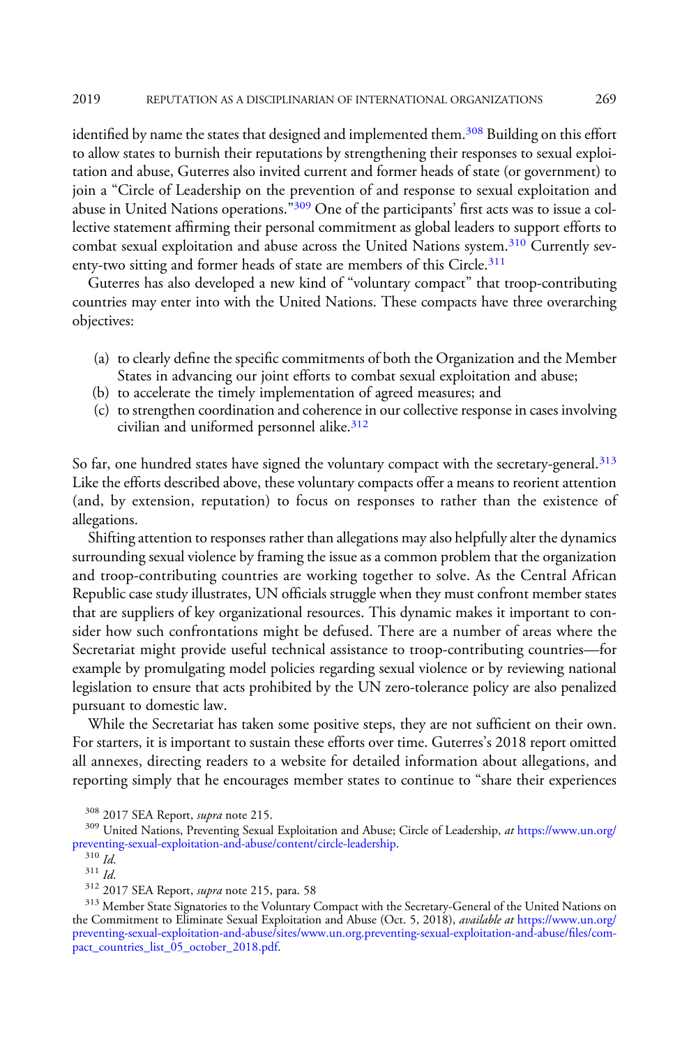identified by name the states that designed and implemented them.[308] Building on this effort to allow states to burnish their reputations by strengthening their responses to sexual exploitation and abuse, Guterres also invited current and former heads of state (or government) to join a "Circle of Leadership on the prevention of and response to sexual exploitation and abuse in United Nations operations."[309] One of the participants' first acts was to issue a collective statement affirming their personal commitment as global leaders to support efforts to combat sexual exploitation and abuse across the United Nations system.[310] Currently seventy-two sitting and former heads of state are members of this Circle.[311]

Guterres has also developed a new kind of "voluntary compact" that troop-contributing countries may enter into with the United Nations. These compacts have three overarching objectives:

(a) to clearly define the specific commitments of both the Organization and the Member States in advancing our joint efforts to combat sexual exploitation and abuse;
(b) to accelerate the timely implementation of agreed measures; and
(c) to strengthen coordination and coherence in our collective response in cases involving civilian and uniformed personnel alike.[312]

So far, one hundred states have signed the voluntary compact with the secretary-general.[313] Like the efforts described above, these voluntary compacts offer a means to reorient attention (and, by extension, reputation) to focus on responses to rather than the existence of allegations.

Shifting attention to responses rather than allegations may also helpfully alter the dynamics surrounding sexual violence by framing the issue as a common problem that the organization and troop-contributing countries are working together to solve. As the Central African Republic case study illustrates, UN officials struggle when they must confront member states that are suppliers of key organizational resources. This dynamic makes it important to consider how such confrontations might be defused. There are a number of areas where the Secretariat might provide useful technical assistance to troop-contributing countries—for example by promulgating model policies regarding sexual violence or by reviewing national legislation to ensure that acts prohibited by the UN zero-tolerance policy are also penalized pursuant to domestic law.

While the Secretariat has taken some positive steps, they are not sufficient on their own. For starters, it is important to sustain these efforts over time. Guterres's 2018 report omitted all annexes, directing readers to a website for detailed information about allegations, and reporting simply that he encourages member states to continue to "share their experiences

[308] 2017 SEA Report, *supra* note 215.

[309] United Nations, Preventing Sexual Exploitation and Abuse; Circle of Leadership, *at* https://www.un.org/preventing-sexual-exploitation-and-abuse/content/circle-leadership.

[310] *Id.*

[311] *Id.*

[312] 2017 SEA Report, *supra* note 215, para. 58

[313] Member State Signatories to the Voluntary Compact with the Secretary-General of the United Nations on the Commitment to Eliminate Sexual Exploitation and Abuse (Oct. 5, 2018), *available at* https://www.un.org/preventing-sexual-exploitation-and-abuse/sites/www.un.org.preventing-sexual-exploitation-and-abuse/files/compact_countries_list_05_october_2018.pdf.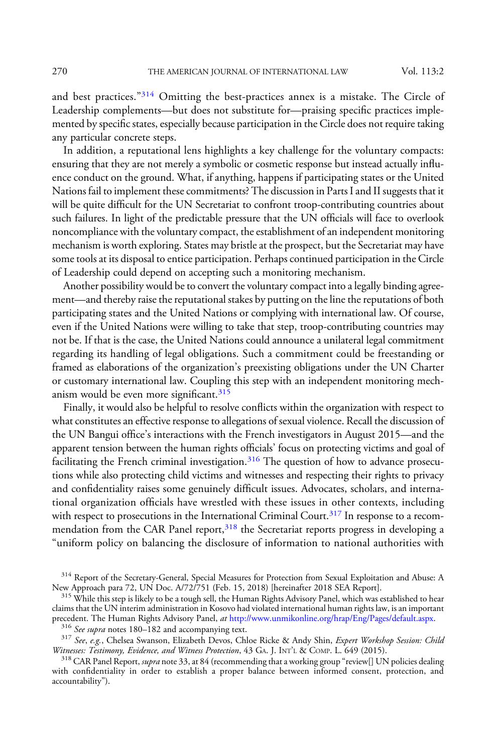and best practices."[314] Omitting the best-practices annex is a mistake. The Circle of Leadership complements—but does not substitute for—praising specific practices implemented by specific states, especially because participation in the Circle does not require taking any particular concrete steps.

In addition, a reputational lens highlights a key challenge for the voluntary compacts: ensuring that they are not merely a symbolic or cosmetic response but instead actually influence conduct on the ground. What, if anything, happens if participating states or the United Nations fail to implement these commitments? The discussion in Parts I and II suggests that it will be quite difficult for the UN Secretariat to confront troop-contributing countries about such failures. In light of the predictable pressure that the UN officials will face to overlook noncompliance with the voluntary compact, the establishment of an independent monitoring mechanism is worth exploring. States may bristle at the prospect, but the Secretariat may have some tools at its disposal to entice participation. Perhaps continued participation in the Circle of Leadership could depend on accepting such a monitoring mechanism.

Another possibility would be to convert the voluntary compact into a legally binding agreement—and thereby raise the reputational stakes by putting on the line the reputations of both participating states and the United Nations or complying with international law. Of course, even if the United Nations were willing to take that step, troop-contributing countries may not be. If that is the case, the United Nations could announce a unilateral legal commitment regarding its handling of legal obligations. Such a commitment could be freestanding or framed as elaborations of the organization's preexisting obligations under the UN Charter or customary international law. Coupling this step with an independent monitoring mechanism would be even more significant.[315]

Finally, it would also be helpful to resolve conflicts within the organization with respect to what constitutes an effective response to allegations of sexual violence. Recall the discussion of the UN Bangui office's interactions with the French investigators in August 2015—and the apparent tension between the human rights officials' focus on protecting victims and goal of facilitating the French criminal investigation.[316] The question of how to advance prosecutions while also protecting child victims and witnesses and respecting their rights to privacy and confidentiality raises some genuinely difficult issues. Advocates, scholars, and international organization officials have wrestled with these issues in other contexts, including with respect to prosecutions in the International Criminal Court.[317] In response to a recommendation from the CAR Panel report,[318] the Secretariat reports progress in developing a "uniform policy on balancing the disclosure of information to national authorities with

---

[314] Report of the Secretary-General, Special Measures for Protection from Sexual Exploitation and Abuse: A New Approach para 72, UN Doc. A/72/751 (Feb. 15, 2018) [hereinafter 2018 SEA Report].

[315] While this step is likely to be a tough sell, the Human Rights Advisory Panel, which was established to hear claims that the UN interim administration in Kosovo had violated international human rights law, is an important precedent. The Human Rights Advisory Panel, *at* http://www.unmikonline.org/hrap/Eng/Pages/default.aspx.

[316] *See supra* notes 180–182 and accompanying text.

[317] *See, e.g.*, Chelsea Swanson, Elizabeth Devos, Chloe Ricke & Andy Shin, *Expert Workshop Session: Child Witnesses: Testimony, Evidence, and Witness Protection*, 43 GA. J. INT'L & COMP. L. 649 (2015).

[318] CAR Panel Report, *supra* note 33, at 84 (recommending that a working group "review[] UN policies dealing with confidentiality in order to establish a proper balance between informed consent, protection, and accountability").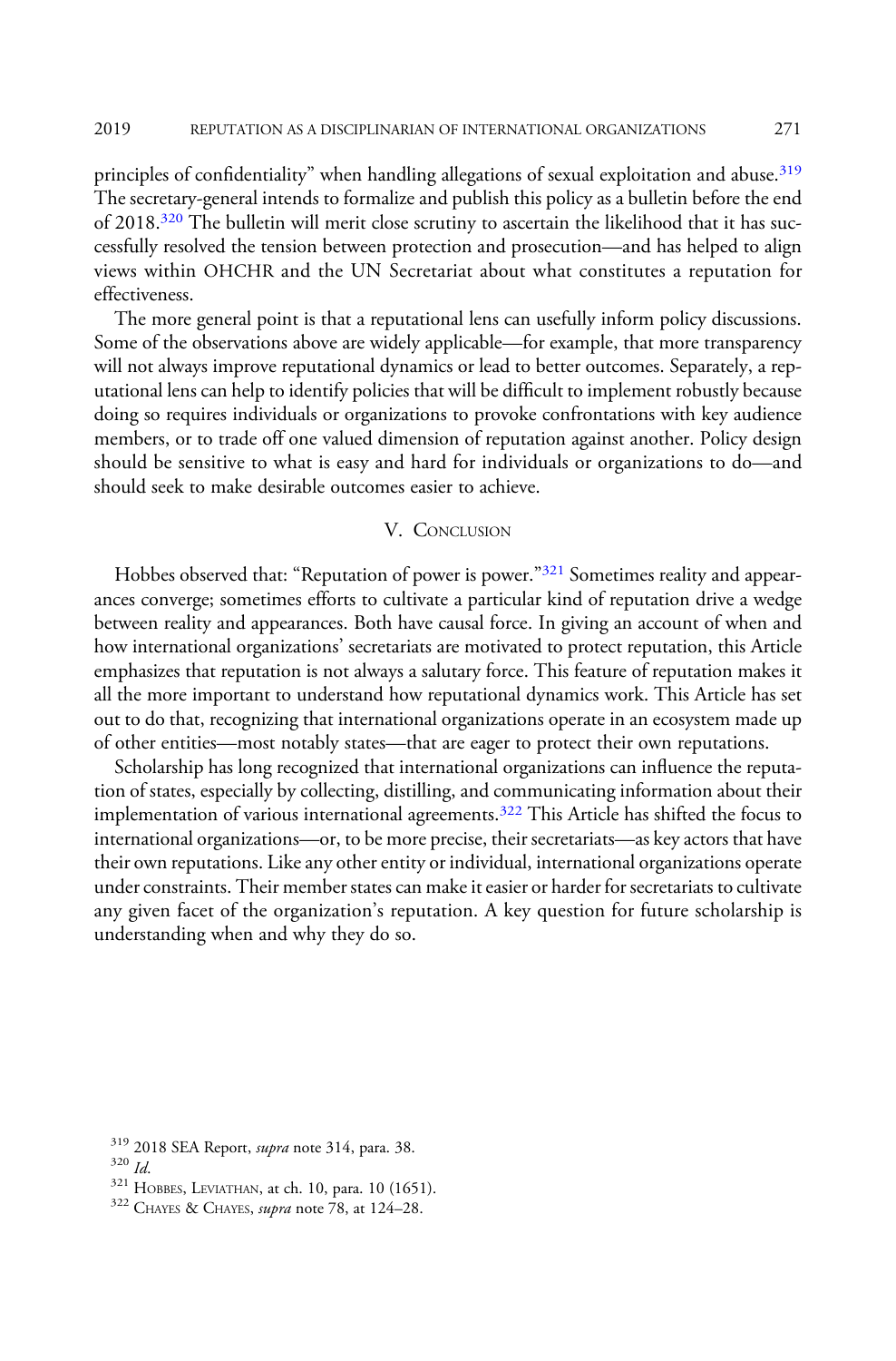principles of confidentiality" when handling allegations of sexual exploitation and abuse.[319] The secretary-general intends to formalize and publish this policy as a bulletin before the end of 2018.[320] The bulletin will merit close scrutiny to ascertain the likelihood that it has successfully resolved the tension between protection and prosecution—and has helped to align views within OHCHR and the UN Secretariat about what constitutes a reputation for effectiveness.

The more general point is that a reputational lens can usefully inform policy discussions. Some of the observations above are widely applicable—for example, that more transparency will not always improve reputational dynamics or lead to better outcomes. Separately, a reputational lens can help to identify policies that will be difficult to implement robustly because doing so requires individuals or organizations to provoke confrontations with key audience members, or to trade off one valued dimension of reputation against another. Policy design should be sensitive to what is easy and hard for individuals or organizations to do—and should seek to make desirable outcomes easier to achieve.

## V. Conclusion

Hobbes observed that: "Reputation of power is power."[321] Sometimes reality and appearances converge; sometimes efforts to cultivate a particular kind of reputation drive a wedge between reality and appearances. Both have causal force. In giving an account of when and how international organizations' secretariats are motivated to protect reputation, this Article emphasizes that reputation is not always a salutary force. This feature of reputation makes it all the more important to understand how reputational dynamics work. This Article has set out to do that, recognizing that international organizations operate in an ecosystem made up of other entities—most notably states—that are eager to protect their own reputations.

Scholarship has long recognized that international organizations can influence the reputation of states, especially by collecting, distilling, and communicating information about their implementation of various international agreements.[322] This Article has shifted the focus to international organizations—or, to be more precise, their secretariats—as key actors that have their own reputations. Like any other entity or individual, international organizations operate under constraints. Their member states can make it easier or harder for secretariats to cultivate any given facet of the organization's reputation. A key question for future scholarship is understanding when and why they do so.

[319] 2018 SEA Report, *supra* note 314, para. 38.

[320] *Id.*

[321] Hobbes, Leviathan, at ch. 10, para. 10 (1651).

[322] Chayes & Chayes, *supra* note 78, at 124–28.